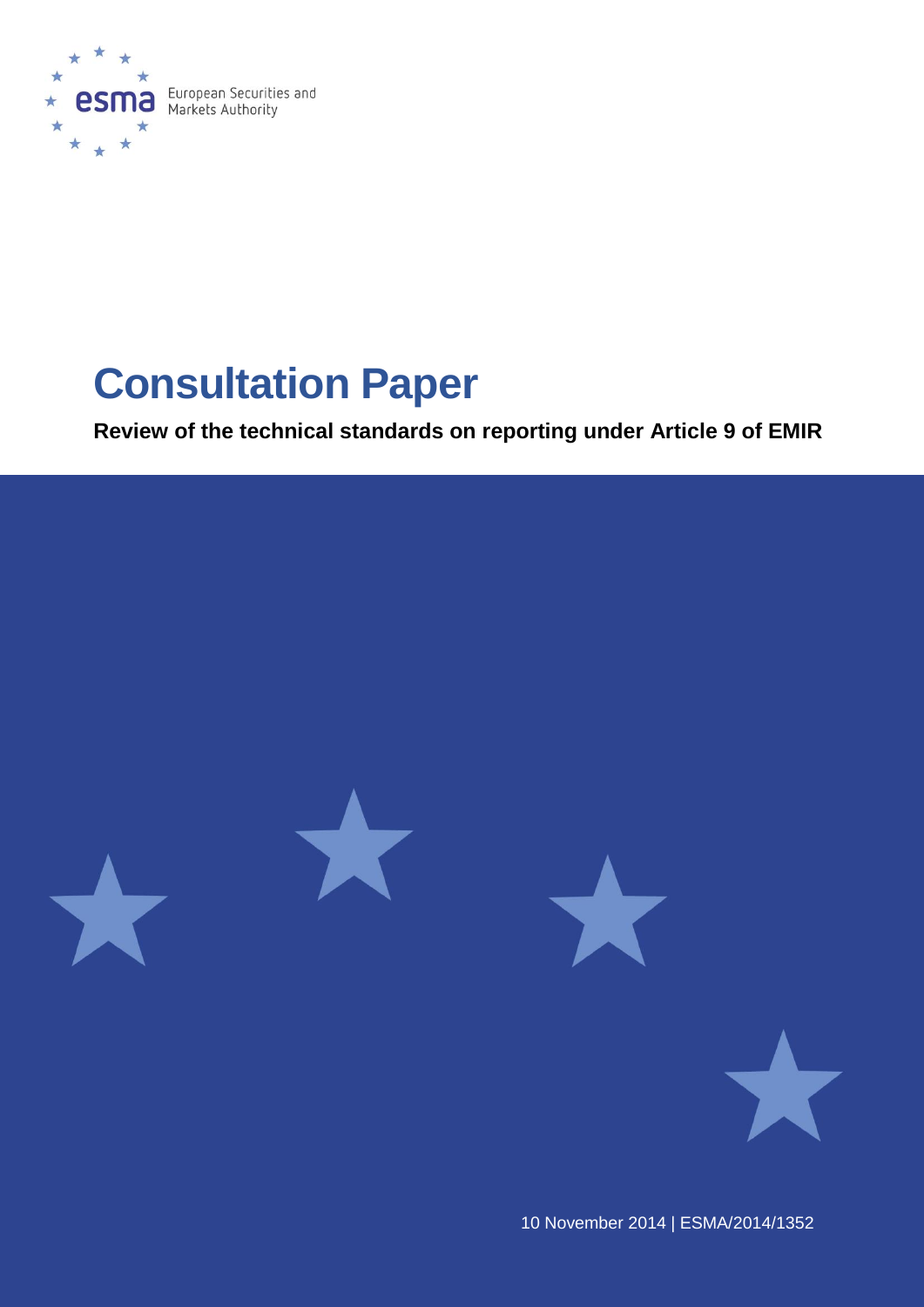European Securities and Markets Authority

# Consultation Paper

**Review of the technical standards on reporting under Article 9 of EMIR**

10 November 2014 | ESMA/2014/1352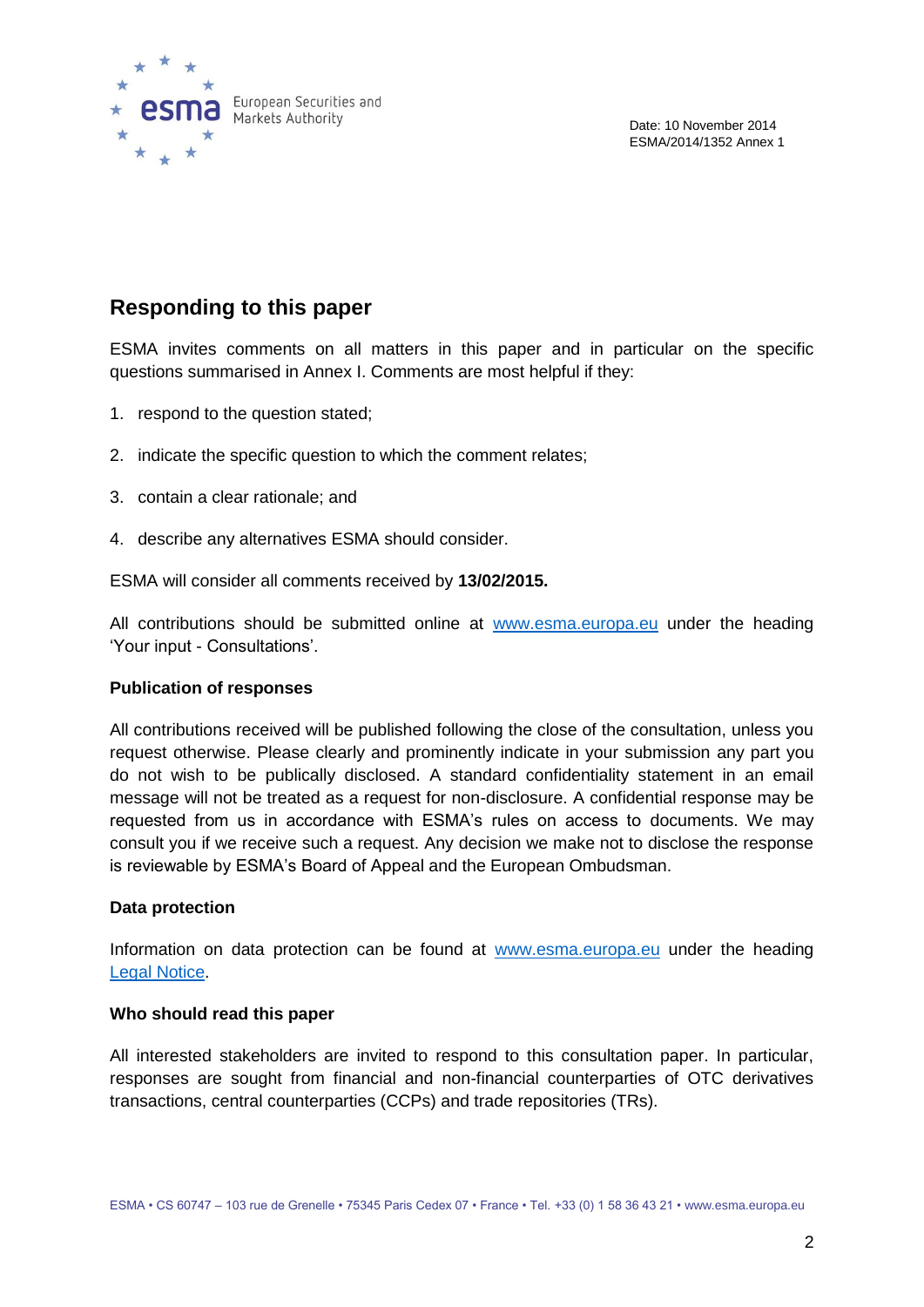Date: 10 November 2014
ESMA/2014/1352 Annex 1

## Responding to this paper

ESMA invites comments on all matters in this paper and in particular on the specific questions summarised in Annex I. Comments are most helpful if they:

1. respond to the question stated;
2. indicate the specific question to which the comment relates;
3. contain a clear rationale; and
4. describe any alternatives ESMA should consider.

ESMA will consider all comments received by **13/02/2015.**

All contributions should be submitted online at [www.esma.europa.eu](http://www.esma.europa.eu) under the heading 'Your input - Consultations'.

### Publication of responses

All contributions received will be published following the close of the consultation, unless you request otherwise. Please clearly and prominently indicate in your submission any part you do not wish to be publically disclosed. A standard confidentiality statement in an email message will not be treated as a request for non-disclosure. A confidential response may be requested from us in accordance with ESMA's rules on access to documents. We may consult you if we receive such a request. Any decision we make not to disclose the response is reviewable by ESMA's Board of Appeal and the European Ombudsman.

### Data protection

Information on data protection can be found at [www.esma.europa.eu](http://www.esma.europa.eu) under the heading Legal Notice.

### Who should read this paper

All interested stakeholders are invited to respond to this consultation paper. In particular, responses are sought from financial and non-financial counterparties of OTC derivatives transactions, central counterparties (CCPs) and trade repositories (TRs).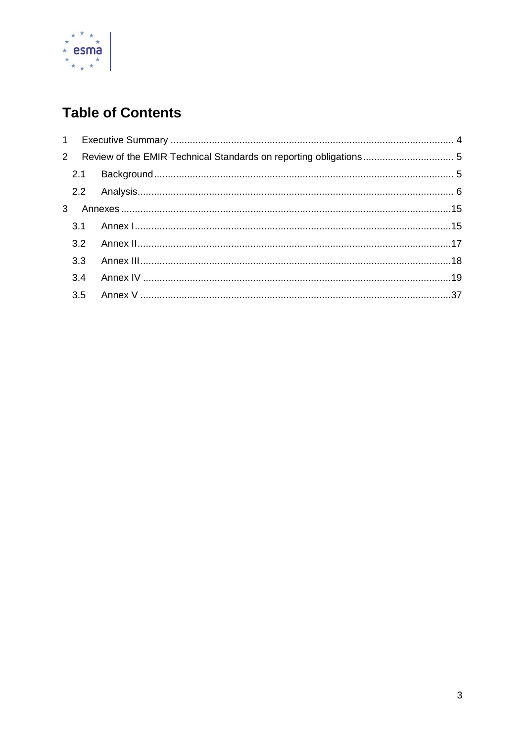## Table of Contents

1 Executive Summary ..................................................................................................... 4

2 Review of the EMIR Technical Standards on reporting obligations ................................. 5

  2.1 Background ............................................................................................................ 5

  2.2 Analysis .................................................................................................................. 6

3 Annexes .......................................................................................................................15

  3.1 Annex I ..................................................................................................................15

  3.2 Annex II .................................................................................................................17

  3.3 Annex III ................................................................................................................18

  3.4 Annex IV ...............................................................................................................19

  3.5 Annex V ................................................................................................................37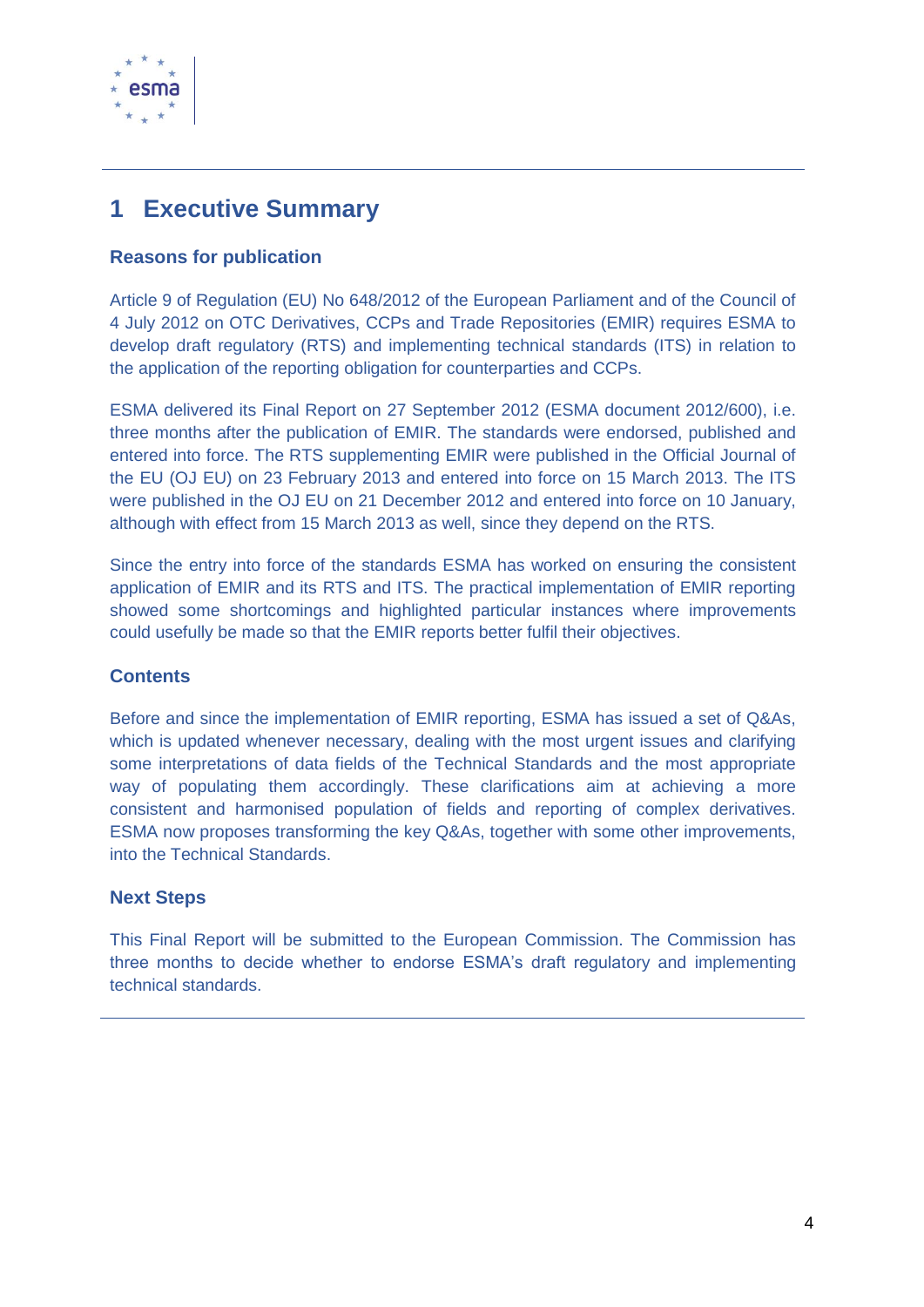# 1 Executive Summary

### Reasons for publication

Article 9 of Regulation (EU) No 648/2012 of the European Parliament and of the Council of 4 July 2012 on OTC Derivatives, CCPs and Trade Repositories (EMIR) requires ESMA to develop draft regulatory (RTS) and implementing technical standards (ITS) in relation to the application of the reporting obligation for counterparties and CCPs.

ESMA delivered its Final Report on 27 September 2012 (ESMA document 2012/600), i.e. three months after the publication of EMIR. The standards were endorsed, published and entered into force. The RTS supplementing EMIR were published in the Official Journal of the EU (OJ EU) on 23 February 2013 and entered into force on 15 March 2013. The ITS were published in the OJ EU on 21 December 2012 and entered into force on 10 January, although with effect from 15 March 2013 as well, since they depend on the RTS.

Since the entry into force of the standards ESMA has worked on ensuring the consistent application of EMIR and its RTS and ITS. The practical implementation of EMIR reporting showed some shortcomings and highlighted particular instances where improvements could usefully be made so that the EMIR reports better fulfil their objectives.

### Contents

Before and since the implementation of EMIR reporting, ESMA has issued a set of Q&As, which is updated whenever necessary, dealing with the most urgent issues and clarifying some interpretations of data fields of the Technical Standards and the most appropriate way of populating them accordingly. These clarifications aim at achieving a more consistent and harmonised population of fields and reporting of complex derivatives. ESMA now proposes transforming the key Q&As, together with some other improvements, into the Technical Standards.

### Next Steps

This Final Report will be submitted to the European Commission. The Commission has three months to decide whether to endorse ESMA's draft regulatory and implementing technical standards.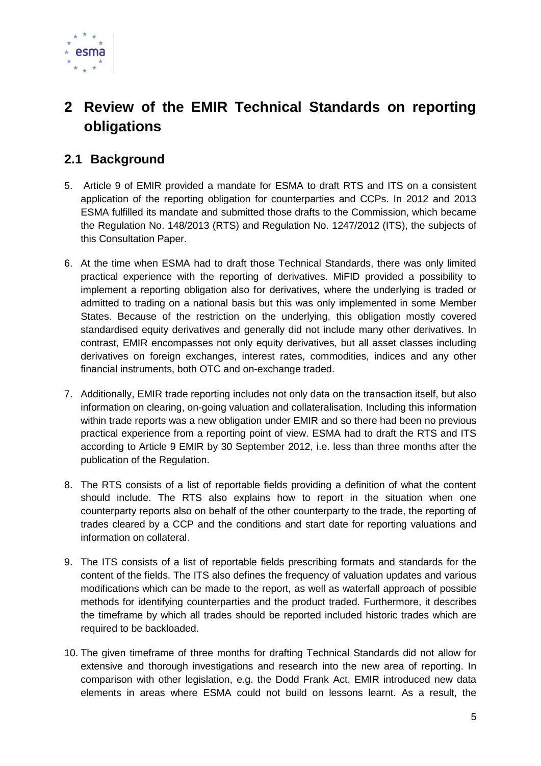# 2 Review of the EMIR Technical Standards on reporting obligations

## 2.1 Background

5. Article 9 of EMIR provided a mandate for ESMA to draft RTS and ITS on a consistent application of the reporting obligation for counterparties and CCPs. In 2012 and 2013 ESMA fulfilled its mandate and submitted those drafts to the Commission, which became the Regulation No. 148/2013 (RTS) and Regulation No. 1247/2012 (ITS), the subjects of this Consultation Paper.

6. At the time when ESMA had to draft those Technical Standards, there was only limited practical experience with the reporting of derivatives. MiFID provided a possibility to implement a reporting obligation also for derivatives, where the underlying is traded or admitted to trading on a national basis but this was only implemented in some Member States. Because of the restriction on the underlying, this obligation mostly covered standardised equity derivatives and generally did not include many other derivatives. In contrast, EMIR encompasses not only equity derivatives, but all asset classes including derivatives on foreign exchanges, interest rates, commodities, indices and any other financial instruments, both OTC and on-exchange traded.

7. Additionally, EMIR trade reporting includes not only data on the transaction itself, but also information on clearing, on-going valuation and collateralisation. Including this information within trade reports was a new obligation under EMIR and so there had been no previous practical experience from a reporting point of view. ESMA had to draft the RTS and ITS according to Article 9 EMIR by 30 September 2012, i.e. less than three months after the publication of the Regulation.

8. The RTS consists of a list of reportable fields providing a definition of what the content should include. The RTS also explains how to report in the situation when one counterparty reports also on behalf of the other counterparty to the trade, the reporting of trades cleared by a CCP and the conditions and start date for reporting valuations and information on collateral.

9. The ITS consists of a list of reportable fields prescribing formats and standards for the content of the fields. The ITS also defines the frequency of valuation updates and various modifications which can be made to the report, as well as waterfall approach of possible methods for identifying counterparties and the product traded. Furthermore, it describes the timeframe by which all trades should be reported included historic trades which are required to be backloaded.

10. The given timeframe of three months for drafting Technical Standards did not allow for extensive and thorough investigations and research into the new area of reporting. In comparison with other legislation, e.g. the Dodd Frank Act, EMIR introduced new data elements in areas where ESMA could not build on lessons learnt. As a result, the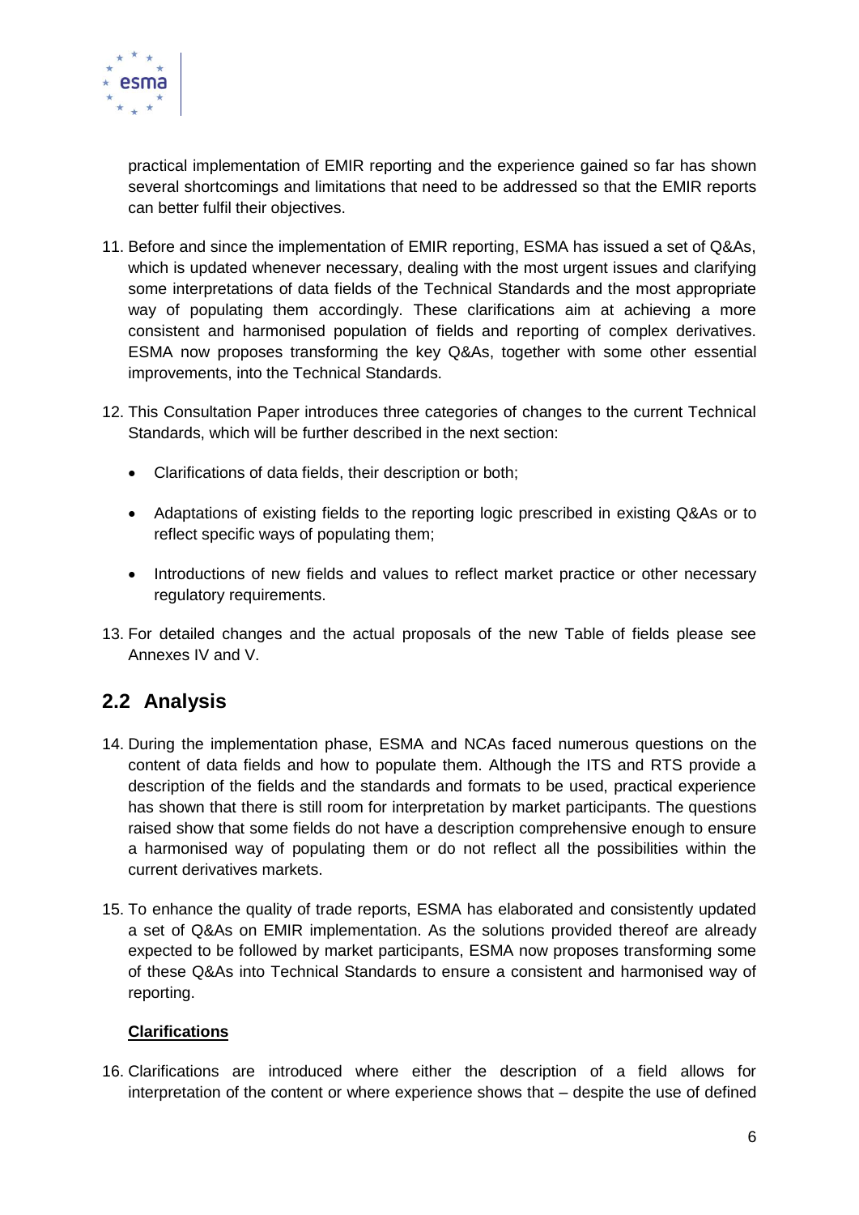practical implementation of EMIR reporting and the experience gained so far has shown several shortcomings and limitations that need to be addressed so that the EMIR reports can better fulfil their objectives.

11. Before and since the implementation of EMIR reporting, ESMA has issued a set of Q&As, which is updated whenever necessary, dealing with the most urgent issues and clarifying some interpretations of data fields of the Technical Standards and the most appropriate way of populating them accordingly. These clarifications aim at achieving a more consistent and harmonised population of fields and reporting of complex derivatives. ESMA now proposes transforming the key Q&As, together with some other essential improvements, into the Technical Standards.

12. This Consultation Paper introduces three categories of changes to the current Technical Standards, which will be further described in the next section:

    - Clarifications of data fields, their description or both;
    - Adaptations of existing fields to the reporting logic prescribed in existing Q&As or to reflect specific ways of populating them;
    - Introductions of new fields and values to reflect market practice or other necessary regulatory requirements.

13. For detailed changes and the actual proposals of the new Table of fields please see Annexes IV and V.

## 2.2 Analysis

14. During the implementation phase, ESMA and NCAs faced numerous questions on the content of data fields and how to populate them. Although the ITS and RTS provide a description of the fields and the standards and formats to be used, practical experience has shown that there is still room for interpretation by market participants. The questions raised show that some fields do not have a description comprehensive enough to ensure a harmonised way of populating them or do not reflect all the possibilities within the current derivatives markets.

15. To enhance the quality of trade reports, ESMA has elaborated and consistently updated a set of Q&As on EMIR implementation. As the solutions provided thereof are already expected to be followed by market participants, ESMA now proposes transforming some of these Q&As into Technical Standards to ensure a consistent and harmonised way of reporting.

**Clarifications**

16. Clarifications are introduced where either the description of a field allows for interpretation of the content or where experience shows that – despite the use of defined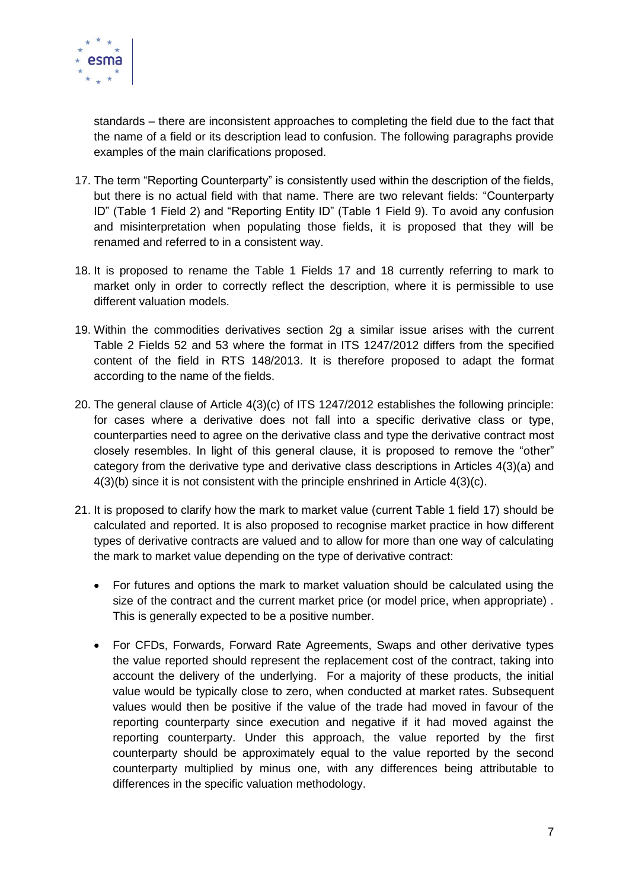standards – there are inconsistent approaches to completing the field due to the fact that the name of a field or its description lead to confusion. The following paragraphs provide examples of the main clarifications proposed.

17. The term "Reporting Counterparty" is consistently used within the description of the fields, but there is no actual field with that name. There are two relevant fields: "Counterparty ID" (Table 1 Field 2) and "Reporting Entity ID" (Table 1 Field 9). To avoid any confusion and misinterpretation when populating those fields, it is proposed that they will be renamed and referred to in a consistent way.

18. It is proposed to rename the Table 1 Fields 17 and 18 currently referring to mark to market only in order to correctly reflect the description, where it is permissible to use different valuation models.

19. Within the commodities derivatives section 2g a similar issue arises with the current Table 2 Fields 52 and 53 where the format in ITS 1247/2012 differs from the specified content of the field in RTS 148/2013. It is therefore proposed to adapt the format according to the name of the fields.

20. The general clause of Article 4(3)(c) of ITS 1247/2012 establishes the following principle: for cases where a derivative does not fall into a specific derivative class or type, counterparties need to agree on the derivative class and type the derivative contract most closely resembles. In light of this general clause, it is proposed to remove the "other" category from the derivative type and derivative class descriptions in Articles 4(3)(a) and 4(3)(b) since it is not consistent with the principle enshrined in Article 4(3)(c).

21. It is proposed to clarify how the mark to market value (current Table 1 field 17) should be calculated and reported. It is also proposed to recognise market practice in how different types of derivative contracts are valued and to allow for more than one way of calculating the mark to market value depending on the type of derivative contract:

    - For futures and options the mark to market valuation should be calculated using the size of the contract and the current market price (or model price, when appropriate) . This is generally expected to be a positive number.

    - For CFDs, Forwards, Forward Rate Agreements, Swaps and other derivative types the value reported should represent the replacement cost of the contract, taking into account the delivery of the underlying. For a majority of these products, the initial value would be typically close to zero, when conducted at market rates. Subsequent values would then be positive if the value of the trade had moved in favour of the reporting counterparty since execution and negative if it had moved against the reporting counterparty. Under this approach, the value reported by the first counterparty should be approximately equal to the value reported by the second counterparty multiplied by minus one, with any differences being attributable to differences in the specific valuation methodology.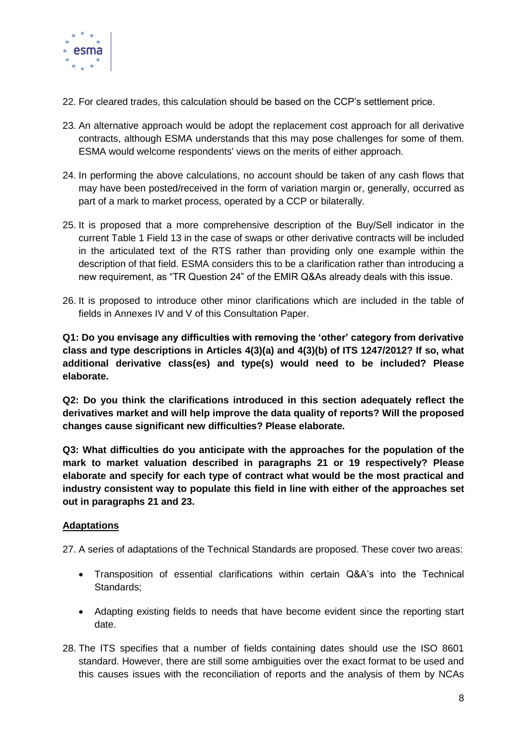22. For cleared trades, this calculation should be based on the CCP's settlement price.

23. An alternative approach would be adopt the replacement cost approach for all derivative contracts, although ESMA understands that this may pose challenges for some of them. ESMA would welcome respondents' views on the merits of either approach.

24. In performing the above calculations, no account should be taken of any cash flows that may have been posted/received in the form of variation margin or, generally, occurred as part of a mark to market process, operated by a CCP or bilaterally.

25. It is proposed that a more comprehensive description of the Buy/Sell indicator in the current Table 1 Field 13 in the case of swaps or other derivative contracts will be included in the articulated text of the RTS rather than providing only one example within the description of that field. ESMA considers this to be a clarification rather than introducing a new requirement, as "TR Question 24" of the EMIR Q&As already deals with this issue.

26. It is proposed to introduce other minor clarifications which are included in the table of fields in Annexes IV and V of this Consultation Paper.

**Q1: Do you envisage any difficulties with removing the 'other' category from derivative class and type descriptions in Articles 4(3)(a) and 4(3)(b) of ITS 1247/2012? If so, what additional derivative class(es) and type(s) would need to be included? Please elaborate.**

**Q2: Do you think the clarifications introduced in this section adequately reflect the derivatives market and will help improve the data quality of reports? Will the proposed changes cause significant new difficulties? Please elaborate.**

**Q3: What difficulties do you anticipate with the approaches for the population of the mark to market valuation described in paragraphs 21 or 19 respectively? Please elaborate and specify for each type of contract what would be the most practical and industry consistent way to populate this field in line with either of the approaches set out in paragraphs 21 and 23.**

## Adaptations

27. A series of adaptations of the Technical Standards are proposed. These cover two areas:

- Transposition of essential clarifications within certain Q&A's into the Technical Standards;
- Adapting existing fields to needs that have become evident since the reporting start date.

28. The ITS specifies that a number of fields containing dates should use the ISO 8601 standard. However, there are still some ambiguities over the exact format to be used and this causes issues with the reconciliation of reports and the analysis of them by NCAs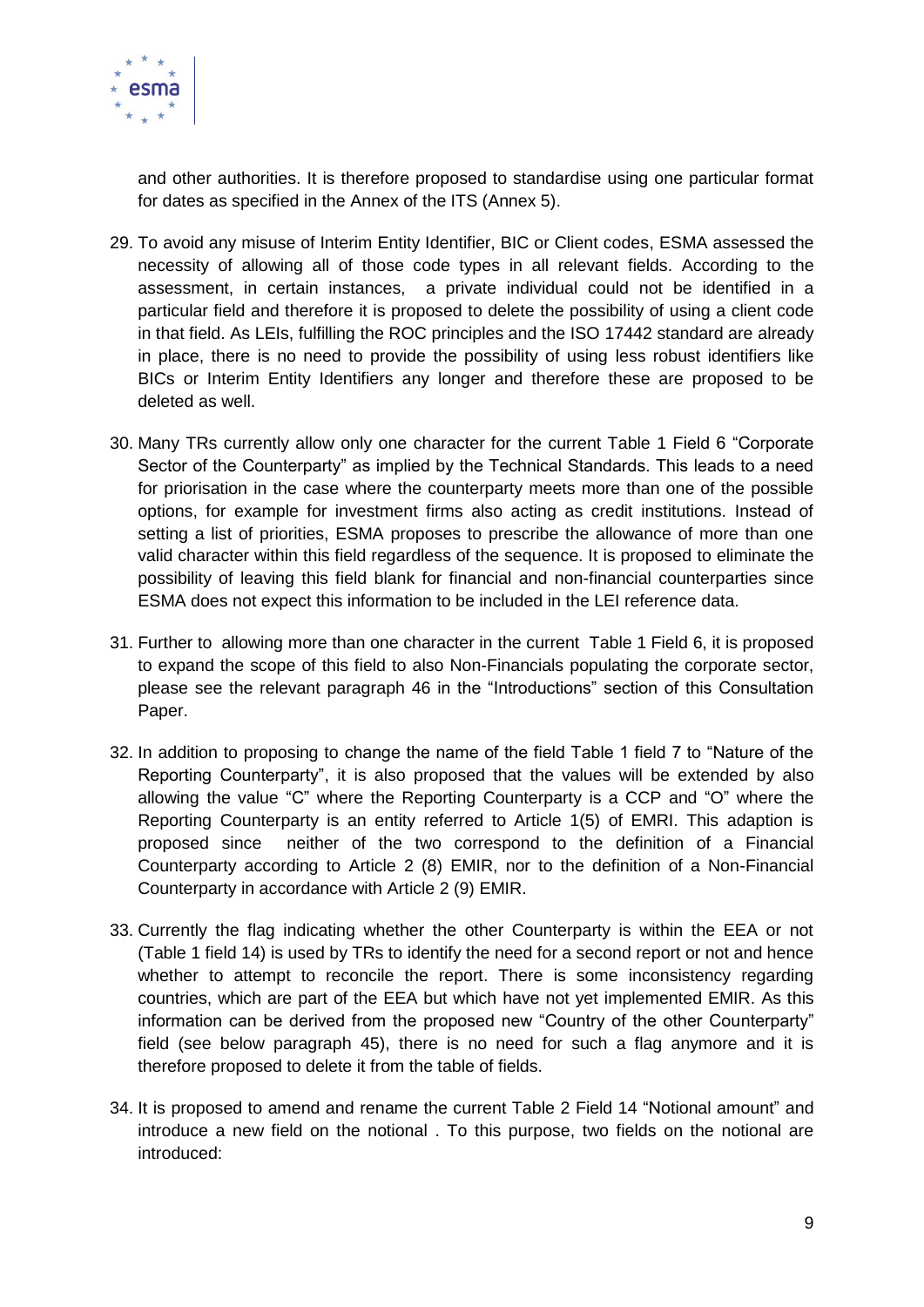and other authorities. It is therefore proposed to standardise using one particular format for dates as specified in the Annex of the ITS (Annex 5).

29. To avoid any misuse of Interim Entity Identifier, BIC or Client codes, ESMA assessed the necessity of allowing all of those code types in all relevant fields. According to the assessment, in certain instances, a private individual could not be identified in a particular field and therefore it is proposed to delete the possibility of using a client code in that field. As LEIs, fulfilling the ROC principles and the ISO 17442 standard are already in place, there is no need to provide the possibility of using less robust identifiers like BICs or Interim Entity Identifiers any longer and therefore these are proposed to be deleted as well.

30. Many TRs currently allow only one character for the current Table 1 Field 6 "Corporate Sector of the Counterparty" as implied by the Technical Standards. This leads to a need for priorisation in the case where the counterparty meets more than one of the possible options, for example for investment firms also acting as credit institutions. Instead of setting a list of priorities, ESMA proposes to prescribe the allowance of more than one valid character within this field regardless of the sequence. It is proposed to eliminate the possibility of leaving this field blank for financial and non-financial counterparties since ESMA does not expect this information to be included in the LEI reference data.

31. Further to allowing more than one character in the current Table 1 Field 6, it is proposed to expand the scope of this field to also Non-Financials populating the corporate sector, please see the relevant paragraph 46 in the "Introductions" section of this Consultation Paper.

32. In addition to proposing to change the name of the field Table 1 field 7 to "Nature of the Reporting Counterparty", it is also proposed that the values will be extended by also allowing the value "C" where the Reporting Counterparty is a CCP and "O" where the Reporting Counterparty is an entity referred to Article 1(5) of EMRI. This adaption is proposed since neither of the two correspond to the definition of a Financial Counterparty according to Article 2 (8) EMIR, nor to the definition of a Non-Financial Counterparty in accordance with Article 2 (9) EMIR.

33. Currently the flag indicating whether the other Counterparty is within the EEA or not (Table 1 field 14) is used by TRs to identify the need for a second report or not and hence whether to attempt to reconcile the report. There is some inconsistency regarding countries, which are part of the EEA but which have not yet implemented EMIR. As this information can be derived from the proposed new "Country of the other Counterparty" field (see below paragraph 45), there is no need for such a flag anymore and it is therefore proposed to delete it from the table of fields.

34. It is proposed to amend and rename the current Table 2 Field 14 "Notional amount" and introduce a new field on the notional . To this purpose, two fields on the notional are introduced: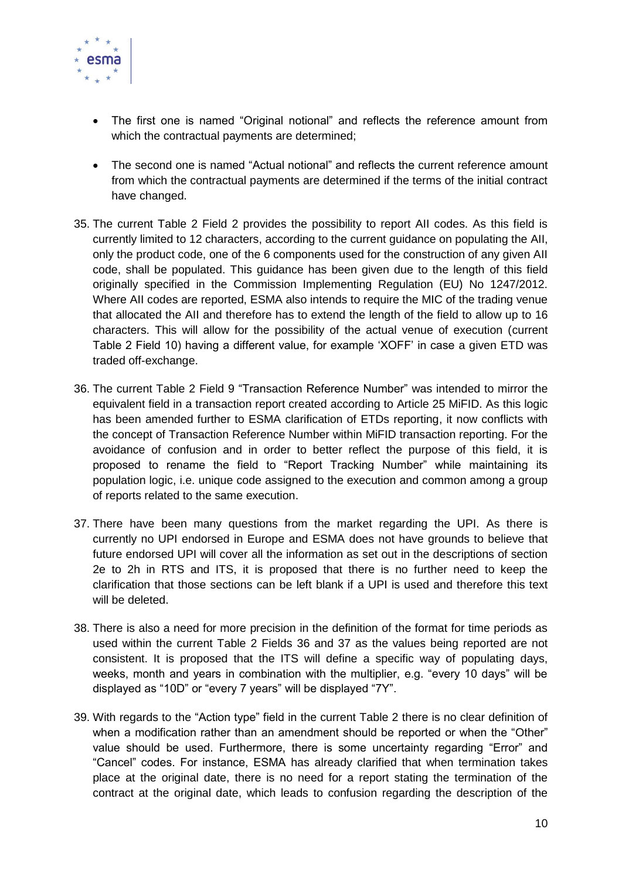- The first one is named “Original notional” and reflects the reference amount from which the contractual payments are determined;
- The second one is named “Actual notional” and reflects the current reference amount from which the contractual payments are determined if the terms of the initial contract have changed.

35. The current Table 2 Field 2 provides the possibility to report AII codes. As this field is currently limited to 12 characters, according to the current guidance on populating the AII, only the product code, one of the 6 components used for the construction of any given AII code, shall be populated. This guidance has been given due to the length of this field originally specified in the Commission Implementing Regulation (EU) No 1247/2012. Where AII codes are reported, ESMA also intends to require the MIC of the trading venue that allocated the AII and therefore has to extend the length of the field to allow up to 16 characters. This will allow for the possibility of the actual venue of execution (current Table 2 Field 10) having a different value, for example ‘XOFF’ in case a given ETD was traded off-exchange.

36. The current Table 2 Field 9 “Transaction Reference Number” was intended to mirror the equivalent field in a transaction report created according to Article 25 MiFID. As this logic has been amended further to ESMA clarification of ETDs reporting, it now conflicts with the concept of Transaction Reference Number within MiFID transaction reporting. For the avoidance of confusion and in order to better reflect the purpose of this field, it is proposed to rename the field to “Report Tracking Number” while maintaining its population logic, i.e. unique code assigned to the execution and common among a group of reports related to the same execution.

37. There have been many questions from the market regarding the UPI. As there is currently no UPI endorsed in Europe and ESMA does not have grounds to believe that future endorsed UPI will cover all the information as set out in the descriptions of section 2e to 2h in RTS and ITS, it is proposed that there is no further need to keep the clarification that those sections can be left blank if a UPI is used and therefore this text will be deleted.

38. There is also a need for more precision in the definition of the format for time periods as used within the current Table 2 Fields 36 and 37 as the values being reported are not consistent. It is proposed that the ITS will define a specific way of populating days, weeks, month and years in combination with the multiplier, e.g. “every 10 days” will be displayed as “10D” or “every 7 years” will be displayed “7Y”.

39. With regards to the “Action type” field in the current Table 2 there is no clear definition of when a modification rather than an amendment should be reported or when the “Other” value should be used. Furthermore, there is some uncertainty regarding “Error” and “Cancel” codes. For instance, ESMA has already clarified that when termination takes place at the original date, there is no need for a report stating the termination of the contract at the original date, which leads to confusion regarding the description of the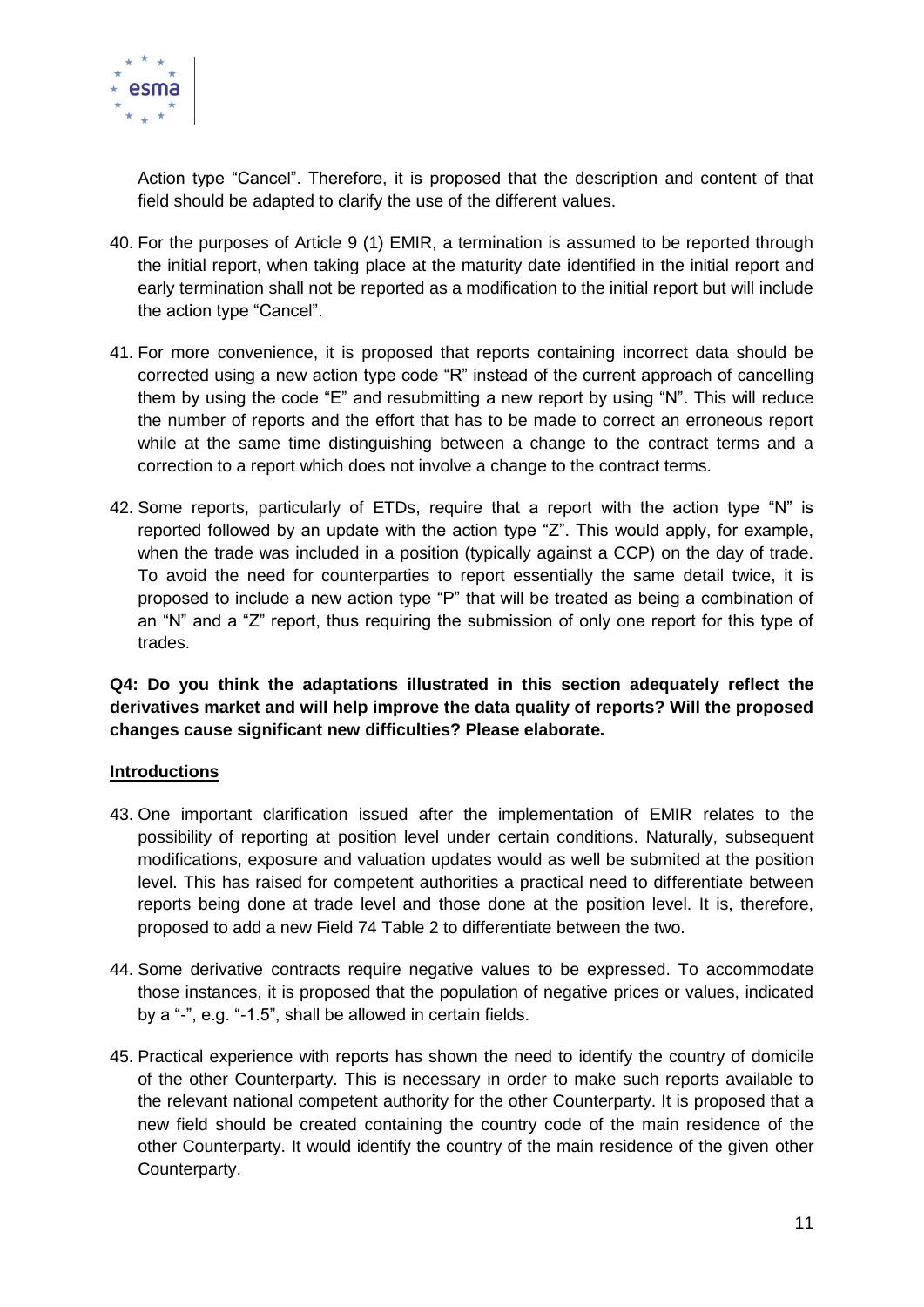Action type “Cancel”. Therefore, it is proposed that the description and content of that field should be adapted to clarify the use of the different values.

40. For the purposes of Article 9 (1) EMIR, a termination is assumed to be reported through the initial report, when taking place at the maturity date identified in the initial report and early termination shall not be reported as a modification to the initial report but will include the action type “Cancel”.

41. For more convenience, it is proposed that reports containing incorrect data should be corrected using a new action type code “R” instead of the current approach of cancelling them by using the code “E” and resubmitting a new report by using “N”. This will reduce the number of reports and the effort that has to be made to correct an erroneous report while at the same time distinguishing between a change to the contract terms and a correction to a report which does not involve a change to the contract terms.

42. Some reports, particularly of ETDs, require that a report with the action type “N” is reported followed by an update with the action type “Z”. This would apply, for example, when the trade was included in a position (typically against a CCP) on the day of trade. To avoid the need for counterparties to report essentially the same detail twice, it is proposed to include a new action type “P” that will be treated as being a combination of an “N” and a “Z” report, thus requiring the submission of only one report for this type of trades.

**Q4: Do you think the adaptations illustrated in this section adequately reflect the derivatives market and will help improve the data quality of reports? Will the proposed changes cause significant new difficulties? Please elaborate.**

**Introductions**

43. One important clarification issued after the implementation of EMIR relates to the possibility of reporting at position level under certain conditions. Naturally, subsequent modifications, exposure and valuation updates would as well be submited at the position level. This has raised for competent authorities a practical need to differentiate between reports being done at trade level and those done at the position level. It is, therefore, proposed to add a new Field 74 Table 2 to differentiate between the two.

44. Some derivative contracts require negative values to be expressed. To accommodate those instances, it is proposed that the population of negative prices or values, indicated by a “-”, e.g. “-1.5”, shall be allowed in certain fields.

45. Practical experience with reports has shown the need to identify the country of domicile of the other Counterparty. This is necessary in order to make such reports available to the relevant national competent authority for the other Counterparty. It is proposed that a new field should be created containing the country code of the main residence of the other Counterparty. It would identify the country of the main residence of the given other Counterparty.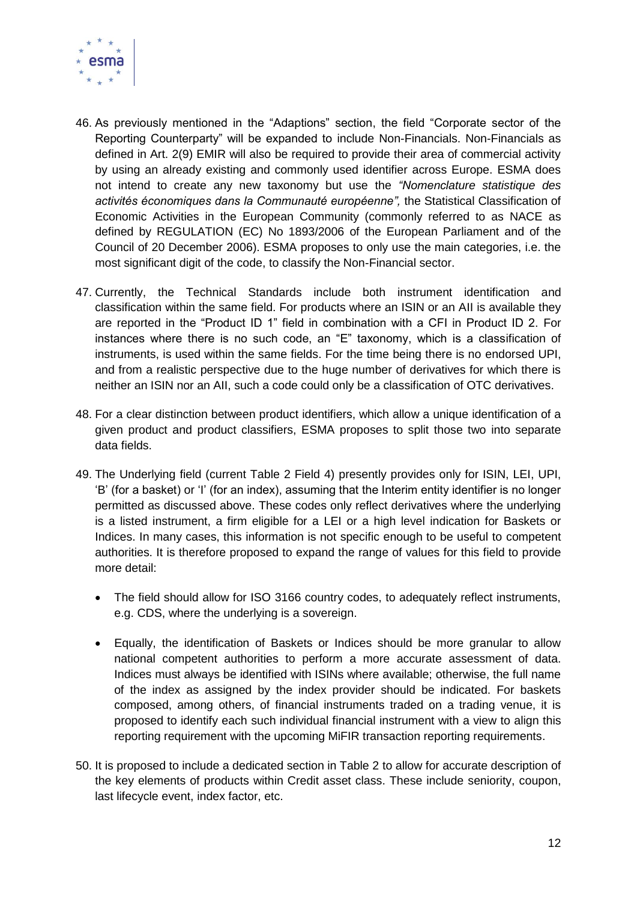46. As previously mentioned in the "Adaptions" section, the field "Corporate sector of the Reporting Counterparty" will be expanded to include Non-Financials. Non-Financials as defined in Art. 2(9) EMIR will also be required to provide their area of commercial activity by using an already existing and commonly used identifier across Europe. ESMA does not intend to create any new taxonomy but use the *"Nomenclature statistique des activités économiques dans la Communauté européenne",* the Statistical Classification of Economic Activities in the European Community (commonly referred to as NACE as defined by REGULATION (EC) No 1893/2006 of the European Parliament and of the Council of 20 December 2006). ESMA proposes to only use the main categories, i.e. the most significant digit of the code, to classify the Non-Financial sector.

47. Currently, the Technical Standards include both instrument identification and classification within the same field. For products where an ISIN or an AII is available they are reported in the "Product ID 1" field in combination with a CFI in Product ID 2. For instances where there is no such code, an "E" taxonomy, which is a classification of instruments, is used within the same fields. For the time being there is no endorsed UPI, and from a realistic perspective due to the huge number of derivatives for which there is neither an ISIN nor an AII, such a code could only be a classification of OTC derivatives.

48. For a clear distinction between product identifiers, which allow a unique identification of a given product and product classifiers, ESMA proposes to split those two into separate data fields.

49. The Underlying field (current Table 2 Field 4) presently provides only for ISIN, LEI, UPI, 'B' (for a basket) or 'I' (for an index), assuming that the Interim entity identifier is no longer permitted as discussed above. These codes only reflect derivatives where the underlying is a listed instrument, a firm eligible for a LEI or a high level indication for Baskets or Indices. In many cases, this information is not specific enough to be useful to competent authorities. It is therefore proposed to expand the range of values for this field to provide more detail:

    - The field should allow for ISO 3166 country codes, to adequately reflect instruments, e.g. CDS, where the underlying is a sovereign.

    - Equally, the identification of Baskets or Indices should be more granular to allow national competent authorities to perform a more accurate assessment of data. Indices must always be identified with ISINs where available; otherwise, the full name of the index as assigned by the index provider should be indicated. For baskets composed, among others, of financial instruments traded on a trading venue, it is proposed to identify each such individual financial instrument with a view to align this reporting requirement with the upcoming MiFIR transaction reporting requirements.

50. It is proposed to include a dedicated section in Table 2 to allow for accurate description of the key elements of products within Credit asset class. These include seniority, coupon, last lifecycle event, index factor, etc.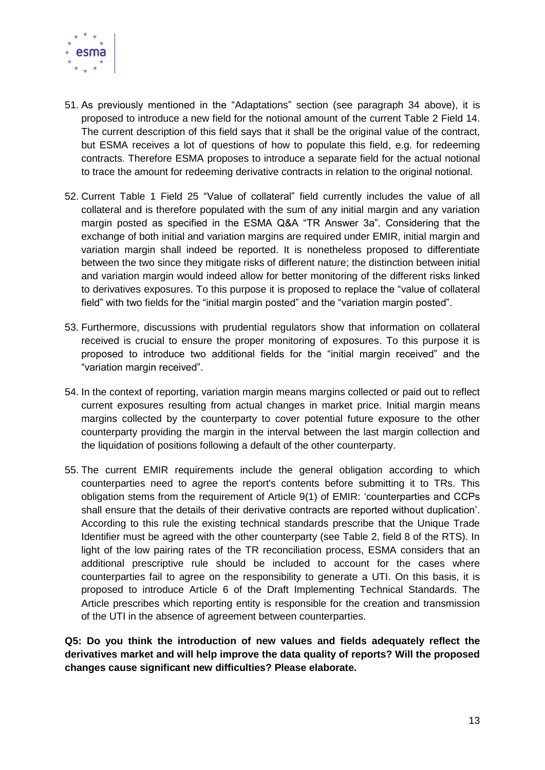51. As previously mentioned in the "Adaptations" section (see paragraph 34 above), it is proposed to introduce a new field for the notional amount of the current Table 2 Field 14. The current description of this field says that it shall be the original value of the contract, but ESMA receives a lot of questions of how to populate this field, e.g. for redeeming contracts. Therefore ESMA proposes to introduce a separate field for the actual notional to trace the amount for redeeming derivative contracts in relation to the original notional.

52. Current Table 1 Field 25 "Value of collateral" field currently includes the value of all collateral and is therefore populated with the sum of any initial margin and any variation margin posted as specified in the ESMA Q&A "TR Answer 3a". Considering that the exchange of both initial and variation margins are required under EMIR, initial margin and variation margin shall indeed be reported. It is nonetheless proposed to differentiate between the two since they mitigate risks of different nature; the distinction between initial and variation margin would indeed allow for better monitoring of the different risks linked to derivatives exposures. To this purpose it is proposed to replace the "value of collateral field" with two fields for the "initial margin posted" and the "variation margin posted".

53. Furthermore, discussions with prudential regulators show that information on collateral received is crucial to ensure the proper monitoring of exposures. To this purpose it is proposed to introduce two additional fields for the "initial margin received" and the "variation margin received".

54. In the context of reporting, variation margin means margins collected or paid out to reflect current exposures resulting from actual changes in market price. Initial margin means margins collected by the counterparty to cover potential future exposure to the other counterparty providing the margin in the interval between the last margin collection and the liquidation of positions following a default of the other counterparty.

55. The current EMIR requirements include the general obligation according to which counterparties need to agree the report's contents before submitting it to TRs. This obligation stems from the requirement of Article 9(1) of EMIR: 'counterparties and CCPs shall ensure that the details of their derivative contracts are reported without duplication'. According to this rule the existing technical standards prescribe that the Unique Trade Identifier must be agreed with the other counterparty (see Table 2, field 8 of the RTS). In light of the low pairing rates of the TR reconciliation process, ESMA considers that an additional prescriptive rule should be included to account for the cases where counterparties fail to agree on the responsibility to generate a UTI. On this basis, it is proposed to introduce Article 6 of the Draft Implementing Technical Standards. The Article prescribes which reporting entity is responsible for the creation and transmission of the UTI in the absence of agreement between counterparties.

**Q5: Do you think the introduction of new values and fields adequately reflect the derivatives market and will help improve the data quality of reports? Will the proposed changes cause significant new difficulties? Please elaborate.**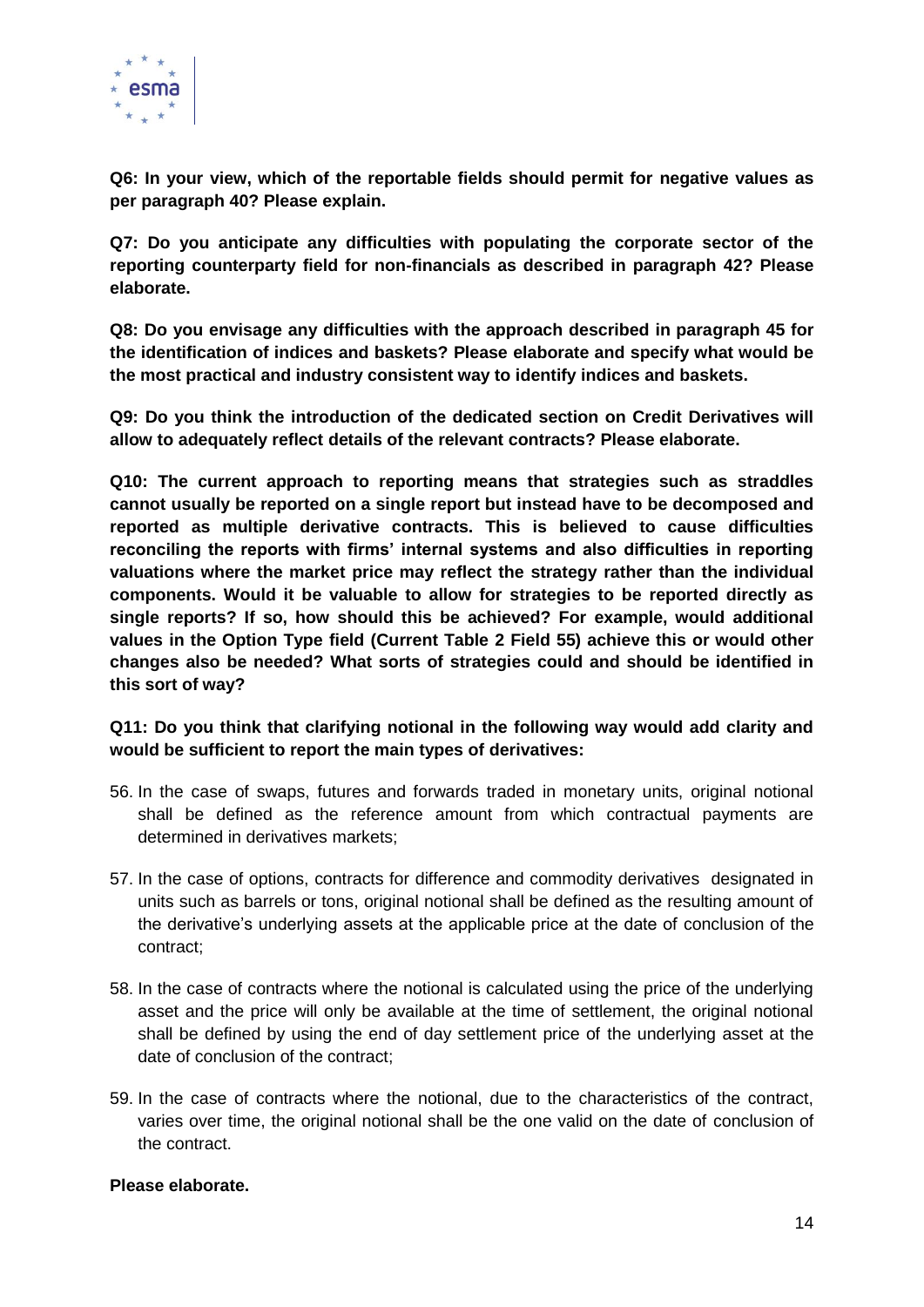**Q6: In your view, which of the reportable fields should permit for negative values as per paragraph 40? Please explain.**

**Q7: Do you anticipate any difficulties with populating the corporate sector of the reporting counterparty field for non-financials as described in paragraph 42? Please elaborate.**

**Q8: Do you envisage any difficulties with the approach described in paragraph 45 for the identification of indices and baskets? Please elaborate and specify what would be the most practical and industry consistent way to identify indices and baskets.**

**Q9: Do you think the introduction of the dedicated section on Credit Derivatives will allow to adequately reflect details of the relevant contracts? Please elaborate.**

**Q10: The current approach to reporting means that strategies such as straddles cannot usually be reported on a single report but instead have to be decomposed and reported as multiple derivative contracts. This is believed to cause difficulties reconciling the reports with firms' internal systems and also difficulties in reporting valuations where the market price may reflect the strategy rather than the individual components. Would it be valuable to allow for strategies to be reported directly as single reports? If so, how should this be achieved? For example, would additional values in the Option Type field (Current Table 2 Field 55) achieve this or would other changes also be needed? What sorts of strategies could and should be identified in this sort of way?**

**Q11: Do you think that clarifying notional in the following way would add clarity and would be sufficient to report the main types of derivatives:**

56. In the case of swaps, futures and forwards traded in monetary units, original notional shall be defined as the reference amount from which contractual payments are determined in derivatives markets;

57. In the case of options, contracts for difference and commodity derivatives designated in units such as barrels or tons, original notional shall be defined as the resulting amount of the derivative's underlying assets at the applicable price at the date of conclusion of the contract;

58. In the case of contracts where the notional is calculated using the price of the underlying asset and the price will only be available at the time of settlement, the original notional shall be defined by using the end of day settlement price of the underlying asset at the date of conclusion of the contract;

59. In the case of contracts where the notional, due to the characteristics of the contract, varies over time, the original notional shall be the one valid on the date of conclusion of the contract.

**Please elaborate.**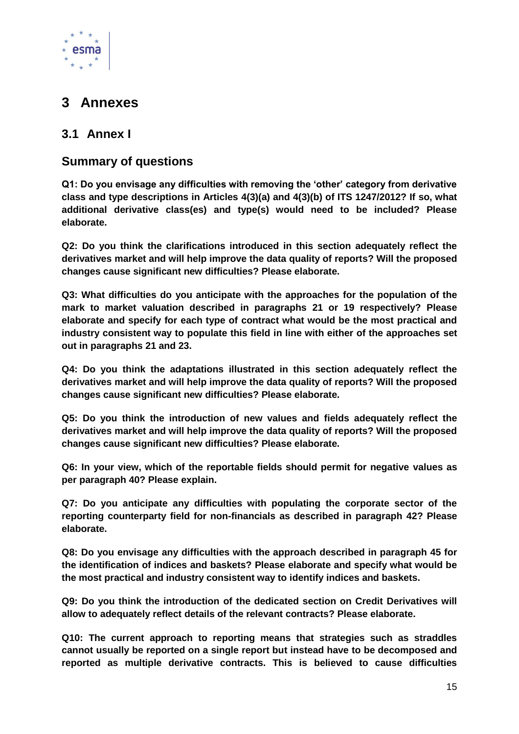# 3 Annexes

## 3.1 Annex I

## Summary of questions

**Q1: Do you envisage any difficulties with removing the 'other' category from derivative class and type descriptions in Articles 4(3)(a) and 4(3)(b) of ITS 1247/2012? If so, what additional derivative class(es) and type(s) would need to be included? Please elaborate.**

**Q2: Do you think the clarifications introduced in this section adequately reflect the derivatives market and will help improve the data quality of reports? Will the proposed changes cause significant new difficulties? Please elaborate.**

**Q3: What difficulties do you anticipate with the approaches for the population of the mark to market valuation described in paragraphs 21 or 19 respectively? Please elaborate and specify for each type of contract what would be the most practical and industry consistent way to populate this field in line with either of the approaches set out in paragraphs 21 and 23.**

**Q4: Do you think the adaptations illustrated in this section adequately reflect the derivatives market and will help improve the data quality of reports? Will the proposed changes cause significant new difficulties? Please elaborate.**

**Q5: Do you think the introduction of new values and fields adequately reflect the derivatives market and will help improve the data quality of reports? Will the proposed changes cause significant new difficulties? Please elaborate.**

**Q6: In your view, which of the reportable fields should permit for negative values as per paragraph 40? Please explain.**

**Q7: Do you anticipate any difficulties with populating the corporate sector of the reporting counterparty field for non-financials as described in paragraph 42? Please elaborate.**

**Q8: Do you envisage any difficulties with the approach described in paragraph 45 for the identification of indices and baskets? Please elaborate and specify what would be the most practical and industry consistent way to identify indices and baskets.**

**Q9: Do you think the introduction of the dedicated section on Credit Derivatives will allow to adequately reflect details of the relevant contracts? Please elaborate.**

**Q10: The current approach to reporting means that strategies such as straddles cannot usually be reported on a single report but instead have to be decomposed and reported as multiple derivative contracts. This is believed to cause difficulties**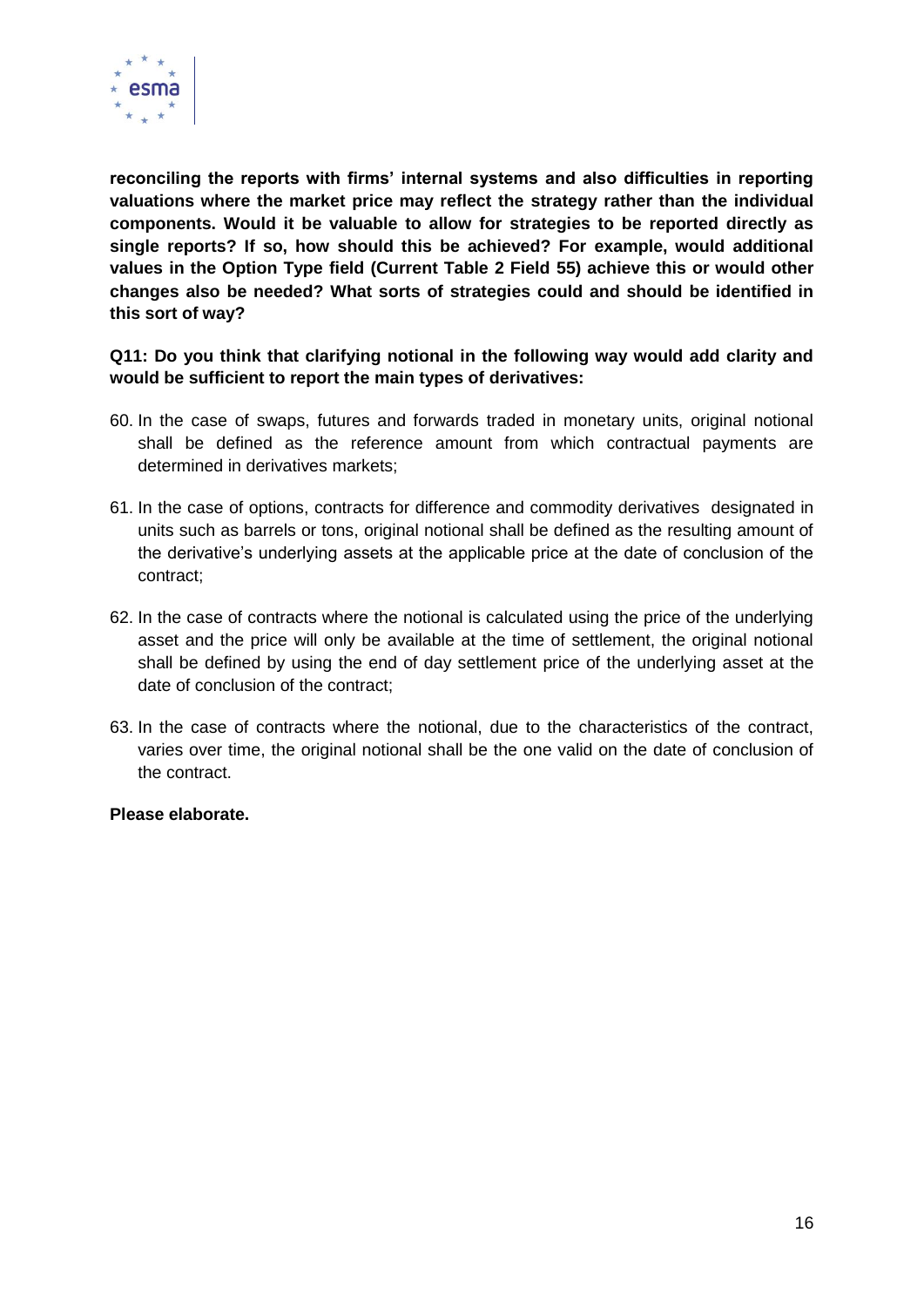**reconciling the reports with firms' internal systems and also difficulties in reporting valuations where the market price may reflect the strategy rather than the individual components. Would it be valuable to allow for strategies to be reported directly as single reports? If so, how should this be achieved? For example, would additional values in the Option Type field (Current Table 2 Field 55) achieve this or would other changes also be needed? What sorts of strategies could and should be identified in this sort of way?**

**Q11: Do you think that clarifying notional in the following way would add clarity and would be sufficient to report the main types of derivatives:**

60. In the case of swaps, futures and forwards traded in monetary units, original notional shall be defined as the reference amount from which contractual payments are determined in derivatives markets;

61. In the case of options, contracts for difference and commodity derivatives designated in units such as barrels or tons, original notional shall be defined as the resulting amount of the derivative's underlying assets at the applicable price at the date of conclusion of the contract;

62. In the case of contracts where the notional is calculated using the price of the underlying asset and the price will only be available at the time of settlement, the original notional shall be defined by using the end of day settlement price of the underlying asset at the date of conclusion of the contract;

63. In the case of contracts where the notional, due to the characteristics of the contract, varies over time, the original notional shall be the one valid on the date of conclusion of the contract.

**Please elaborate.**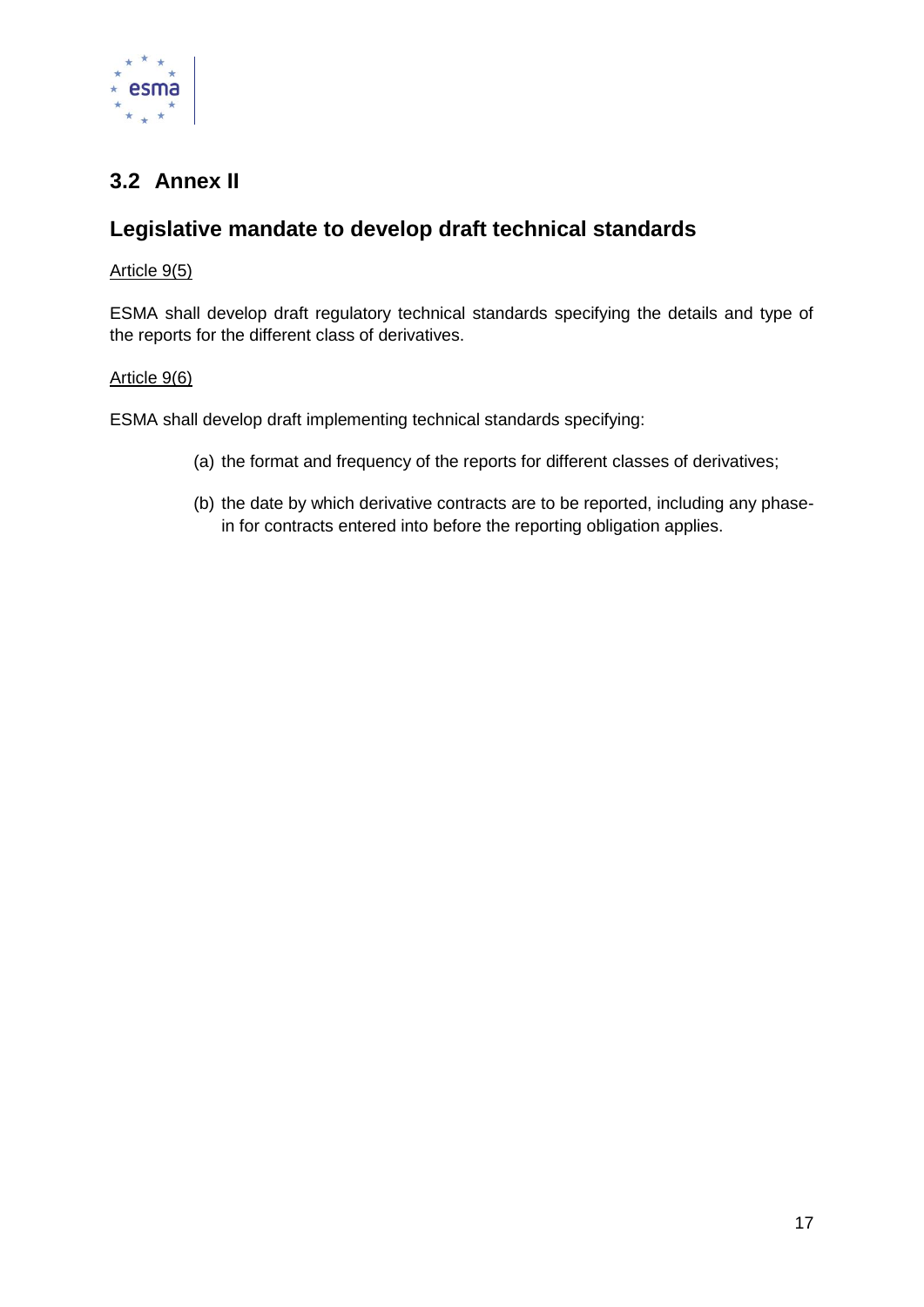## 3.2 Annex II

## Legislative mandate to develop draft technical standards

<u>Article 9(5)</u>

ESMA shall develop draft regulatory technical standards specifying the details and type of the reports for the different class of derivatives.

<u>Article 9(6)</u>

ESMA shall develop draft implementing technical standards specifying:

(a) the format and frequency of the reports for different classes of derivatives;

(b) the date by which derivative contracts are to be reported, including any phase-in for contracts entered into before the reporting obligation applies.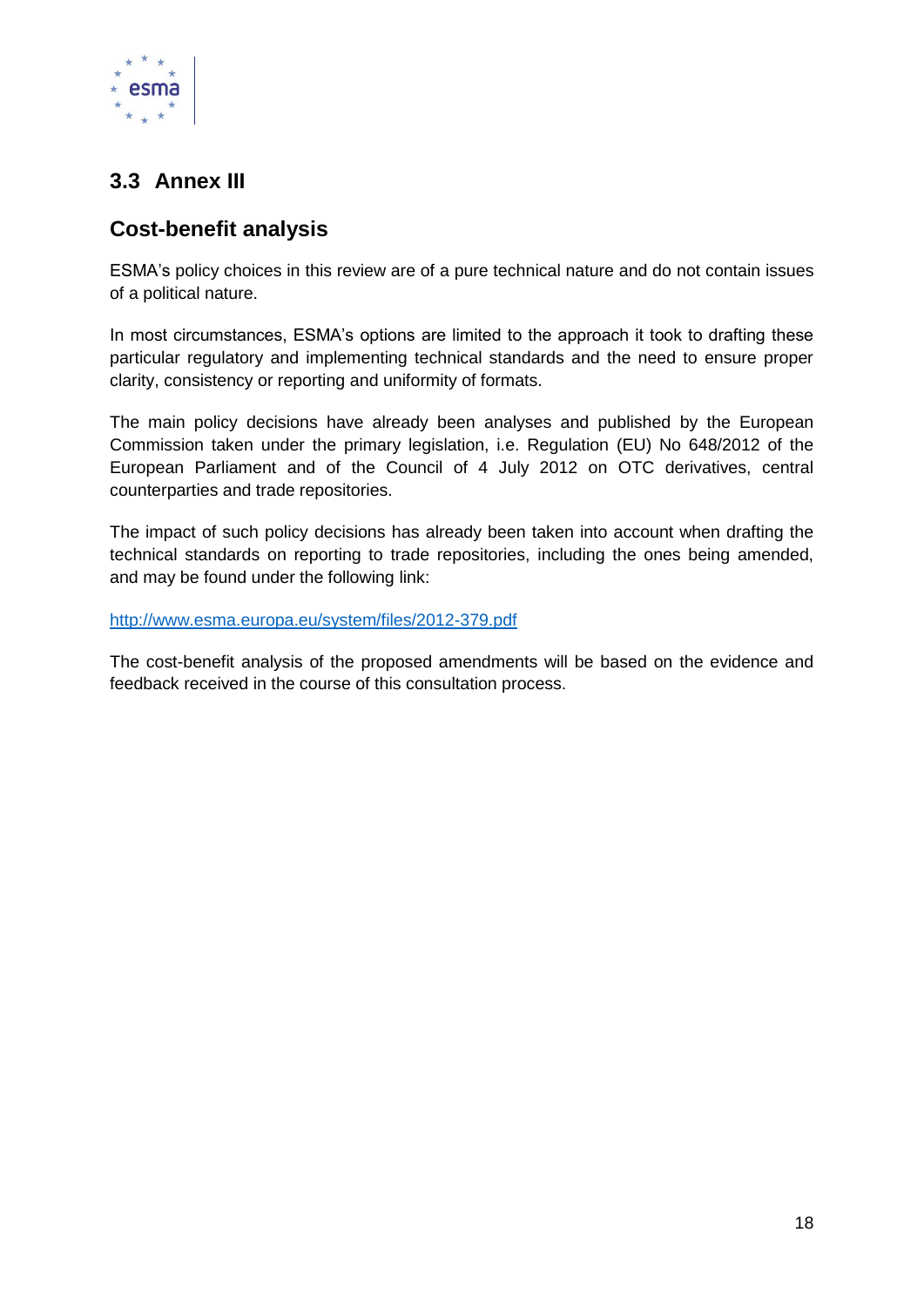## 3.3 Annex III

## Cost-benefit analysis

ESMA's policy choices in this review are of a pure technical nature and do not contain issues of a political nature.

In most circumstances, ESMA's options are limited to the approach it took to drafting these particular regulatory and implementing technical standards and the need to ensure proper clarity, consistency or reporting and uniformity of formats.

The main policy decisions have already been analyses and published by the European Commission taken under the primary legislation, i.e. Regulation (EU) No 648/2012 of the European Parliament and of the Council of 4 July 2012 on OTC derivatives, central counterparties and trade repositories.

The impact of such policy decisions has already been taken into account when drafting the technical standards on reporting to trade repositories, including the ones being amended, and may be found under the following link:

http://www.esma.europa.eu/system/files/2012-379.pdf

The cost-benefit analysis of the proposed amendments will be based on the evidence and feedback received in the course of this consultation process.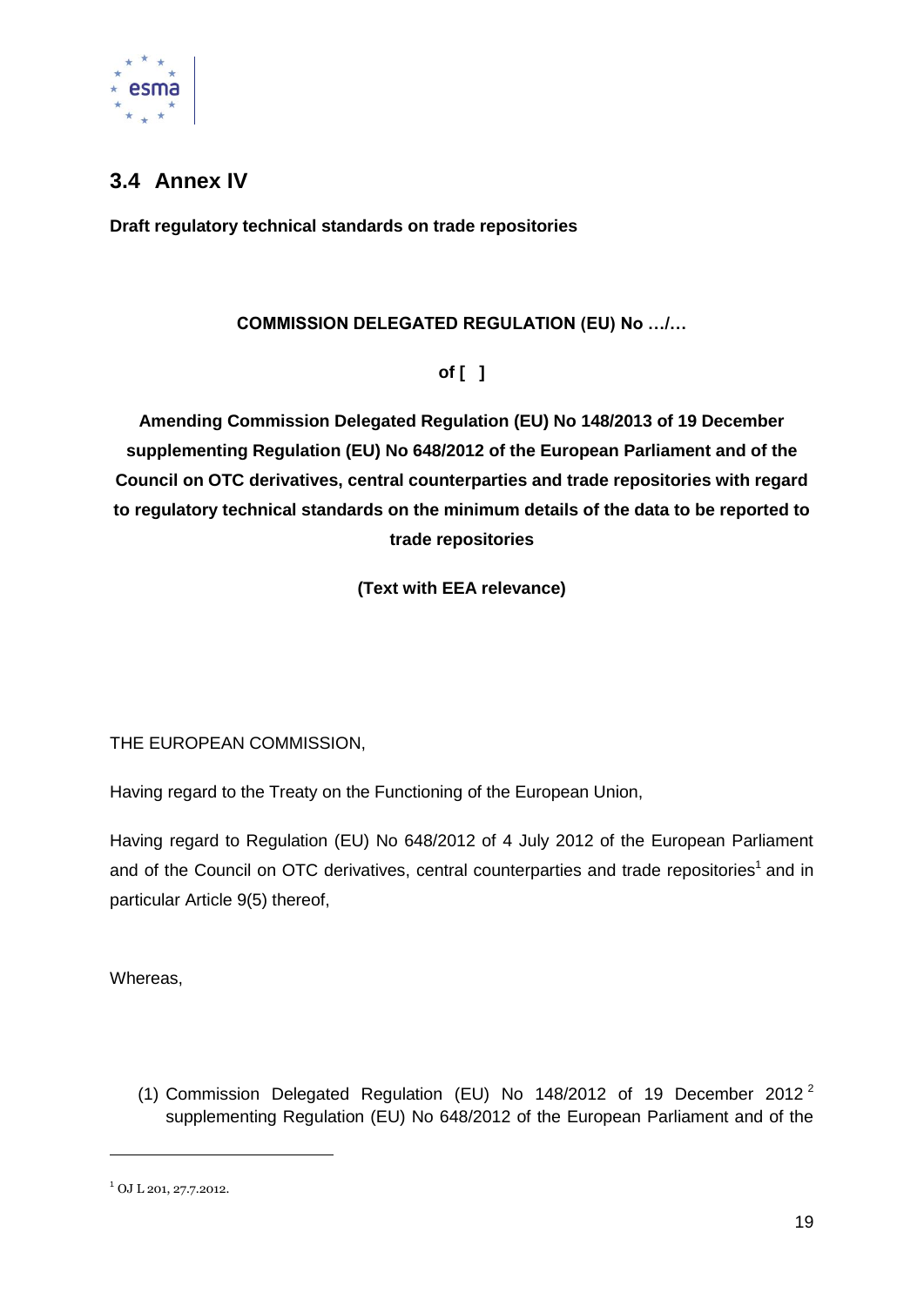## 3.4 Annex IV

**Draft regulatory technical standards on trade repositories**

**COMMISSION DELEGATED REGULATION (EU) No …/…**

**of [ ]**

**Amending Commission Delegated Regulation (EU) No 148/2013 of 19 December supplementing Regulation (EU) No 648/2012 of the European Parliament and of the Council on OTC derivatives, central counterparties and trade repositories with regard to regulatory technical standards on the minimum details of the data to be reported to trade repositories**

**(Text with EEA relevance)**

THE EUROPEAN COMMISSION,

Having regard to the Treaty on the Functioning of the European Union,

Having regard to Regulation (EU) No 648/2012 of 4 July 2012 of the European Parliament and of the Council on OTC derivatives, central counterparties and trade repositories[1] and in particular Article 9(5) thereof,

Whereas,

(1) Commission Delegated Regulation (EU) No 148/2012 of 19 December 2012[2] supplementing Regulation (EU) No 648/2012 of the European Parliament and of the

[1] OJ L 201, 27.7.2012.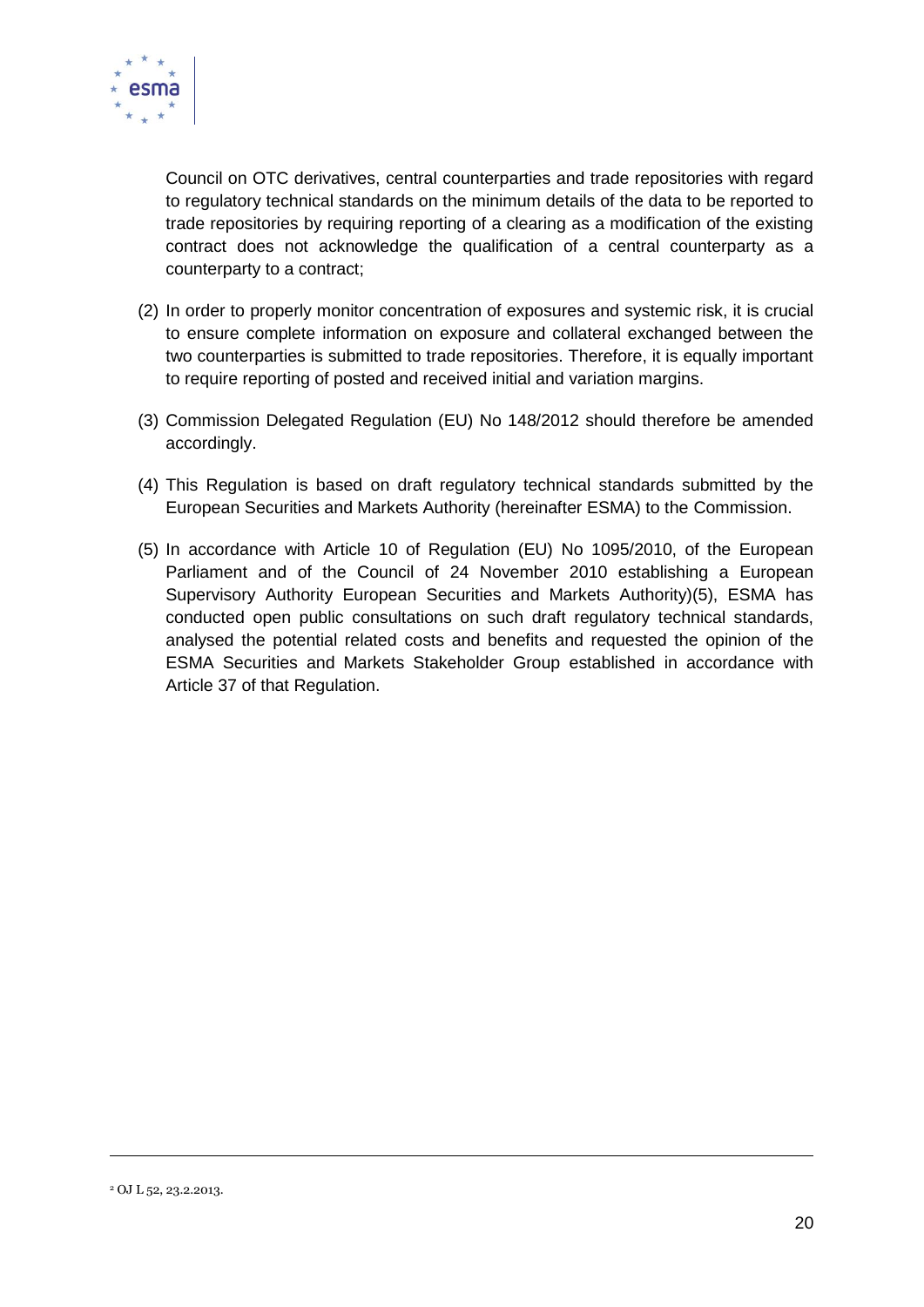Council on OTC derivatives, central counterparties and trade repositories with regard to regulatory technical standards on the minimum details of the data to be reported to trade repositories by requiring reporting of a clearing as a modification of the existing contract does not acknowledge the qualification of a central counterparty as a counterparty to a contract;

(2) In order to properly monitor concentration of exposures and systemic risk, it is crucial to ensure complete information on exposure and collateral exchanged between the two counterparties is submitted to trade repositories. Therefore, it is equally important to require reporting of posted and received initial and variation margins.

(3) Commission Delegated Regulation (EU) No 148/2012 should therefore be amended accordingly.

(4) This Regulation is based on draft regulatory technical standards submitted by the European Securities and Markets Authority (hereinafter ESMA) to the Commission.

(5) In accordance with Article 10 of Regulation (EU) No 1095/2010, of the European Parliament and of the Council of 24 November 2010 establishing a European Supervisory Authority European Securities and Markets Authority)(5), ESMA has conducted open public consultations on such draft regulatory technical standards, analysed the potential related costs and benefits and requested the opinion of the ESMA Securities and Markets Stakeholder Group established in accordance with Article 37 of that Regulation.

---

[2] OJ L 52, 23.2.2013.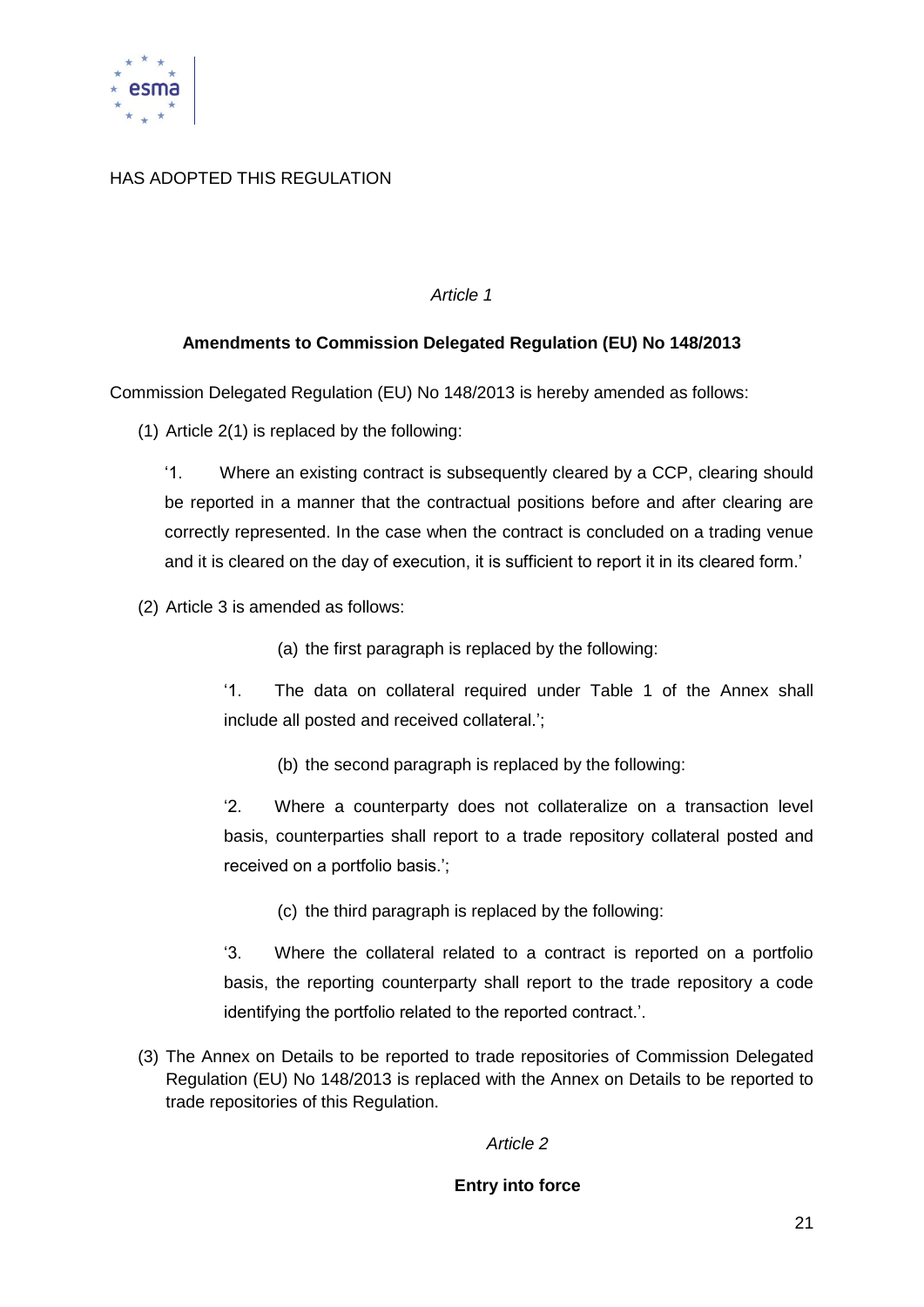HAS ADOPTED THIS REGULATION

*Article 1*

**Amendments to Commission Delegated Regulation (EU) No 148/2013**

Commission Delegated Regulation (EU) No 148/2013 is hereby amended as follows:

(1) Article 2(1) is replaced by the following:

> '1. Where an existing contract is subsequently cleared by a CCP, clearing should be reported in a manner that the contractual positions before and after clearing are correctly represented. In the case when the contract is concluded on a trading venue and it is cleared on the day of execution, it is sufficient to report it in its cleared form.'

(2) Article 3 is amended as follows:

> (a) the first paragraph is replaced by the following:
>
> '1. The data on collateral required under Table 1 of the Annex shall include all posted and received collateral.';
>
> (b) the second paragraph is replaced by the following:
>
> '2. Where a counterparty does not collateralize on a transaction level basis, counterparties shall report to a trade repository collateral posted and received on a portfolio basis.';
>
> (c) the third paragraph is replaced by the following:
>
> '3. Where the collateral related to a contract is reported on a portfolio basis, the reporting counterparty shall report to the trade repository a code identifying the portfolio related to the reported contract.'.

(3) The Annex on Details to be reported to trade repositories of Commission Delegated Regulation (EU) No 148/2013 is replaced with the Annex on Details to be reported to trade repositories of this Regulation.

*Article 2*

**Entry into force**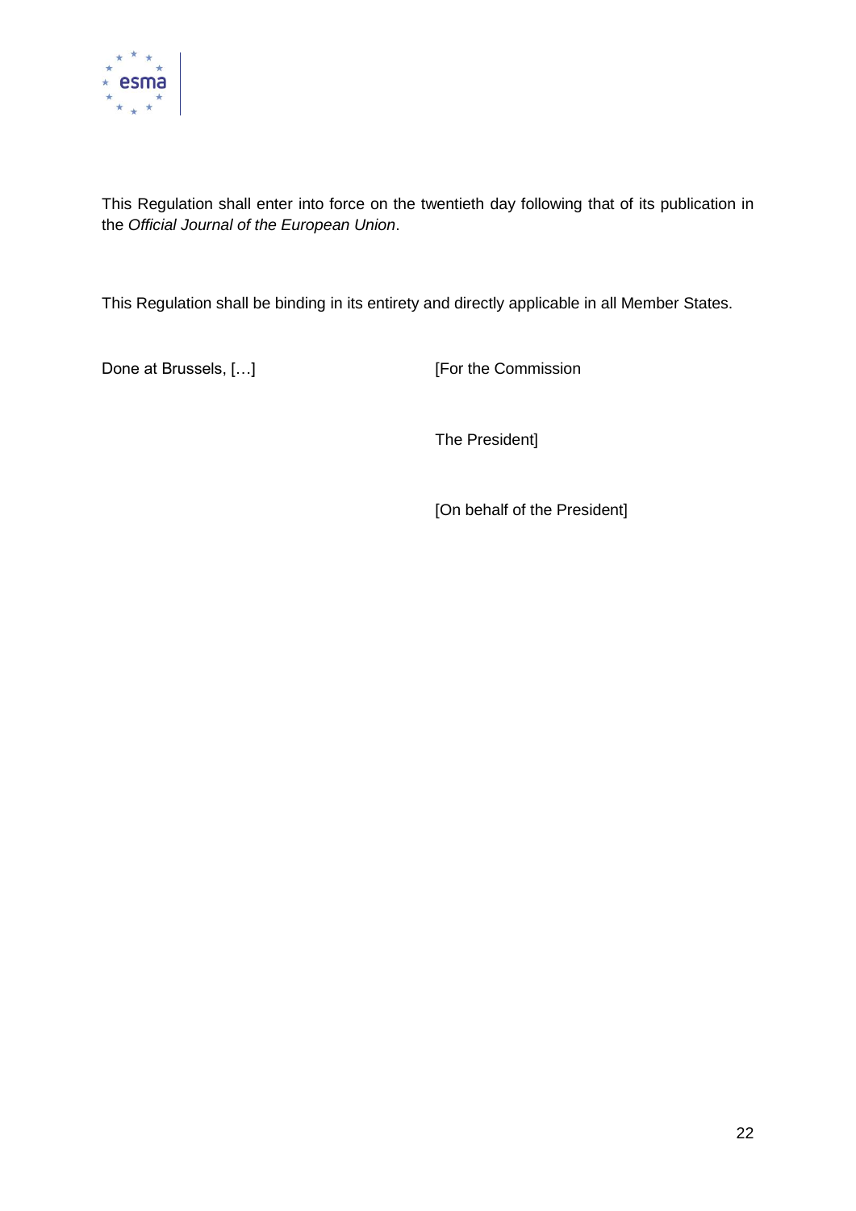This Regulation shall enter into force on the twentieth day following that of its publication in the *Official Journal of the European Union*.

This Regulation shall be binding in its entirety and directly applicable in all Member States.

Done at Brussels, […]

[For the Commission

The President]

[On behalf of the President]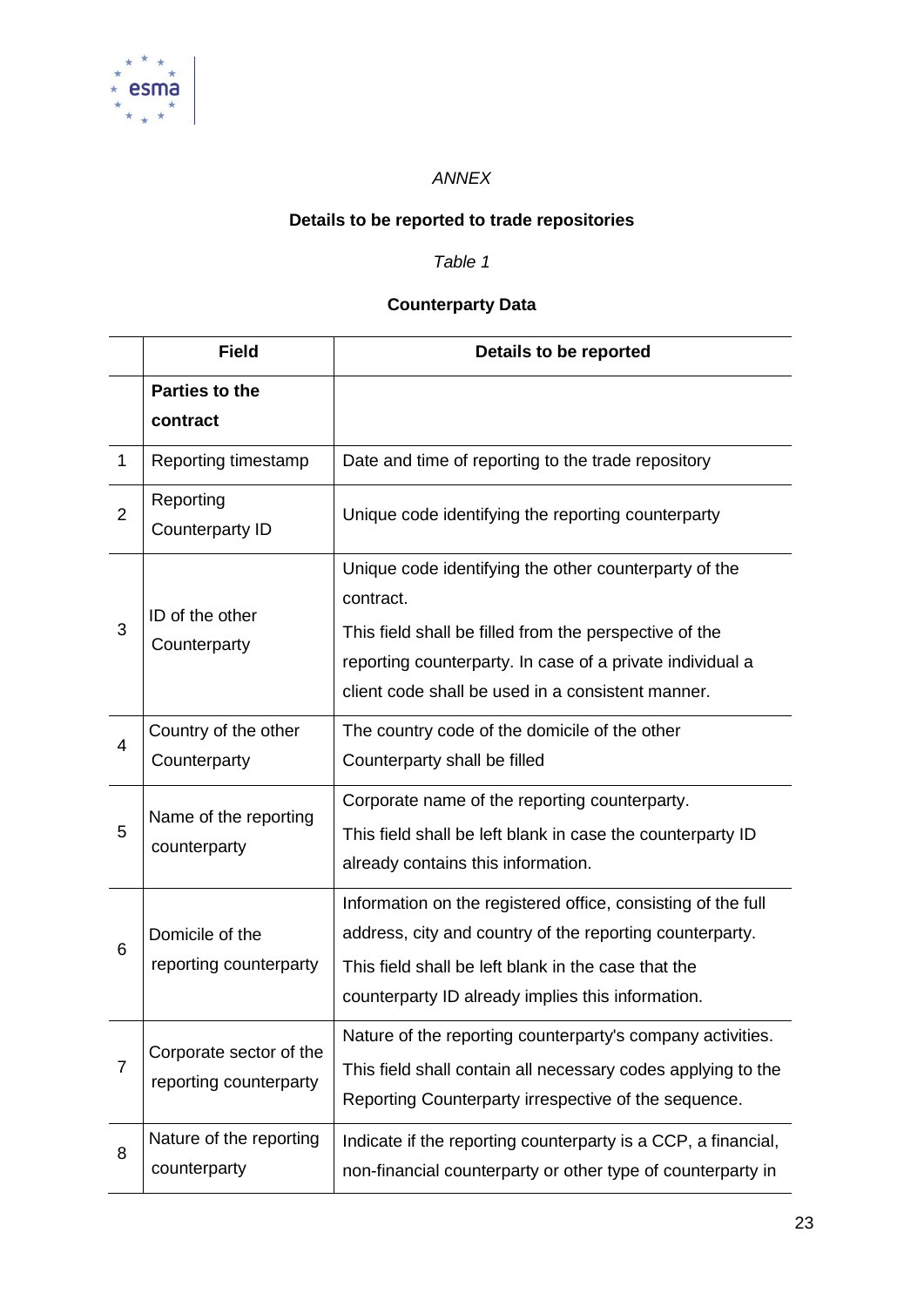*ANNEX*

**Details to be reported to trade repositories**

*Table 1*

**Counterparty Data**

| | Field | Details to be reported |
|---|---|---|
| | **Parties to the contract** | |
| 1 | Reporting timestamp | Date and time of reporting to the trade repository |
| 2 | Reporting Counterparty ID | Unique code identifying the reporting counterparty |
| 3 | ID of the other Counterparty | Unique code identifying the other counterparty of the contract. This field shall be filled from the perspective of the reporting counterparty. In case of a private individual a client code shall be used in a consistent manner. |
| 4 | Country of the other Counterparty | The country code of the domicile of the other Counterparty shall be filled |
| 5 | Name of the reporting counterparty | Corporate name of the reporting counterparty. This field shall be left blank in case the counterparty ID already contains this information. |
| 6 | Domicile of the reporting counterparty | Information on the registered office, consisting of the full address, city and country of the reporting counterparty. This field shall be left blank in the case that the counterparty ID already implies this information. |
| 7 | Corporate sector of the reporting counterparty | Nature of the reporting counterparty's company activities. This field shall contain all necessary codes applying to the Reporting Counterparty irrespective of the sequence. |
| 8 | Nature of the reporting counterparty | Indicate if the reporting counterparty is a CCP, a financial, non-financial counterparty or other type of counterparty in |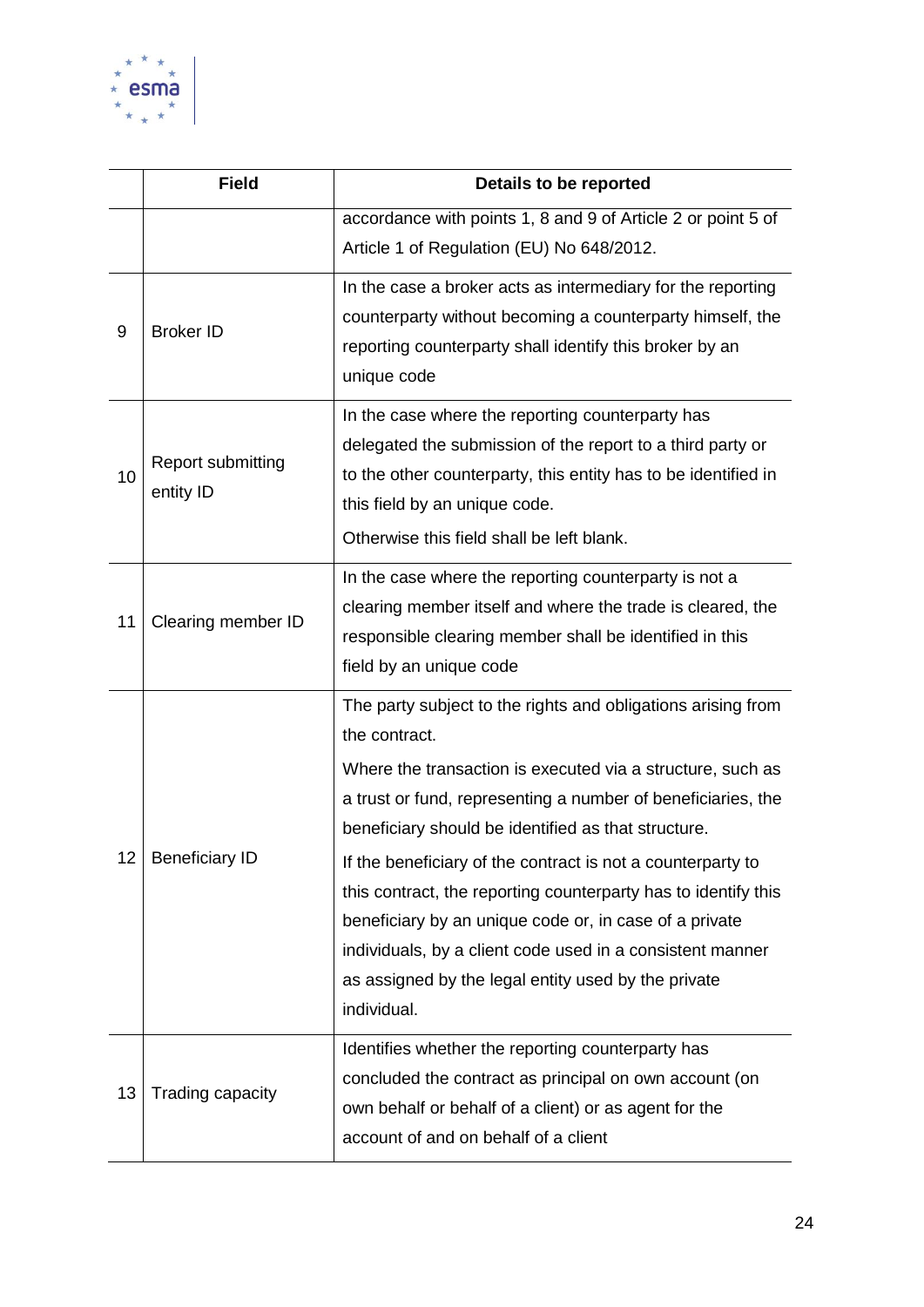|  | Field | Details to be reported |
|---|---|---|
|  |  | accordance with points 1, 8 and 9 of Article 2 or point 5 of Article 1 of Regulation (EU) No 648/2012. |
| 9 | Broker ID | In the case a broker acts as intermediary for the reporting counterparty without becoming a counterparty himself, the reporting counterparty shall identify this broker by an unique code |
| 10 | Report submitting entity ID | In the case where the reporting counterparty has delegated the submission of the report to a third party or to the other counterparty, this entity has to be identified in this field by an unique code.<br>Otherwise this field shall be left blank. |
| 11 | Clearing member ID | In the case where the reporting counterparty is not a clearing member itself and where the trade is cleared, the responsible clearing member shall be identified in this field by an unique code |
| 12 | Beneficiary ID | The party subject to the rights and obligations arising from the contract.<br>Where the transaction is executed via a structure, such as a trust or fund, representing a number of beneficiaries, the beneficiary should be identified as that structure.<br>If the beneficiary of the contract is not a counterparty to this contract, the reporting counterparty has to identify this beneficiary by an unique code or, in case of a private individuals, by a client code used in a consistent manner as assigned by the legal entity used by the private individual. |
| 13 | Trading capacity | Identifies whether the reporting counterparty has concluded the contract as principal on own account (on own behalf or behalf of a client) or as agent for the account of and on behalf of a client |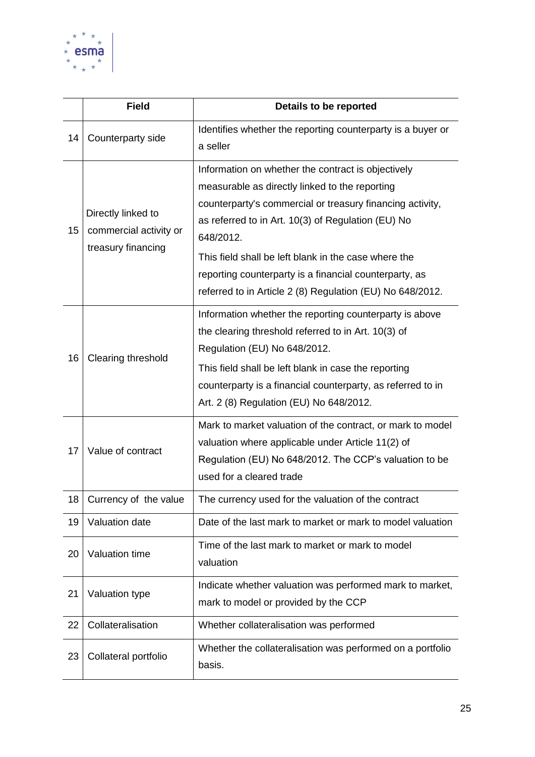| | Field | Details to be reported |
|---|---|---|
| 14 | Counterparty side | Identifies whether the reporting counterparty is a buyer or a seller |
| 15 | Directly linked to commercial activity or treasury financing | Information on whether the contract is objectively measurable as directly linked to the reporting counterparty's commercial or treasury financing activity, as referred to in Art. 10(3) of Regulation (EU) No 648/2012.<br>This field shall be left blank in the case where the reporting counterparty is a financial counterparty, as referred to in Article 2 (8) Regulation (EU) No 648/2012. |
| 16 | Clearing threshold | Information whether the reporting counterparty is above the clearing threshold referred to in Art. 10(3) of Regulation (EU) No 648/2012.<br>This field shall be left blank in case the reporting counterparty is a financial counterparty, as referred to in Art. 2 (8) Regulation (EU) No 648/2012. |
| 17 | Value of contract | Mark to market valuation of the contract, or mark to model valuation where applicable under Article 11(2) of Regulation (EU) No 648/2012. The CCP's valuation to be used for a cleared trade |
| 18 | Currency of the value | The currency used for the valuation of the contract |
| 19 | Valuation date | Date of the last mark to market or mark to model valuation |
| 20 | Valuation time | Time of the last mark to market or mark to model valuation |
| 21 | Valuation type | Indicate whether valuation was performed mark to market, mark to model or provided by the CCP |
| 22 | Collateralisation | Whether collateralisation was performed |
| 23 | Collateral portfolio | Whether the collateralisation was performed on a portfolio basis. |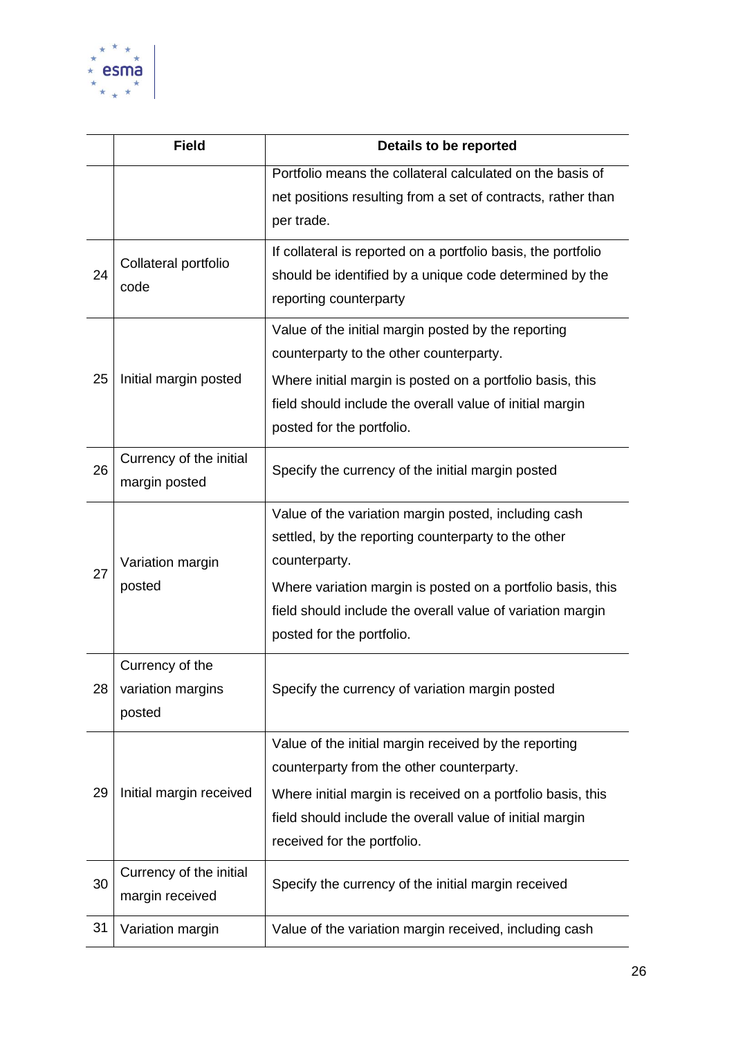|  | Field | Details to be reported |
|---|---|---|
|  |  | Portfolio means the collateral calculated on the basis of net positions resulting from a set of contracts, rather than per trade. |
| 24 | Collateral portfolio code | If collateral is reported on a portfolio basis, the portfolio should be identified by a unique code determined by the reporting counterparty |
| 25 | Initial margin posted | Value of the initial margin posted by the reporting counterparty to the other counterparty.<br>Where initial margin is posted on a portfolio basis, this field should include the overall value of initial margin posted for the portfolio. |
| 26 | Currency of the initial margin posted | Specify the currency of the initial margin posted |
| 27 | Variation margin posted | Value of the variation margin posted, including cash settled, by the reporting counterparty to the other counterparty.<br>Where variation margin is posted on a portfolio basis, this field should include the overall value of variation margin posted for the portfolio. |
| 28 | Currency of the variation margins posted | Specify the currency of variation margin posted |
| 29 | Initial margin received | Value of the initial margin received by the reporting counterparty from the other counterparty.<br>Where initial margin is received on a portfolio basis, this field should include the overall value of initial margin received for the portfolio. |
| 30 | Currency of the initial margin received | Specify the currency of the initial margin received |
| 31 | Variation margin | Value of the variation margin received, including cash |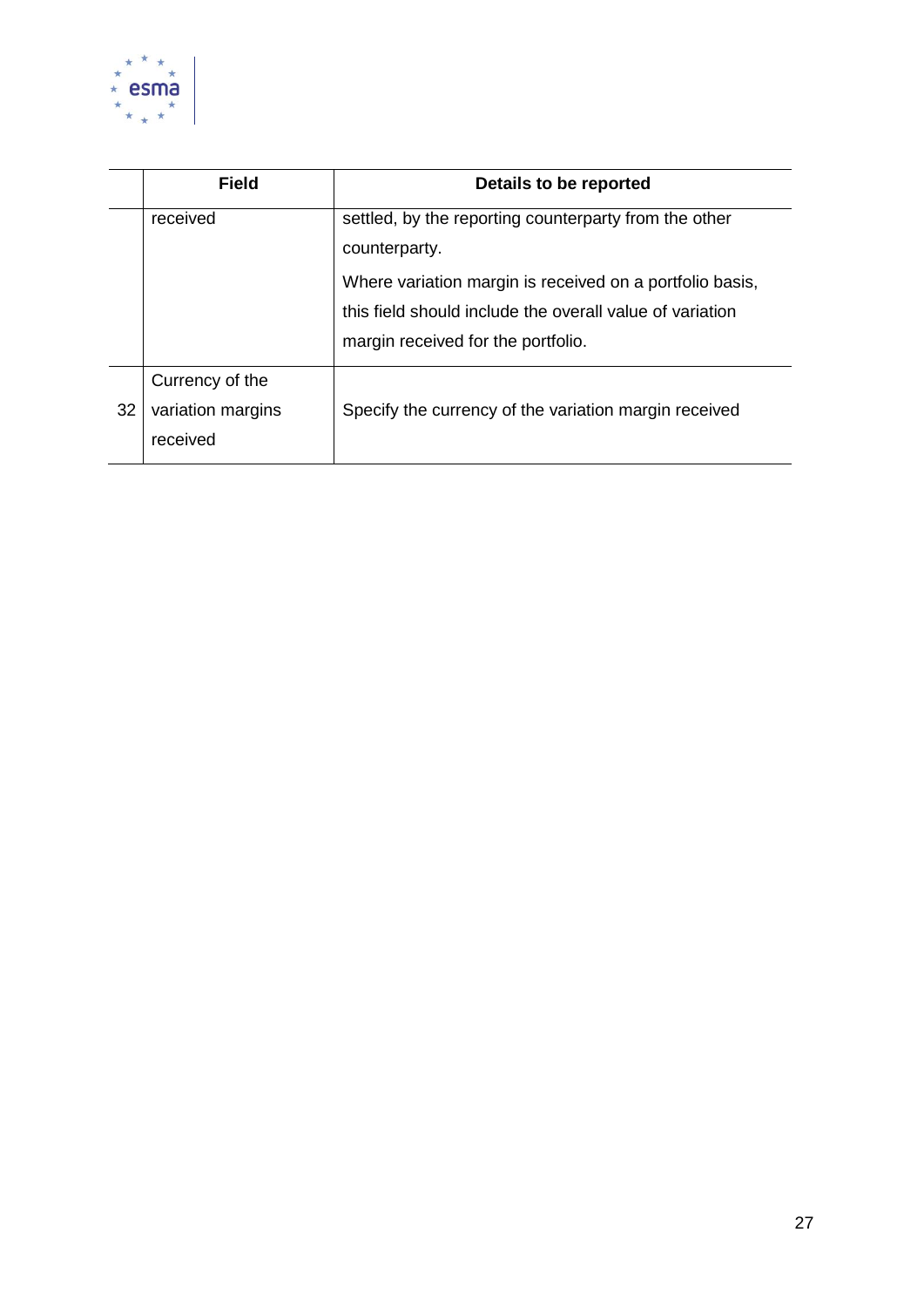| | Field | Details to be reported |
|---|---|---|
| | received | settled, by the reporting counterparty from the other counterparty. Where variation margin is received on a portfolio basis, this field should include the overall value of variation margin received for the portfolio. |
| 32 | Currency of the variation margins received | Specify the currency of the variation margin received |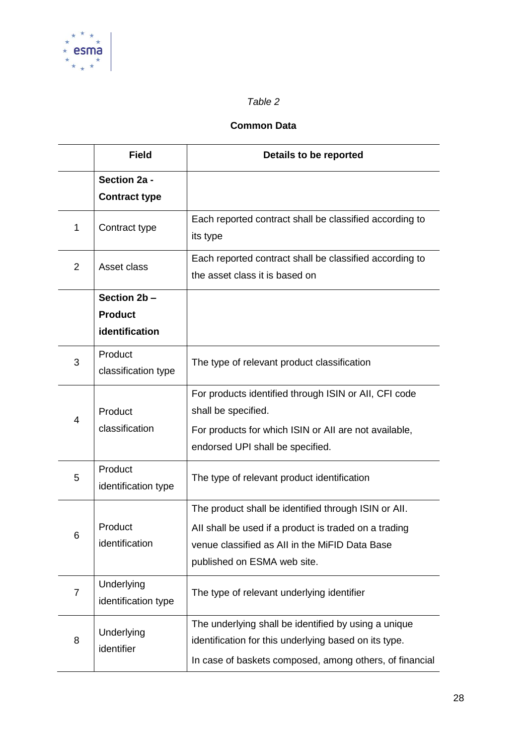*Table 2*

**Common Data**

| | Field | Details to be reported |
|---|---|---|
| | **Section 2a - Contract type** | |
| 1 | Contract type | Each reported contract shall be classified according to its type |
| 2 | Asset class | Each reported contract shall be classified according to the asset class it is based on |
| | **Section 2b – Product identification** | |
| 3 | Product classification type | The type of relevant product classification |
| 4 | Product classification | For products identified through ISIN or AII, CFI code shall be specified.<br>For products for which ISIN or AII are not available, endorsed UPI shall be specified. |
| 5 | Product identification type | The type of relevant product identification |
| 6 | Product identification | The product shall be identified through ISIN or AII.<br>AII shall be used if a product is traded on a trading venue classified as AII in the MiFID Data Base published on ESMA web site. |
| 7 | Underlying identification type | The type of relevant underlying identifier |
| 8 | Underlying identifier | The underlying shall be identified by using a unique identification for this underlying based on its type.<br>In case of baskets composed, among others, of financial |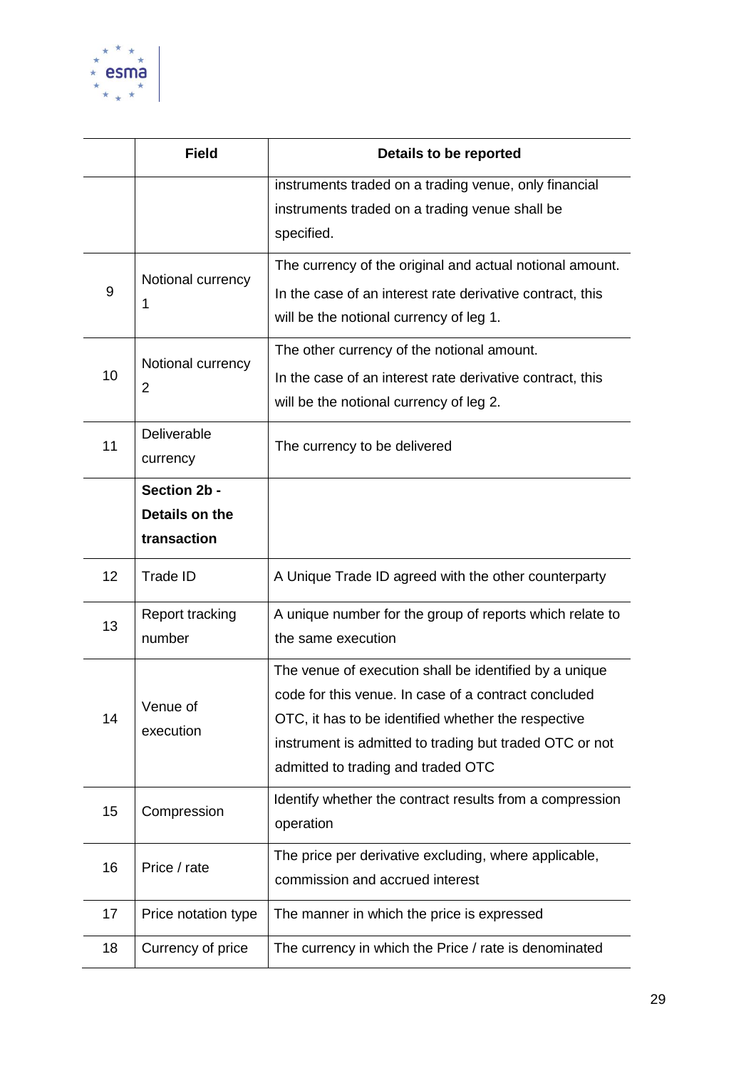| | Field | Details to be reported |
|---|---|---|
| | | instruments traded on a trading venue, only financial instruments traded on a trading venue shall be specified. |
| 9 | Notional currency 1 | The currency of the original and actual notional amount. In the case of an interest rate derivative contract, this will be the notional currency of leg 1. |
| 10 | Notional currency 2 | The other currency of the notional amount. In the case of an interest rate derivative contract, this will be the notional currency of leg 2. |
| 11 | Deliverable currency | The currency to be delivered |
| | **Section 2b - Details on the transaction** | |
| 12 | Trade ID | A Unique Trade ID agreed with the other counterparty |
| 13 | Report tracking number | A unique number for the group of reports which relate to the same execution |
| 14 | Venue of execution | The venue of execution shall be identified by a unique code for this venue. In case of a contract concluded OTC, it has to be identified whether the respective instrument is admitted to trading but traded OTC or not admitted to trading and traded OTC |
| 15 | Compression | Identify whether the contract results from a compression operation |
| 16 | Price / rate | The price per derivative excluding, where applicable, commission and accrued interest |
| 17 | Price notation type | The manner in which the price is expressed |
| 18 | Currency of price | The currency in which the Price / rate is denominated |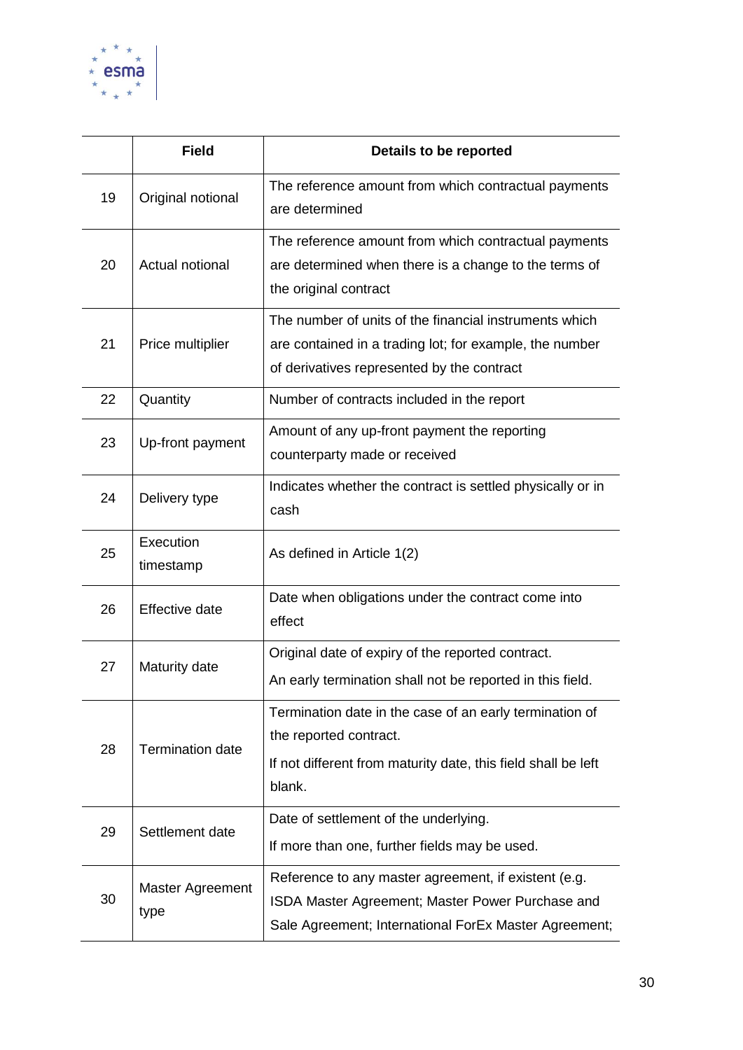| | Field | Details to be reported |
|---|---|---|
| 19 | Original notional | The reference amount from which contractual payments are determined |
| 20 | Actual notional | The reference amount from which contractual payments are determined when there is a change to the terms of the original contract |
| 21 | Price multiplier | The number of units of the financial instruments which are contained in a trading lot; for example, the number of derivatives represented by the contract |
| 22 | Quantity | Number of contracts included in the report |
| 23 | Up-front payment | Amount of any up-front payment the reporting counterparty made or received |
| 24 | Delivery type | Indicates whether the contract is settled physically or in cash |
| 25 | Execution timestamp | As defined in Article 1(2) |
| 26 | Effective date | Date when obligations under the contract come into effect |
| 27 | Maturity date | Original date of expiry of the reported contract.<br>An early termination shall not be reported in this field. |
| 28 | Termination date | Termination date in the case of an early termination of the reported contract.<br>If not different from maturity date, this field shall be left blank. |
| 29 | Settlement date | Date of settlement of the underlying.<br>If more than one, further fields may be used. |
| 30 | Master Agreement type | Reference to any master agreement, if existent (e.g. ISDA Master Agreement; Master Power Purchase and Sale Agreement; International ForEx Master Agreement; |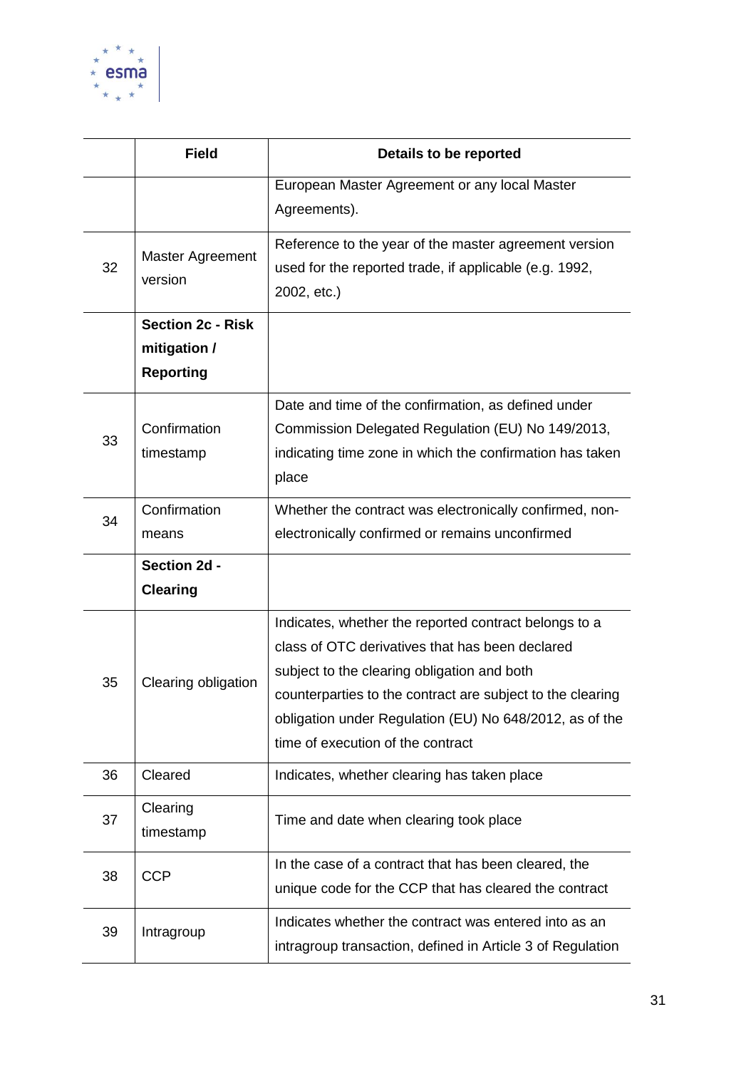| | Field | Details to be reported |
|---|---|---|
| | | European Master Agreement or any local Master Agreements). |
| 32 | Master Agreement version | Reference to the year of the master agreement version used for the reported trade, if applicable (e.g. 1992, 2002, etc.) |
| | **Section 2c - Risk mitigation / Reporting** | |
| 33 | Confirmation timestamp | Date and time of the confirmation, as defined under Commission Delegated Regulation (EU) No 149/2013, indicating time zone in which the confirmation has taken place |
| 34 | Confirmation means | Whether the contract was electronically confirmed, non-electronically confirmed or remains unconfirmed |
| | **Section 2d - Clearing** | |
| 35 | Clearing obligation | Indicates, whether the reported contract belongs to a class of OTC derivatives that has been declared subject to the clearing obligation and both counterparties to the contract are subject to the clearing obligation under Regulation (EU) No 648/2012, as of the time of execution of the contract |
| 36 | Cleared | Indicates, whether clearing has taken place |
| 37 | Clearing timestamp | Time and date when clearing took place |
| 38 | CCP | In the case of a contract that has been cleared, the unique code for the CCP that has cleared the contract |
| 39 | Intragroup | Indicates whether the contract was entered into as an intragroup transaction, defined in Article 3 of Regulation |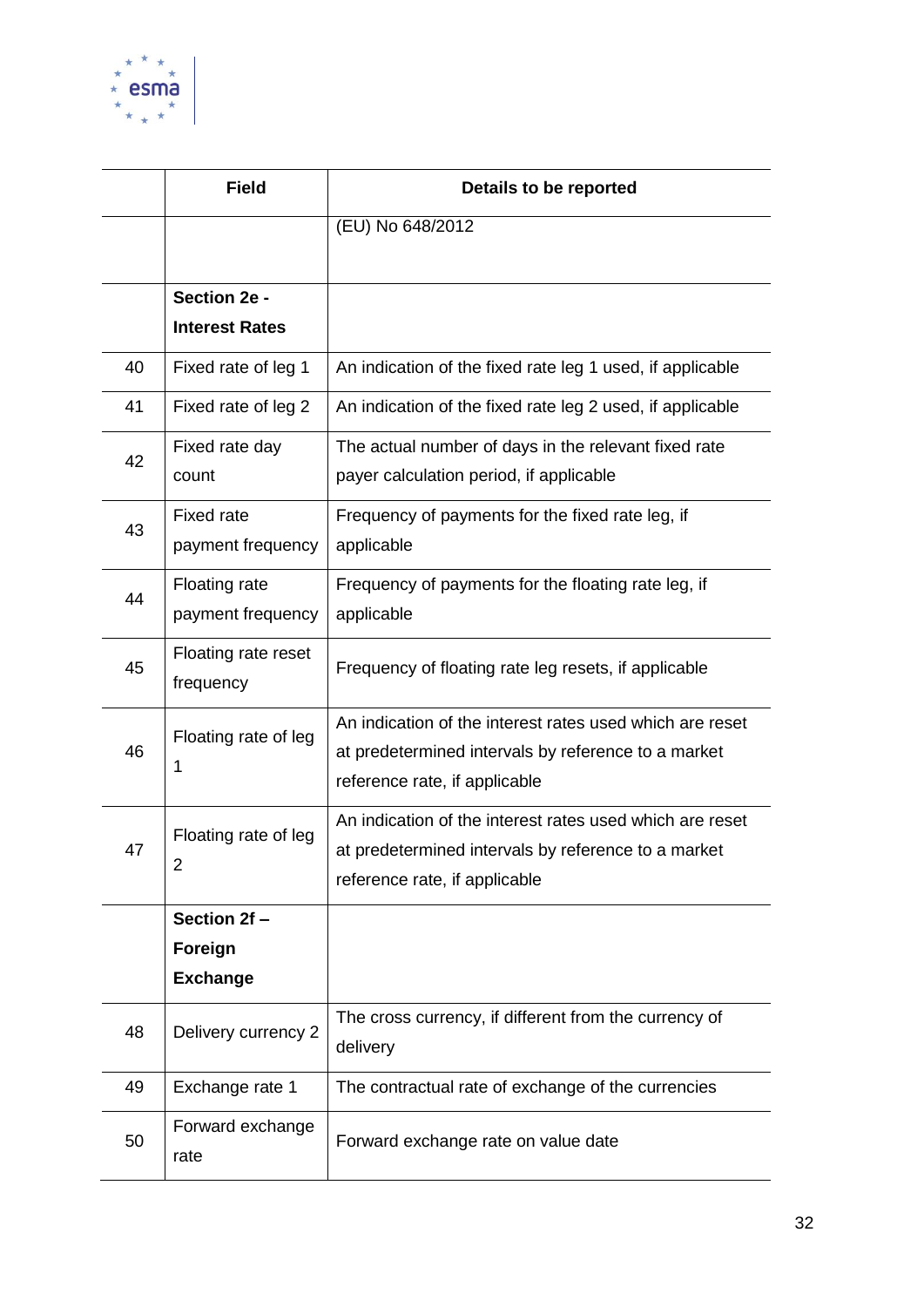| | Field | Details to be reported |
|---|---|---|
| | | (EU) No 648/2012 |
| | **Section 2e - Interest Rates** | |
| 40 | Fixed rate of leg 1 | An indication of the fixed rate leg 1 used, if applicable |
| 41 | Fixed rate of leg 2 | An indication of the fixed rate leg 2 used, if applicable |
| 42 | Fixed rate day count | The actual number of days in the relevant fixed rate payer calculation period, if applicable |
| 43 | Fixed rate payment frequency | Frequency of payments for the fixed rate leg, if applicable |
| 44 | Floating rate payment frequency | Frequency of payments for the floating rate leg, if applicable |
| 45 | Floating rate reset frequency | Frequency of floating rate leg resets, if applicable |
| 46 | Floating rate of leg 1 | An indication of the interest rates used which are reset at predetermined intervals by reference to a market reference rate, if applicable |
| 47 | Floating rate of leg 2 | An indication of the interest rates used which are reset at predetermined intervals by reference to a market reference rate, if applicable |
| | **Section 2f – Foreign Exchange** | |
| 48 | Delivery currency 2 | The cross currency, if different from the currency of delivery |
| 49 | Exchange rate 1 | The contractual rate of exchange of the currencies |
| 50 | Forward exchange rate | Forward exchange rate on value date |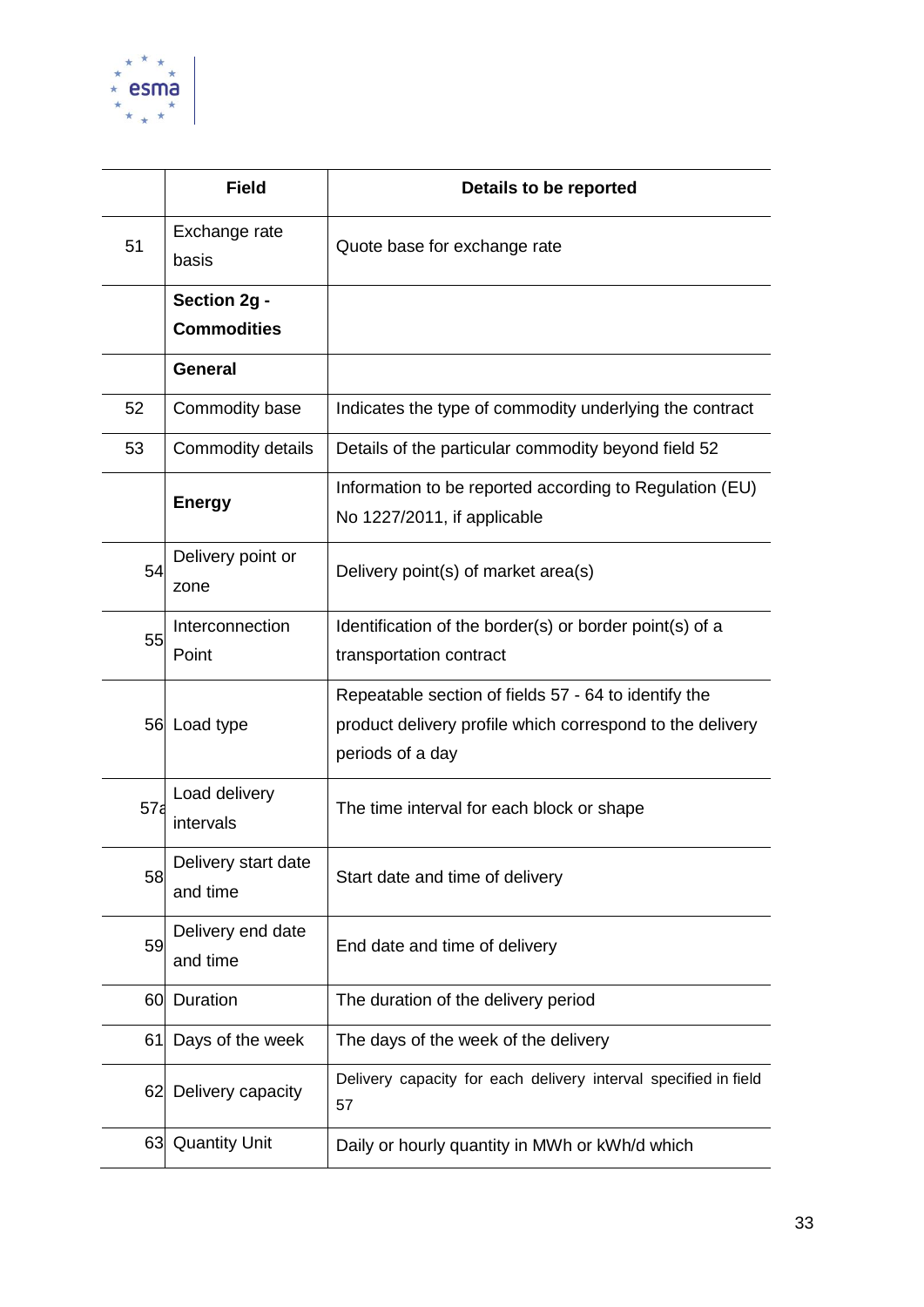|  | Field | Details to be reported |
|---|---|---|
| 51 | Exchange rate basis | Quote base for exchange rate |
|  | **Section 2g - Commodities** |  |
|  | **General** |  |
| 52 | Commodity base | Indicates the type of commodity underlying the contract |
| 53 | Commodity details | Details of the particular commodity beyond field 52 |
|  | **Energy** | Information to be reported according to Regulation (EU) No 1227/2011, if applicable |
| 54 | Delivery point or zone | Delivery point(s) of market area(s) |
| 55 | Interconnection Point | Identification of the border(s) or border point(s) of a transportation contract |
| 56 | Load type | Repeatable section of fields 57 - 64 to identify the product delivery profile which correspond to the delivery periods of a day |
| 57a | Load delivery intervals | The time interval for each block or shape |
| 58 | Delivery start date and time | Start date and time of delivery |
| 59 | Delivery end date and time | End date and time of delivery |
| 60 | Duration | The duration of the delivery period |
| 61 | Days of the week | The days of the week of the delivery |
| 62 | Delivery capacity | Delivery capacity for each delivery interval specified in field 57 |
| 63 | Quantity Unit | Daily or hourly quantity in MWh or kWh/d which |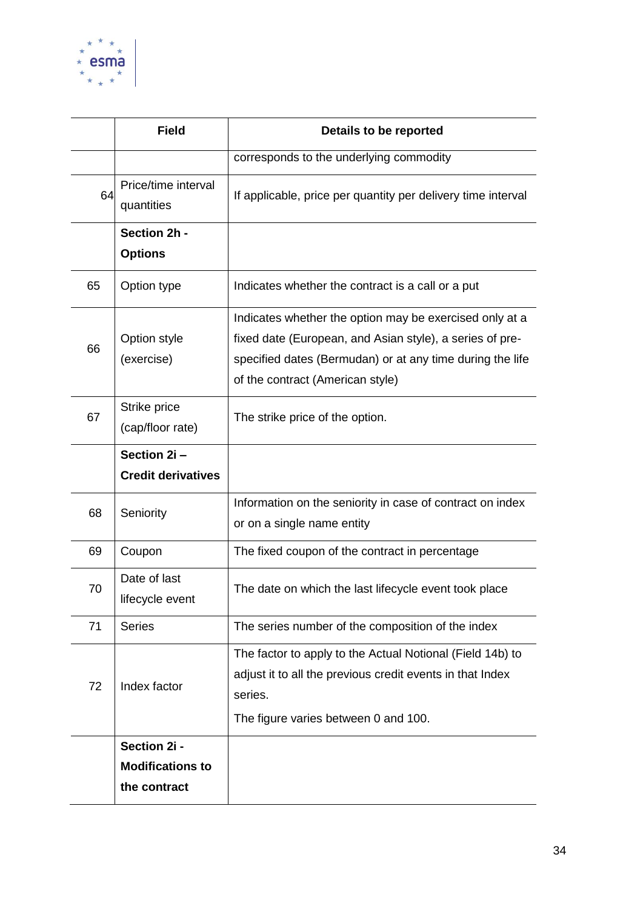| | Field | Details to be reported |
|---|---|---|
| | | corresponds to the underlying commodity |
| 64 | Price/time interval quantities | If applicable, price per quantity per delivery time interval |
| | **Section 2h - Options** | |
| 65 | Option type | Indicates whether the contract is a call or a put |
| 66 | Option style (exercise) | Indicates whether the option may be exercised only at a fixed date (European, and Asian style), a series of pre-specified dates (Bermudan) or at any time during the life of the contract (American style) |
| 67 | Strike price (cap/floor rate) | The strike price of the option. |
| | **Section 2i – Credit derivatives** | |
| 68 | Seniority | Information on the seniority in case of contract on index or on a single name entity |
| 69 | Coupon | The fixed coupon of the contract in percentage |
| 70 | Date of last lifecycle event | The date on which the last lifecycle event took place |
| 71 | Series | The series number of the composition of the index |
| 72 | Index factor | The factor to apply to the Actual Notional (Field 14b) to adjust it to all the previous credit events in that Index series.<br><br>The figure varies between 0 and 100. |
| | **Section 2i - Modifications to the contract** | |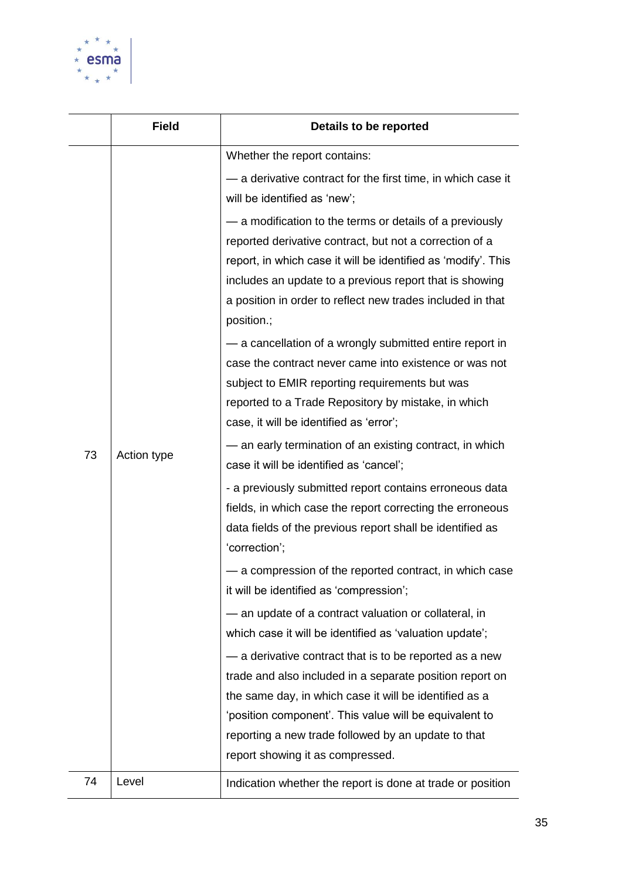| | Field | Details to be reported |
|---|---|---|
| 73 | Action type | Whether the report contains:<br>— a derivative contract for the first time, in which case it will be identified as 'new';<br>— a modification to the terms or details of a previously reported derivative contract, but not a correction of a report, in which case it will be identified as 'modify'. This includes an update to a previous report that is showing a position in order to reflect new trades included in that position.;<br>— a cancellation of a wrongly submitted entire report in case the contract never came into existence or was not subject to EMIR reporting requirements but was reported to a Trade Repository by mistake, in which case, it will be identified as 'error';<br>— an early termination of an existing contract, in which case it will be identified as 'cancel';<br>- a previously submitted report contains erroneous data fields, in which case the report correcting the erroneous data fields of the previous report shall be identified as 'correction';<br>— a compression of the reported contract, in which case it will be identified as 'compression';<br>— an update of a contract valuation or collateral, in which case it will be identified as 'valuation update';<br>— a derivative contract that is to be reported as a new trade and also included in a separate position report on the same day, in which case it will be identified as a 'position component'. This value will be equivalent to reporting a new trade followed by an update to that report showing it as compressed. |
| 74 | Level | Indication whether the report is done at trade or position |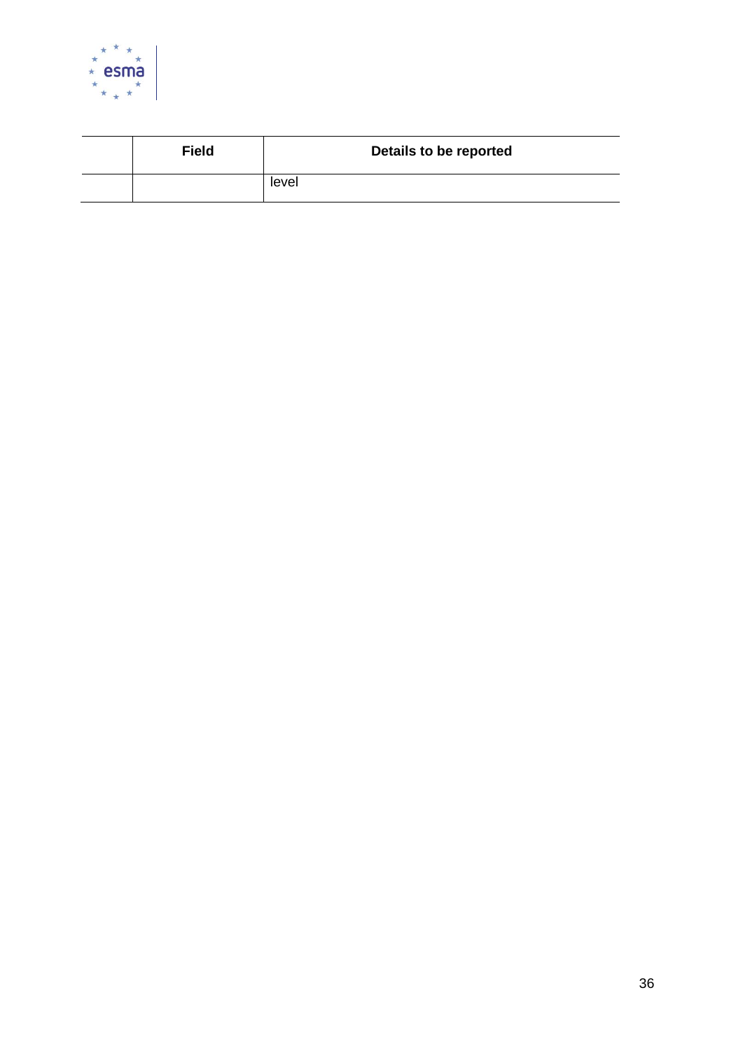| | Field | Details to be reported |
|---|---|---|
| | | level |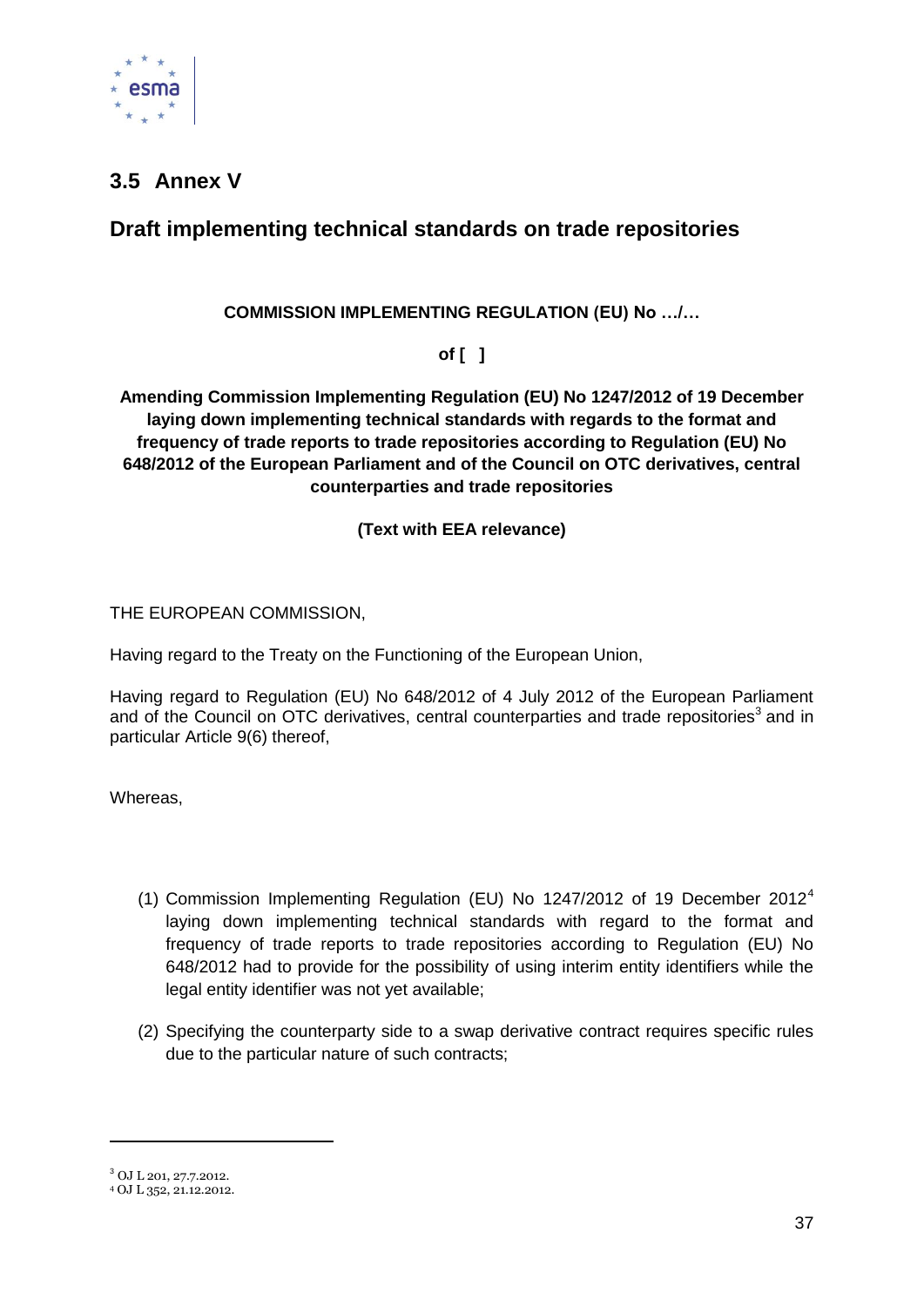## 3.5 Annex V

## Draft implementing technical standards on trade repositories

**COMMISSION IMPLEMENTING REGULATION (EU) No …/…**

**of [ ]**

**Amending Commission Implementing Regulation (EU) No 1247/2012 of 19 December laying down implementing technical standards with regards to the format and frequency of trade reports to trade repositories according to Regulation (EU) No 648/2012 of the European Parliament and of the Council on OTC derivatives, central counterparties and trade repositories**

**(Text with EEA relevance)**

THE EUROPEAN COMMISSION,

Having regard to the Treaty on the Functioning of the European Union,

Having regard to Regulation (EU) No 648/2012 of 4 July 2012 of the European Parliament and of the Council on OTC derivatives, central counterparties and trade repositories[3] and in particular Article 9(6) thereof,

Whereas,

(1) Commission Implementing Regulation (EU) No 1247/2012 of 19 December 2012[4] laying down implementing technical standards with regard to the format and frequency of trade reports to trade repositories according to Regulation (EU) No 648/2012 had to provide for the possibility of using interim entity identifiers while the legal entity identifier was not yet available;

(2) Specifying the counterparty side to a swap derivative contract requires specific rules due to the particular nature of such contracts;

---

[3] OJ L 201, 27.7.2012.

[4] OJ L 352, 21.12.2012.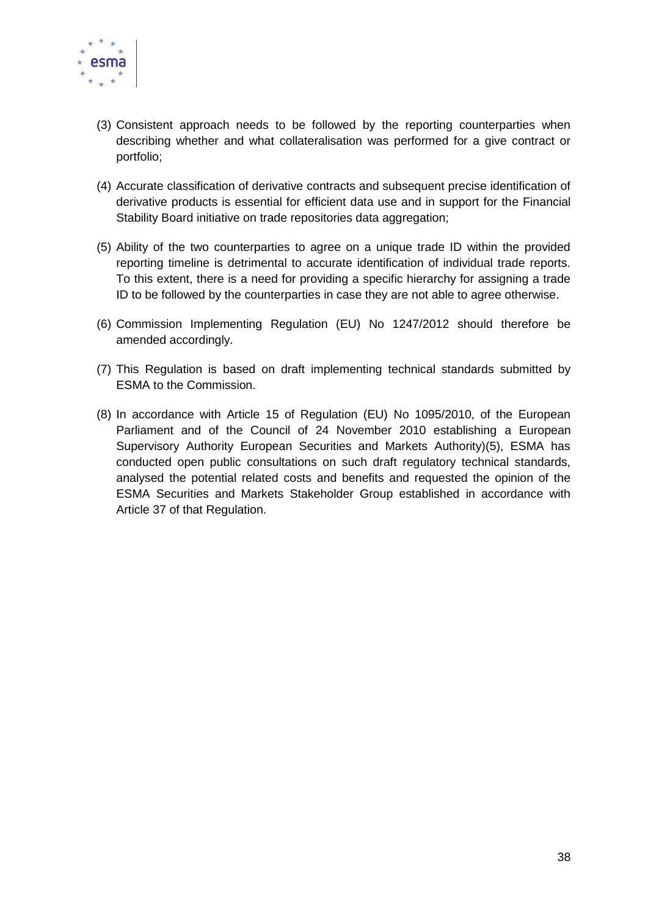(3) Consistent approach needs to be followed by the reporting counterparties when describing whether and what collateralisation was performed for a give contract or portfolio;

(4) Accurate classification of derivative contracts and subsequent precise identification of derivative products is essential for efficient data use and in support for the Financial Stability Board initiative on trade repositories data aggregation;

(5) Ability of the two counterparties to agree on a unique trade ID within the provided reporting timeline is detrimental to accurate identification of individual trade reports. To this extent, there is a need for providing a specific hierarchy for assigning a trade ID to be followed by the counterparties in case they are not able to agree otherwise.

(6) Commission Implementing Regulation (EU) No 1247/2012 should therefore be amended accordingly.

(7) This Regulation is based on draft implementing technical standards submitted by ESMA to the Commission.

(8) In accordance with Article 15 of Regulation (EU) No 1095/2010, of the European Parliament and of the Council of 24 November 2010 establishing a European Supervisory Authority European Securities and Markets Authority)(5), ESMA has conducted open public consultations on such draft regulatory technical standards, analysed the potential related costs and benefits and requested the opinion of the ESMA Securities and Markets Stakeholder Group established in accordance with Article 37 of that Regulation.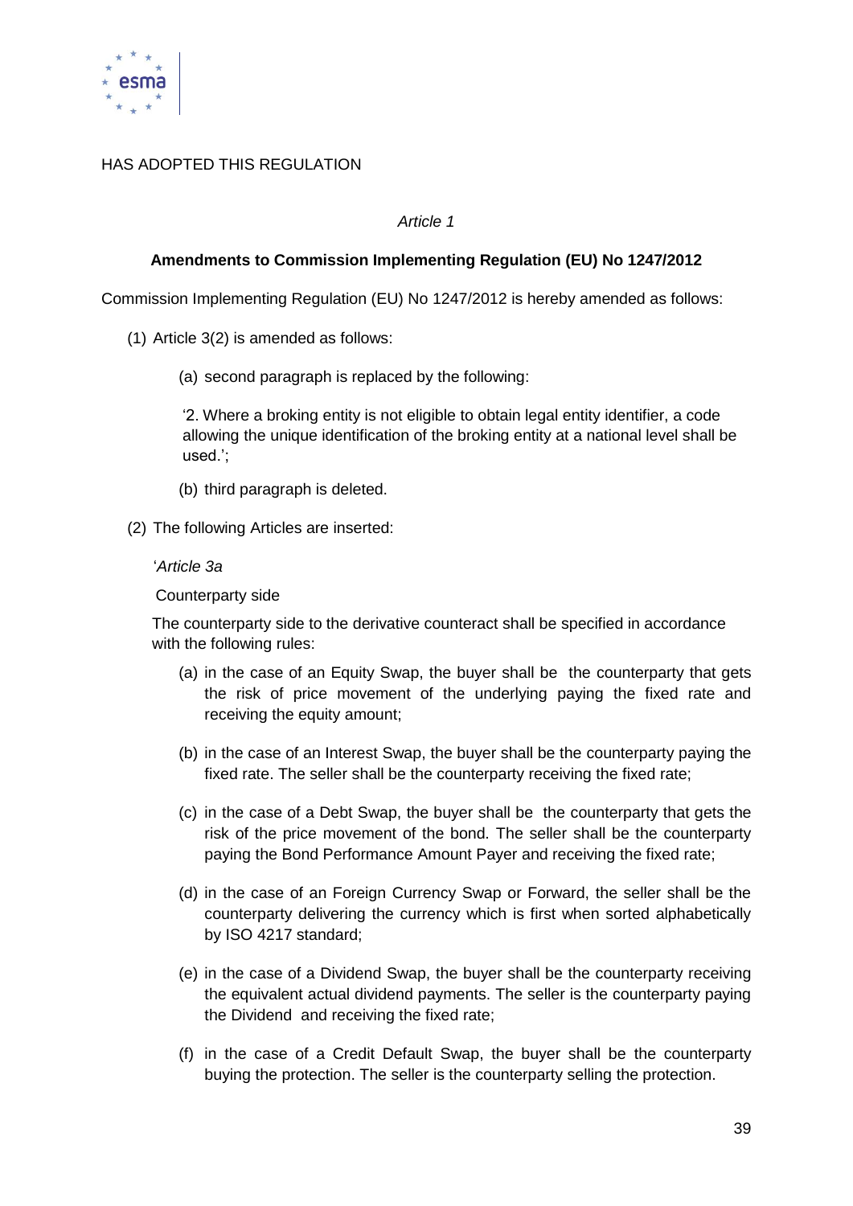HAS ADOPTED THIS REGULATION

*Article 1*

**Amendments to Commission Implementing Regulation (EU) No 1247/2012**

Commission Implementing Regulation (EU) No 1247/2012 is hereby amended as follows:

(1) Article 3(2) is amended as follows:

(a) second paragraph is replaced by the following:

'2. Where a broking entity is not eligible to obtain legal entity identifier, a code allowing the unique identification of the broking entity at a national level shall be used.';

(b) third paragraph is deleted.

(2) The following Articles are inserted:

'*Article 3a*

Counterparty side

The counterparty side to the derivative counteract shall be specified in accordance with the following rules:

(a) in the case of an Equity Swap, the buyer shall be the counterparty that gets the risk of price movement of the underlying paying the fixed rate and receiving the equity amount;

(b) in the case of an Interest Swap, the buyer shall be the counterparty paying the fixed rate. The seller shall be the counterparty receiving the fixed rate;

(c) in the case of a Debt Swap, the buyer shall be the counterparty that gets the risk of the price movement of the bond. The seller shall be the counterparty paying the Bond Performance Amount Payer and receiving the fixed rate;

(d) in the case of an Foreign Currency Swap or Forward, the seller shall be the counterparty delivering the currency which is first when sorted alphabetically by ISO 4217 standard;

(e) in the case of a Dividend Swap, the buyer shall be the counterparty receiving the equivalent actual dividend payments. The seller is the counterparty paying the Dividend and receiving the fixed rate;

(f) in the case of a Credit Default Swap, the buyer shall be the counterparty buying the protection. The seller is the counterparty selling the protection.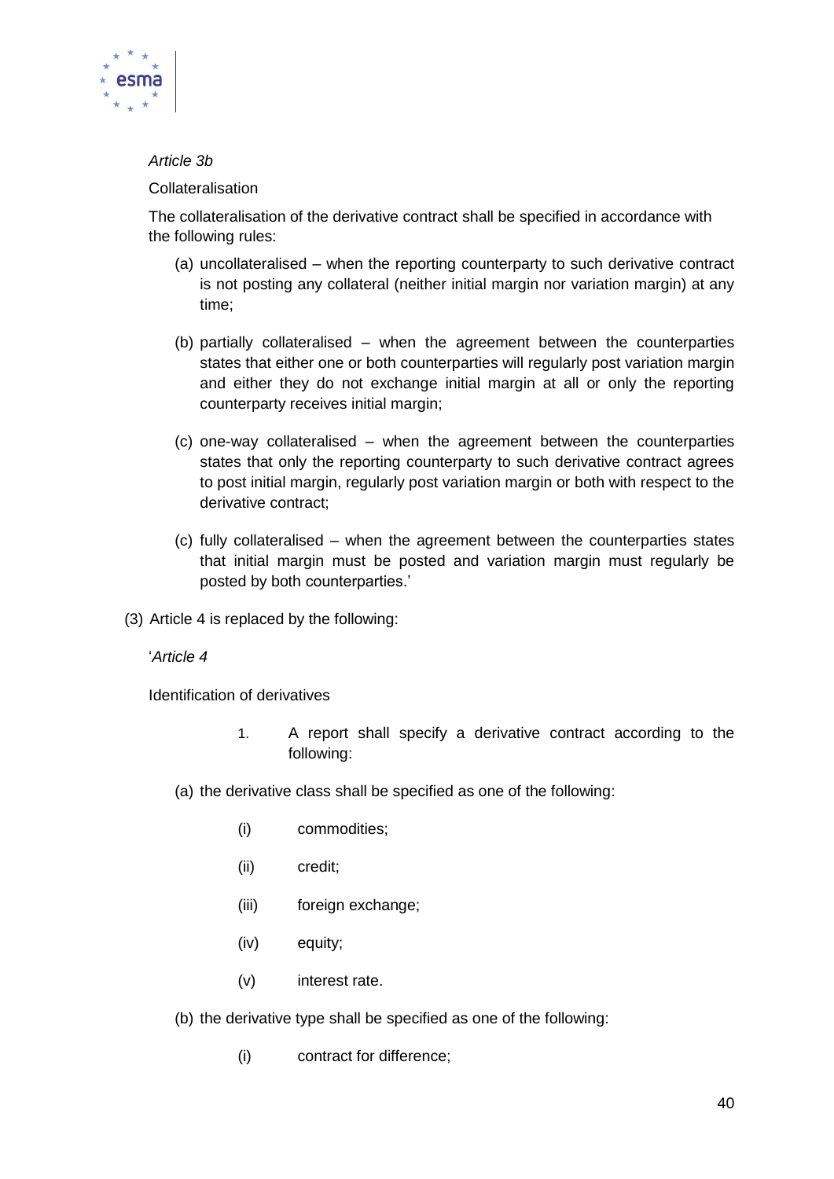*Article 3b*

Collateralisation

The collateralisation of the derivative contract shall be specified in accordance with the following rules:

(a) uncollateralised – when the reporting counterparty to such derivative contract is not posting any collateral (neither initial margin nor variation margin) at any time;

(b) partially collateralised – when the agreement between the counterparties states that either one or both counterparties will regularly post variation margin and either they do not exchange initial margin at all or only the reporting counterparty receives initial margin;

(c) one-way collateralised – when the agreement between the counterparties states that only the reporting counterparty to such derivative contract agrees to post initial margin, regularly post variation margin or both with respect to the derivative contract;

(c) fully collateralised – when the agreement between the counterparties states that initial margin must be posted and variation margin must regularly be posted by both counterparties.'

(3) Article 4 is replaced by the following:

'*Article 4*

Identification of derivatives

1. A report shall specify a derivative contract according to the following:

(a) the derivative class shall be specified as one of the following:

(i) commodities;

(ii) credit;

(iii) foreign exchange;

(iv) equity;

(v) interest rate.

(b) the derivative type shall be specified as one of the following:

(i) contract for difference;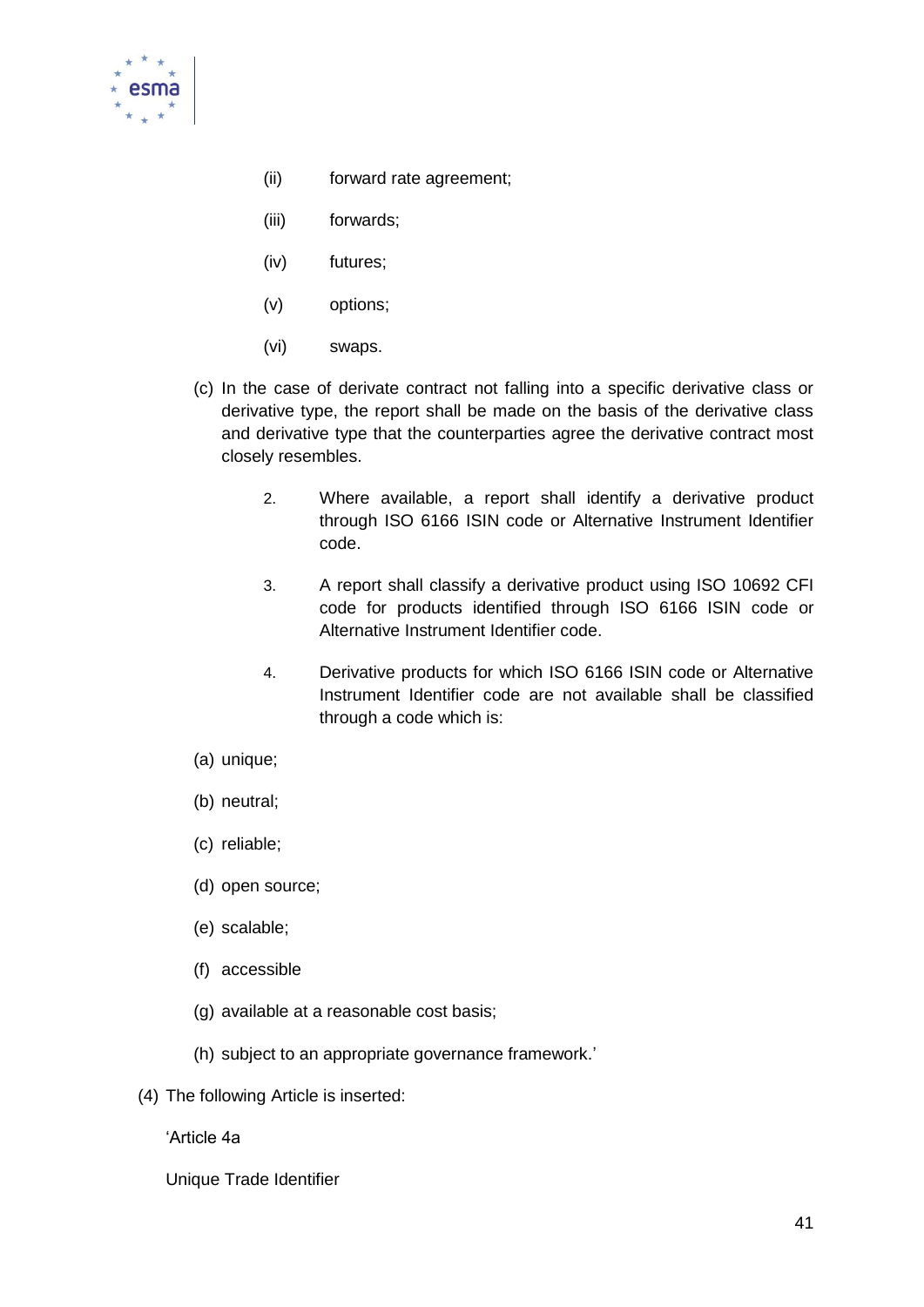(ii) forward rate agreement;

(iii) forwards;

(iv) futures;

(v) options;

(vi) swaps.

(c) In the case of derivate contract not falling into a specific derivative class or derivative type, the report shall be made on the basis of the derivative class and derivative type that the counterparties agree the derivative contract most closely resembles.

2. Where available, a report shall identify a derivative product through ISO 6166 ISIN code or Alternative Instrument Identifier code.

3. A report shall classify a derivative product using ISO 10692 CFI code for products identified through ISO 6166 ISIN code or Alternative Instrument Identifier code.

4. Derivative products for which ISO 6166 ISIN code or Alternative Instrument Identifier code are not available shall be classified through a code which is:

(a) unique;

(b) neutral;

(c) reliable;

(d) open source;

(e) scalable;

(f) accessible

(g) available at a reasonable cost basis;

(h) subject to an appropriate governance framework.'

(4) The following Article is inserted:

'Article 4a

Unique Trade Identifier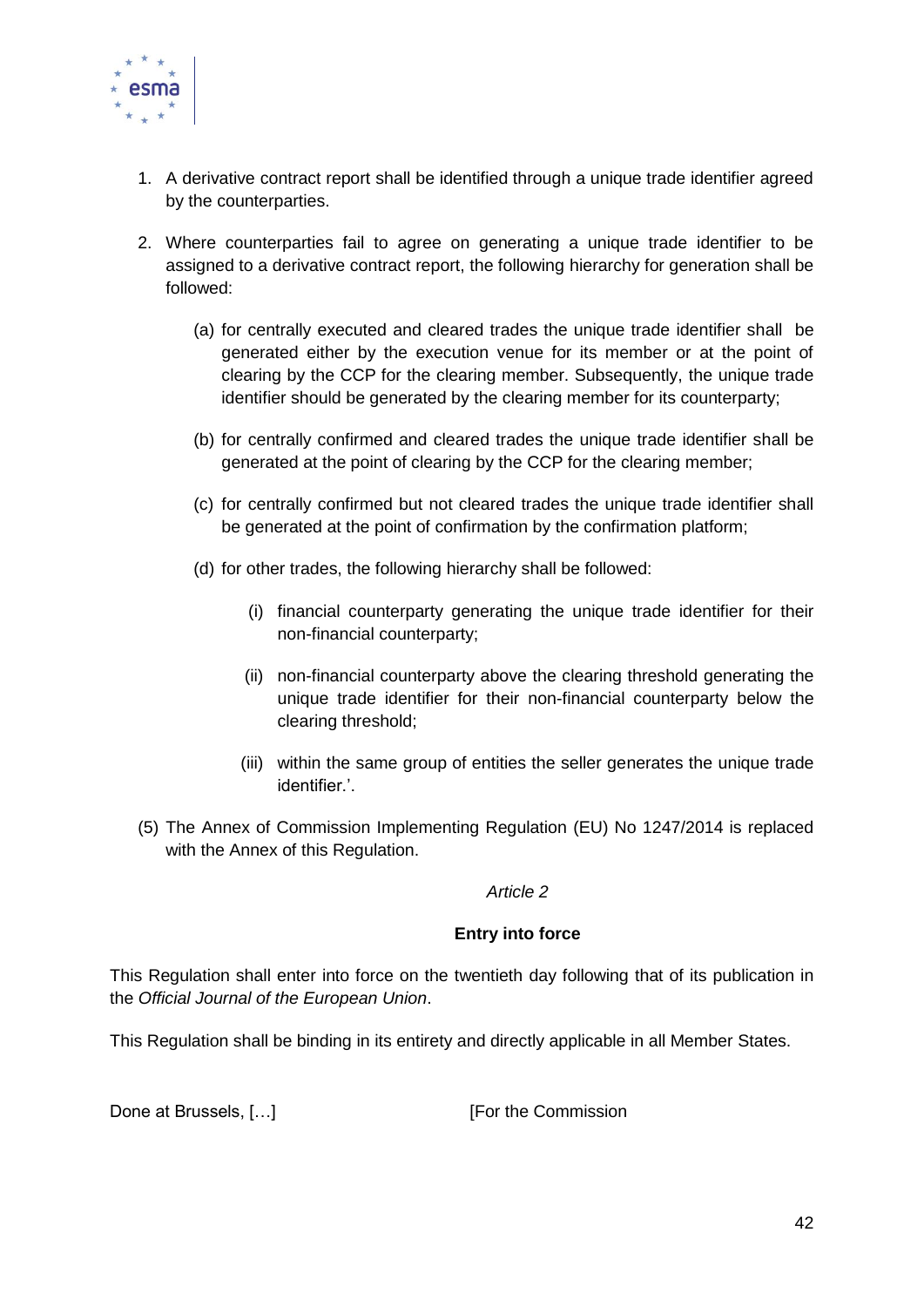1. A derivative contract report shall be identified through a unique trade identifier agreed by the counterparties.

2. Where counterparties fail to agree on generating a unique trade identifier to be assigned to a derivative contract report, the following hierarchy for generation shall be followed:

   (a) for centrally executed and cleared trades the unique trade identifier shall be generated either by the execution venue for its member or at the point of clearing by the CCP for the clearing member. Subsequently, the unique trade identifier should be generated by the clearing member for its counterparty;

   (b) for centrally confirmed and cleared trades the unique trade identifier shall be generated at the point of clearing by the CCP for the clearing member;

   (c) for centrally confirmed but not cleared trades the unique trade identifier shall be generated at the point of confirmation by the confirmation platform;

   (d) for other trades, the following hierarchy shall be followed:

      (i) financial counterparty generating the unique trade identifier for their non-financial counterparty;

      (ii) non-financial counterparty above the clearing threshold generating the unique trade identifier for their non-financial counterparty below the clearing threshold;

      (iii) within the same group of entities the seller generates the unique trade identifier.'.

(5) The Annex of Commission Implementing Regulation (EU) No 1247/2014 is replaced with the Annex of this Regulation.

*Article 2*

**Entry into force**

This Regulation shall enter into force on the twentieth day following that of its publication in the *Official Journal of the European Union*.

This Regulation shall be binding in its entirety and directly applicable in all Member States.

Done at Brussels, […] [For the Commission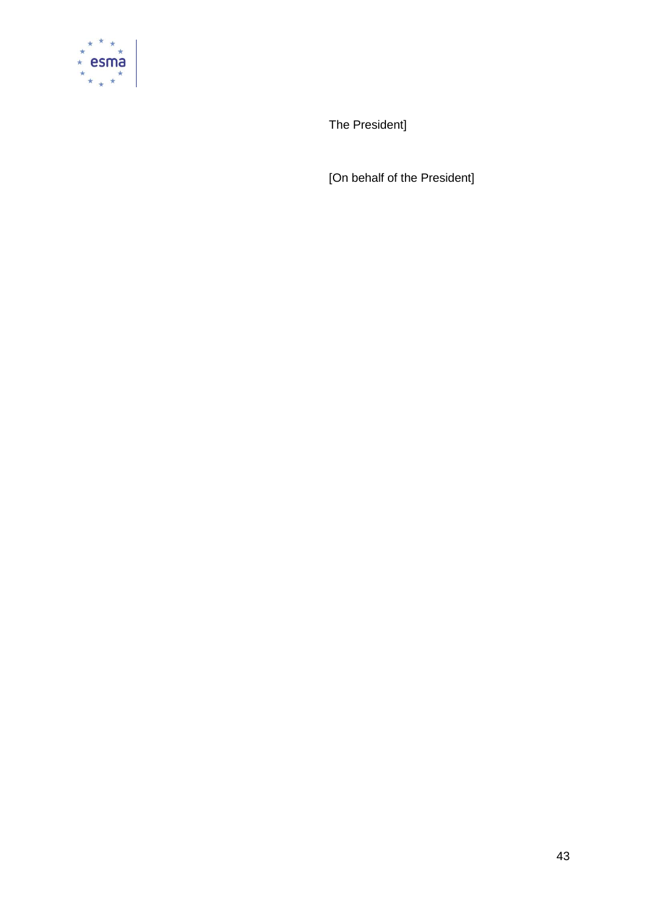The President]

[On behalf of the President]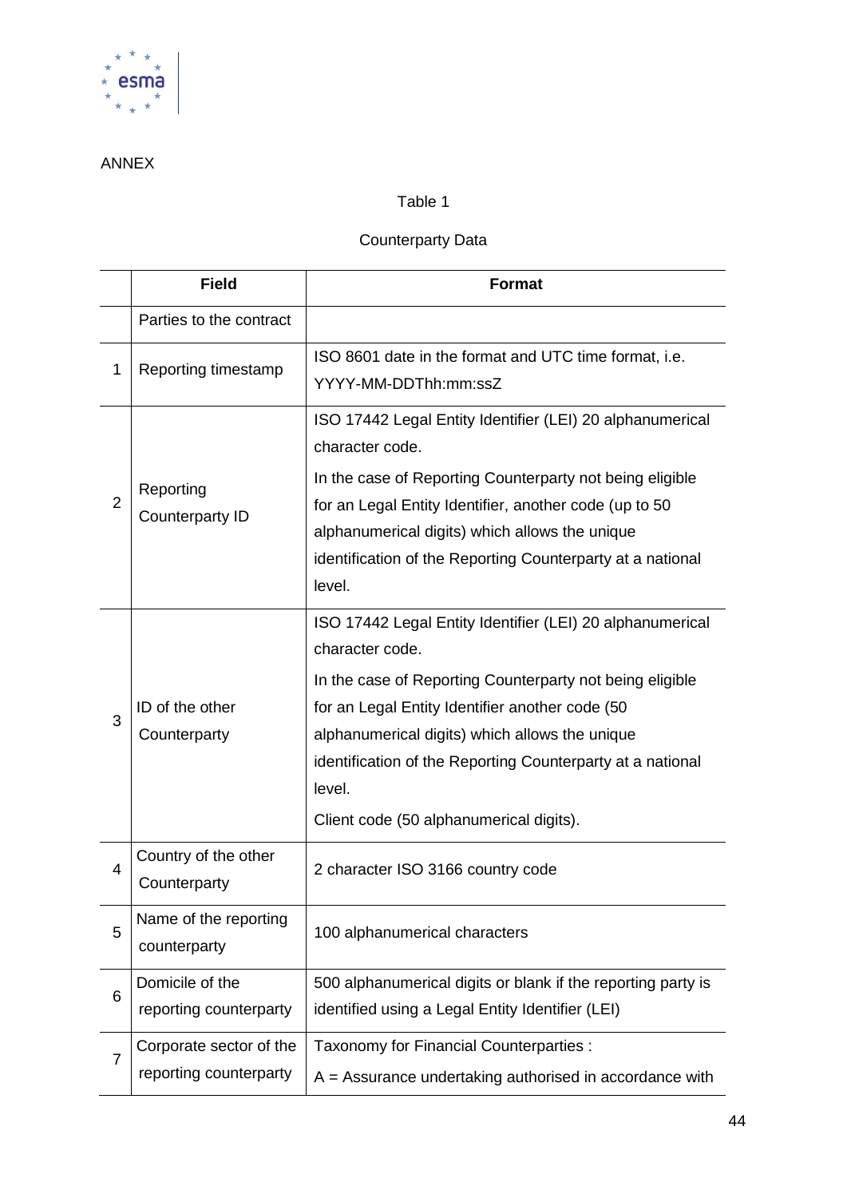ANNEX

Table 1

Counterparty Data

| | Field | Format |
|---|---|---|
| | Parties to the contract | |
| 1 | Reporting timestamp | ISO 8601 date in the format and UTC time format, i.e. YYYY-MM-DDThh:mm:ssZ |
| 2 | Reporting Counterparty ID | ISO 17442 Legal Entity Identifier (LEI) 20 alphanumerical character code.<br><br>In the case of Reporting Counterparty not being eligible for an Legal Entity Identifier, another code (up to 50 alphanumerical digits) which allows the unique identification of the Reporting Counterparty at a national level. |
| 3 | ID of the other Counterparty | ISO 17442 Legal Entity Identifier (LEI) 20 alphanumerical character code.<br><br>In the case of Reporting Counterparty not being eligible for an Legal Entity Identifier another code (50 alphanumerical digits) which allows the unique identification of the Reporting Counterparty at a national level.<br><br>Client code (50 alphanumerical digits). |
| 4 | Country of the other Counterparty | 2 character ISO 3166 country code |
| 5 | Name of the reporting counterparty | 100 alphanumerical characters |
| 6 | Domicile of the reporting counterparty | 500 alphanumerical digits or blank if the reporting party is identified using a Legal Entity Identifier (LEI) |
| 7 | Corporate sector of the reporting counterparty | Taxonomy for Financial Counterparties :<br><br>A = Assurance undertaking authorised in accordance with |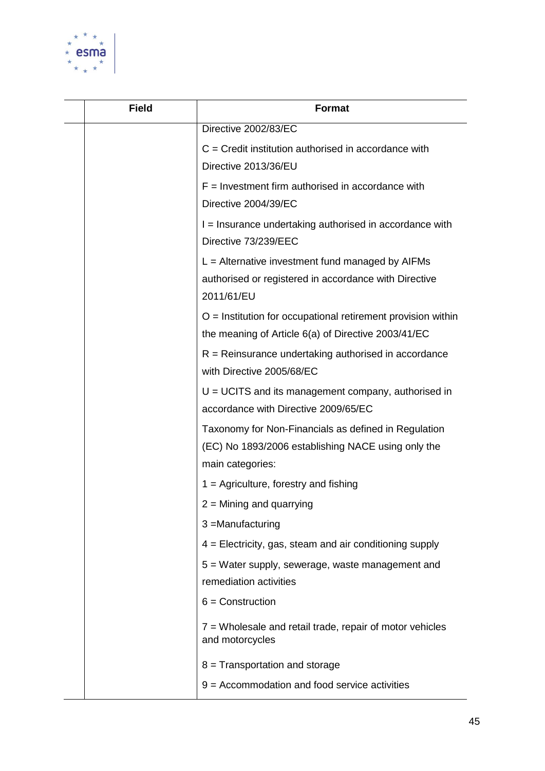| | Field | Format |
|---|---|---|
| | | Directive 2002/83/EC<br><br>C = Credit institution authorised in accordance with Directive 2013/36/EU<br><br>F = Investment firm authorised in accordance with Directive 2004/39/EC<br><br>I = Insurance undertaking authorised in accordance with Directive 73/239/EEC<br><br>L = Alternative investment fund managed by AIFMs authorised or registered in accordance with Directive 2011/61/EU<br><br>O = Institution for occupational retirement provision within the meaning of Article 6(a) of Directive 2003/41/EC<br><br>R = Reinsurance undertaking authorised in accordance with Directive 2005/68/EC<br><br>U = UCITS and its management company, authorised in accordance with Directive 2009/65/EC<br><br>Taxonomy for Non-Financials as defined in Regulation (EC) No 1893/2006 establishing NACE using only the main categories:<br><br>1 = Agriculture, forestry and fishing<br><br>2 = Mining and quarrying<br><br>3 =Manufacturing<br><br>4 = Electricity, gas, steam and air conditioning supply<br><br>5 = Water supply, sewerage, waste management and remediation activities<br><br>6 = Construction<br><br>7 = Wholesale and retail trade, repair of motor vehicles and motorcycles<br><br>8 = Transportation and storage<br><br>9 = Accommodation and food service activities |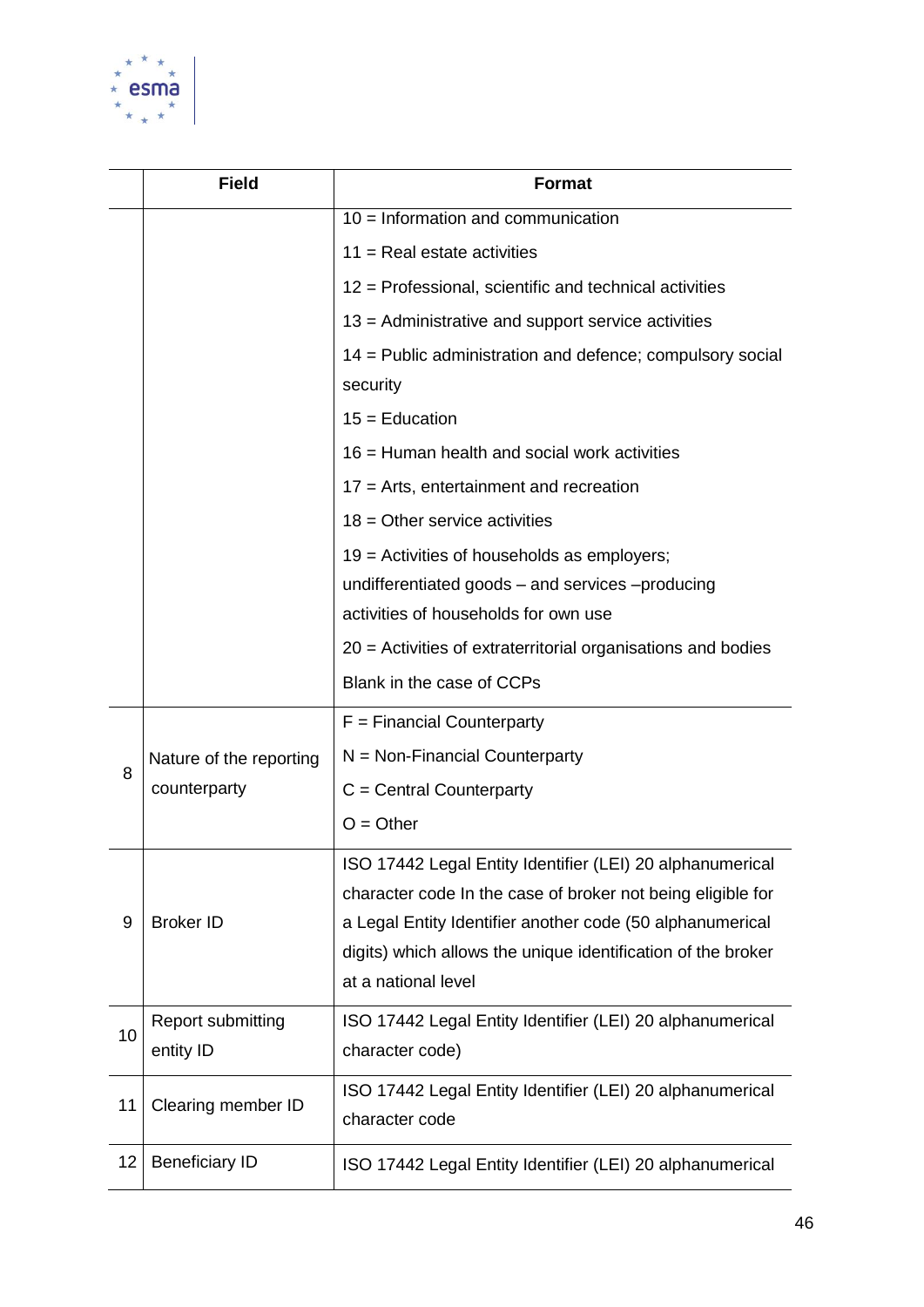| | Field | Format |
|---|---|---|
| | | 10 = Information and communication<br>11 = Real estate activities<br>12 = Professional, scientific and technical activities<br>13 = Administrative and support service activities<br>14 = Public administration and defence; compulsory social security<br>15 = Education<br>16 = Human health and social work activities<br>17 = Arts, entertainment and recreation<br>18 = Other service activities<br>19 = Activities of households as employers; undifferentiated goods – and services –producing activities of households for own use<br>20 = Activities of extraterritorial organisations and bodies<br>Blank in the case of CCPs |
| 8 | Nature of the reporting counterparty | F = Financial Counterparty<br>N = Non-Financial Counterparty<br>C = Central Counterparty<br>O = Other |
| 9 | Broker ID | ISO 17442 Legal Entity Identifier (LEI) 20 alphanumerical character code In the case of broker not being eligible for a Legal Entity Identifier another code (50 alphanumerical digits) which allows the unique identification of the broker at a national level |
| 10 | Report submitting entity ID | ISO 17442 Legal Entity Identifier (LEI) 20 alphanumerical character code) |
| 11 | Clearing member ID | ISO 17442 Legal Entity Identifier (LEI) 20 alphanumerical character code |
| 12 | Beneficiary ID | ISO 17442 Legal Entity Identifier (LEI) 20 alphanumerical |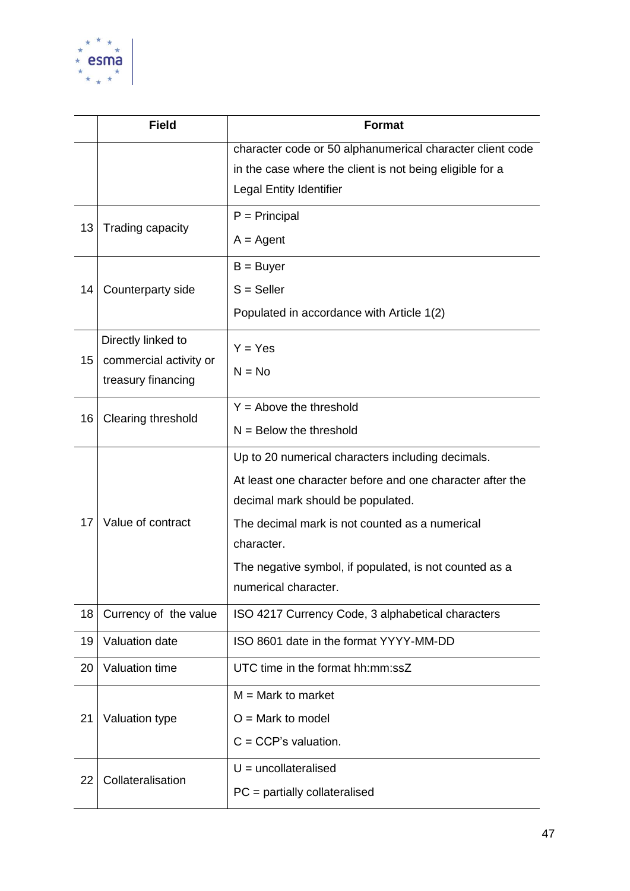| | Field | Format |
|---|---|---|
| | | character code or 50 alphanumerical character client code in the case where the client is not being eligible for a Legal Entity Identifier |
| 13 | Trading capacity | P = Principal<br>A = Agent |
| 14 | Counterparty side | B = Buyer<br>S = Seller<br>Populated in accordance with Article 1(2) |
| 15 | Directly linked to commercial activity or treasury financing | Y = Yes<br>N = No |
| 16 | Clearing threshold | Y = Above the threshold<br>N = Below the threshold |
| 17 | Value of contract | Up to 20 numerical characters including decimals.<br>At least one character before and one character after the decimal mark should be populated.<br>The decimal mark is not counted as a numerical character.<br>The negative symbol, if populated, is not counted as a numerical character. |
| 18 | Currency of the value | ISO 4217 Currency Code, 3 alphabetical characters |
| 19 | Valuation date | ISO 8601 date in the format YYYY-MM-DD |
| 20 | Valuation time | UTC time in the format hh:mm:ssZ |
| 21 | Valuation type | M = Mark to market<br>O = Mark to model<br>C = CCP's valuation. |
| 22 | Collateralisation | U = uncollateralised<br>PC = partially collateralised |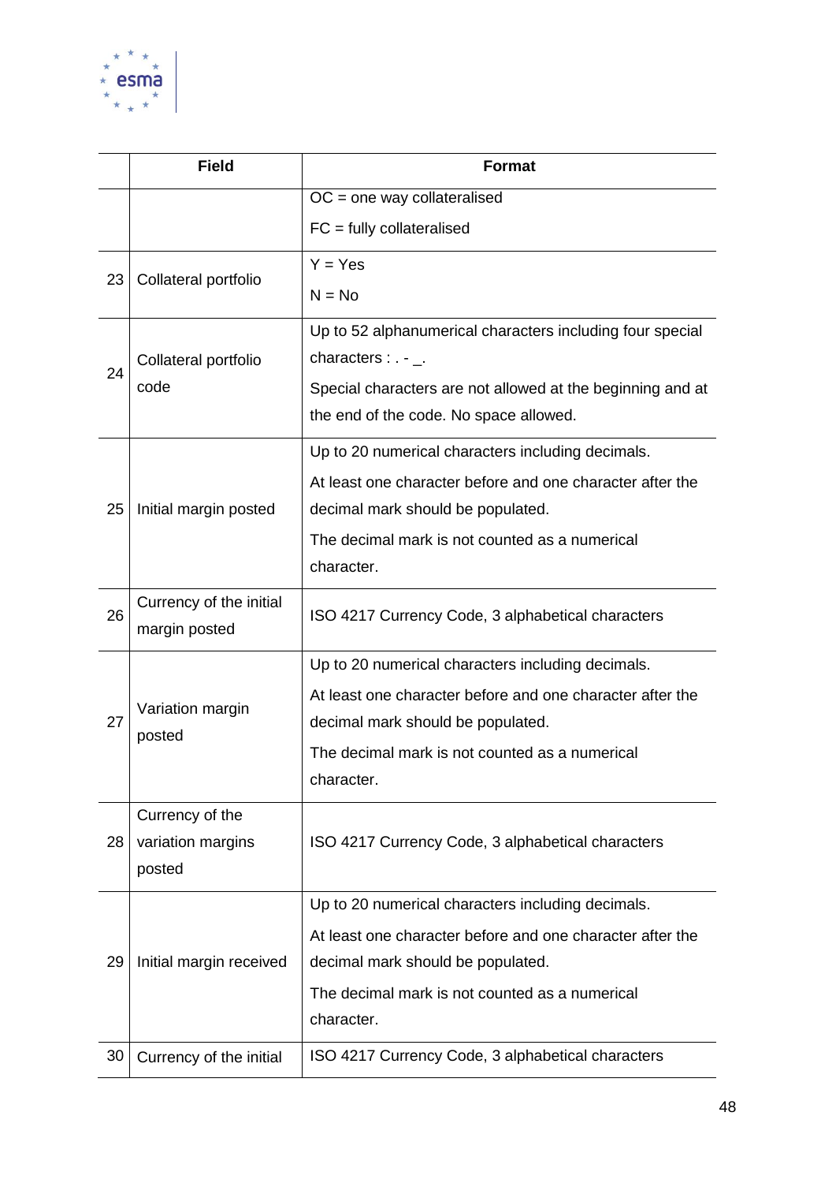| | Field | Format |
|---|---|---|
| | | OC = one way collateralised<br>FC = fully collateralised |
| 23 | Collateral portfolio | Y = Yes<br>N = No |
| 24 | Collateral portfolio code | Up to 52 alphanumerical characters including four special characters : . - _.<br>Special characters are not allowed at the beginning and at the end of the code. No space allowed. |
| 25 | Initial margin posted | Up to 20 numerical characters including decimals.<br>At least one character before and one character after the decimal mark should be populated.<br>The decimal mark is not counted as a numerical character. |
| 26 | Currency of the initial margin posted | ISO 4217 Currency Code, 3 alphabetical characters |
| 27 | Variation margin posted | Up to 20 numerical characters including decimals.<br>At least one character before and one character after the decimal mark should be populated.<br>The decimal mark is not counted as a numerical character. |
| 28 | Currency of the variation margins posted | ISO 4217 Currency Code, 3 alphabetical characters |
| 29 | Initial margin received | Up to 20 numerical characters including decimals.<br>At least one character before and one character after the decimal mark should be populated.<br>The decimal mark is not counted as a numerical character. |
| 30 | Currency of the initial | ISO 4217 Currency Code, 3 alphabetical characters |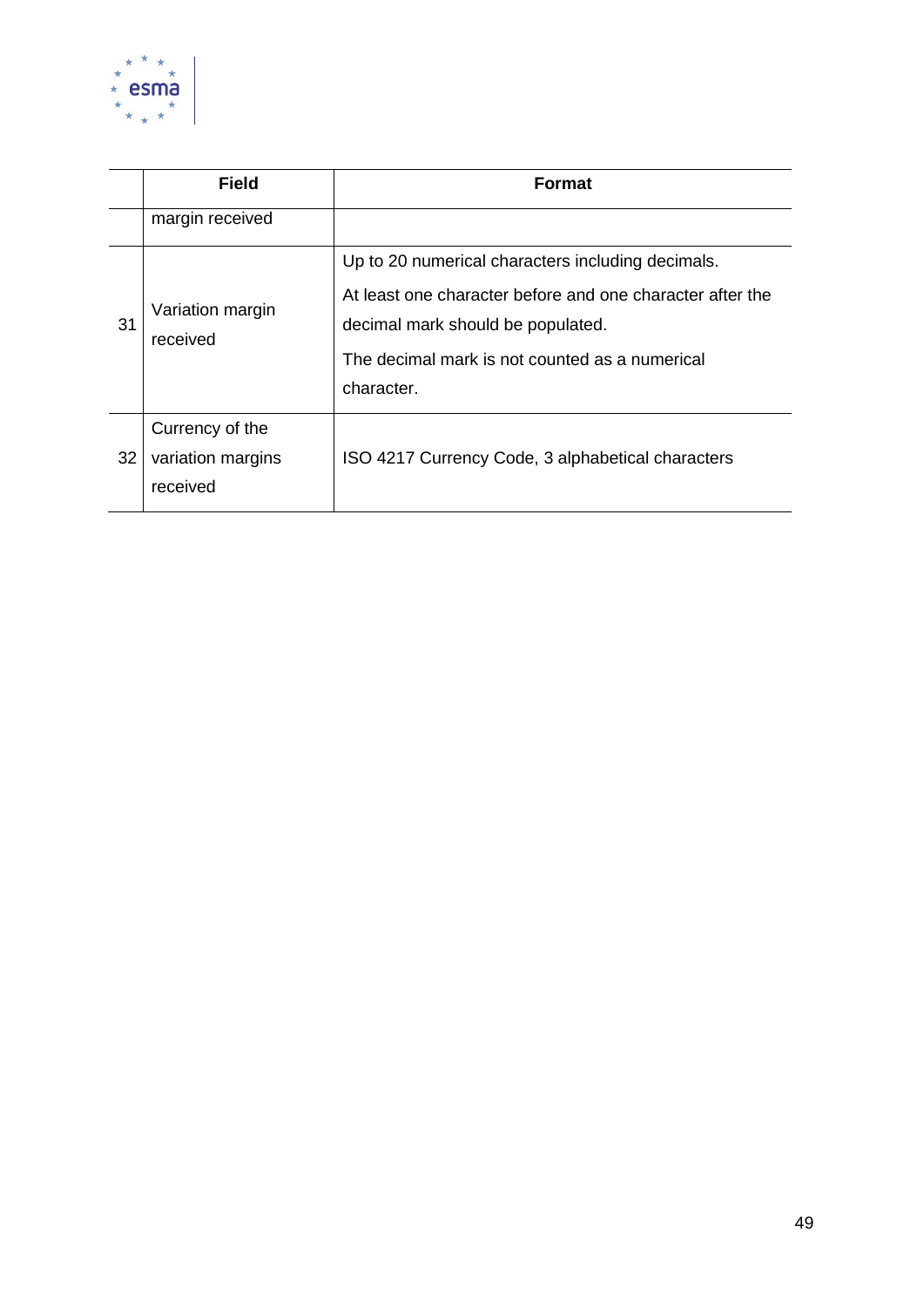| | Field | Format |
|---|---|---|
| | margin received | |
| 31 | Variation margin received | Up to 20 numerical characters including decimals. At least one character before and one character after the decimal mark should be populated. The decimal mark is not counted as a numerical character. |
| 32 | Currency of the variation margins received | ISO 4217 Currency Code, 3 alphabetical characters |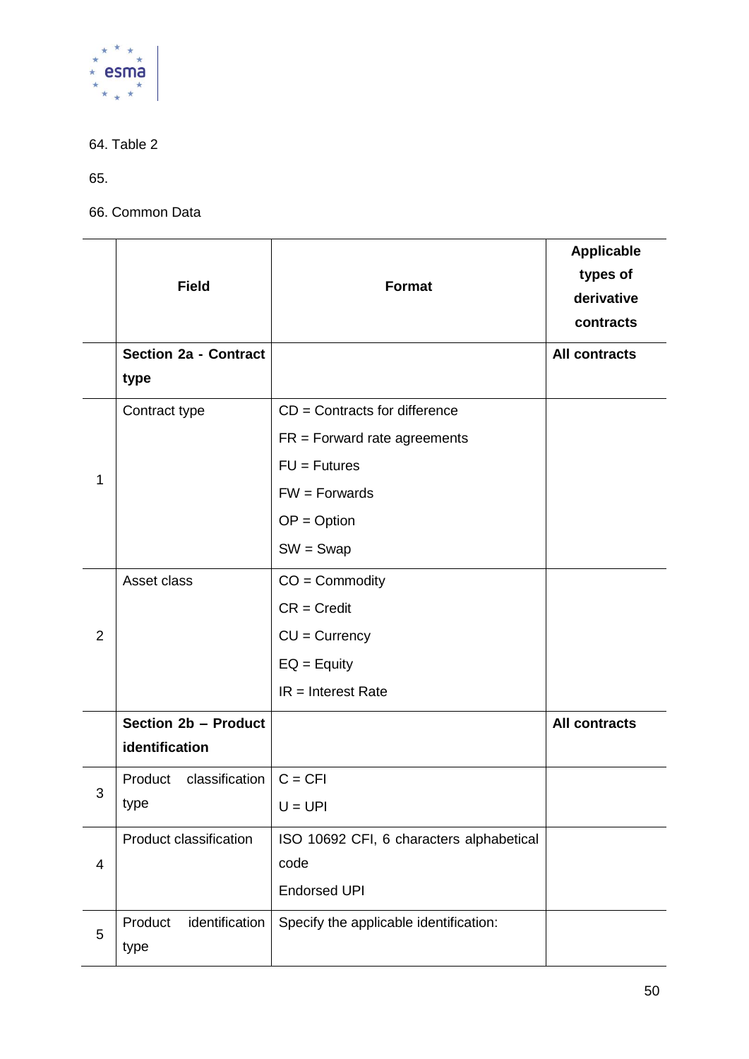64. Table 2

65.

66. Common Data

| | Field | Format | Applicable types of derivative contracts |
|---|---|---|---|
| | **Section 2a - Contract type** | | **All contracts** |
| 1 | Contract type | CD = Contracts for difference<br>FR = Forward rate agreements<br>FU = Futures<br>FW = Forwards<br>OP = Option<br>SW = Swap | |
| 2 | Asset class | CO = Commodity<br>CR = Credit<br>CU = Currency<br>EQ = Equity<br>IR = Interest Rate | |
| | **Section 2b – Product identification** | | **All contracts** |
| 3 | Product classification type | C = CFI<br>U = UPI | |
| 4 | Product classification | ISO 10692 CFI, 6 characters alphabetical code<br>Endorsed UPI | |
| 5 | Product identification type | Specify the applicable identification: | |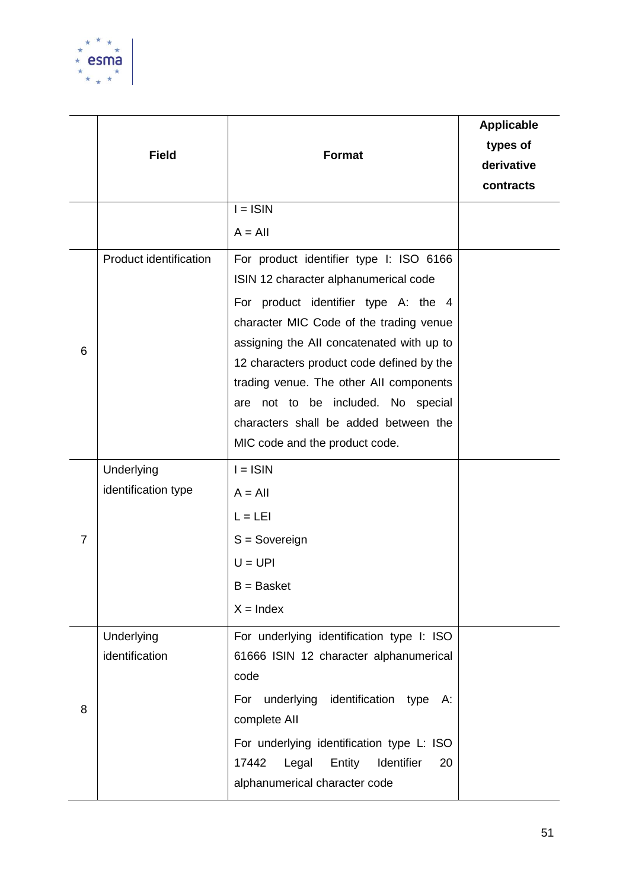| | Field | Format | Applicable types of derivative contracts |
|---|---|---|---|
| | | I = ISIN<br>A = AII | |
| 6 | Product identification | For product identifier type I: ISO 6166 ISIN 12 character alphanumerical code<br>For product identifier type A: the 4 character MIC Code of the trading venue assigning the AII concatenated with up to 12 characters product code defined by the trading venue. The other AII components are not to be included. No special characters shall be added between the MIC code and the product code. | |
| 7 | Underlying identification type | I = ISIN<br>A = AII<br>L = LEI<br>S = Sovereign<br>U = UPI<br>B = Basket<br>X = Index | |
| 8 | Underlying identification | For underlying identification type I: ISO 61666 ISIN 12 character alphanumerical code<br>For underlying identification type A: complete AII<br>For underlying identification type L: ISO 17442 Legal Entity Identifier 20 alphanumerical character code | |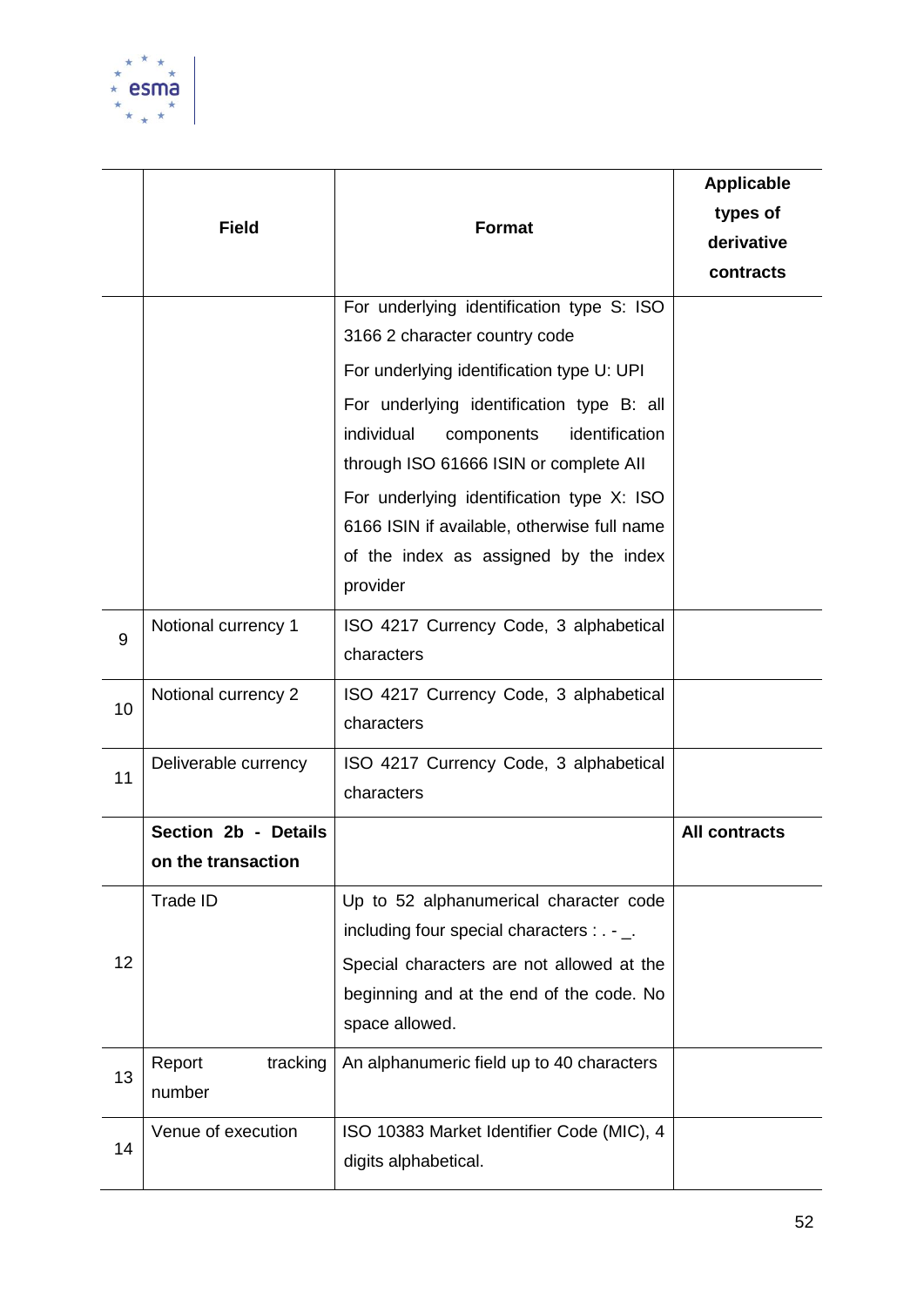|  | Field | Format | Applicable types of derivative contracts |
|---|---|---|---|
|  |  | For underlying identification type S: ISO 3166 2 character country code<br>For underlying identification type U: UPI<br>For underlying identification type B: all individual components identification through ISO 61666 ISIN or complete AII<br>For underlying identification type X: ISO 6166 ISIN if available, otherwise full name of the index as assigned by the index provider |  |
| 9 | Notional currency 1 | ISO 4217 Currency Code, 3 alphabetical characters |  |
| 10 | Notional currency 2 | ISO 4217 Currency Code, 3 alphabetical characters |  |
| 11 | Deliverable currency | ISO 4217 Currency Code, 3 alphabetical characters |  |
|  | **Section 2b - Details on the transaction** |  | **All contracts** |
| 12 | Trade ID | Up to 52 alphanumerical character code including four special characters : . - _.<br>Special characters are not allowed at the beginning and at the end of the code. No space allowed. |  |
| 13 | Report tracking number | An alphanumeric field up to 40 characters |  |
| 14 | Venue of execution | ISO 10383 Market Identifier Code (MIC), 4 digits alphabetical. |  |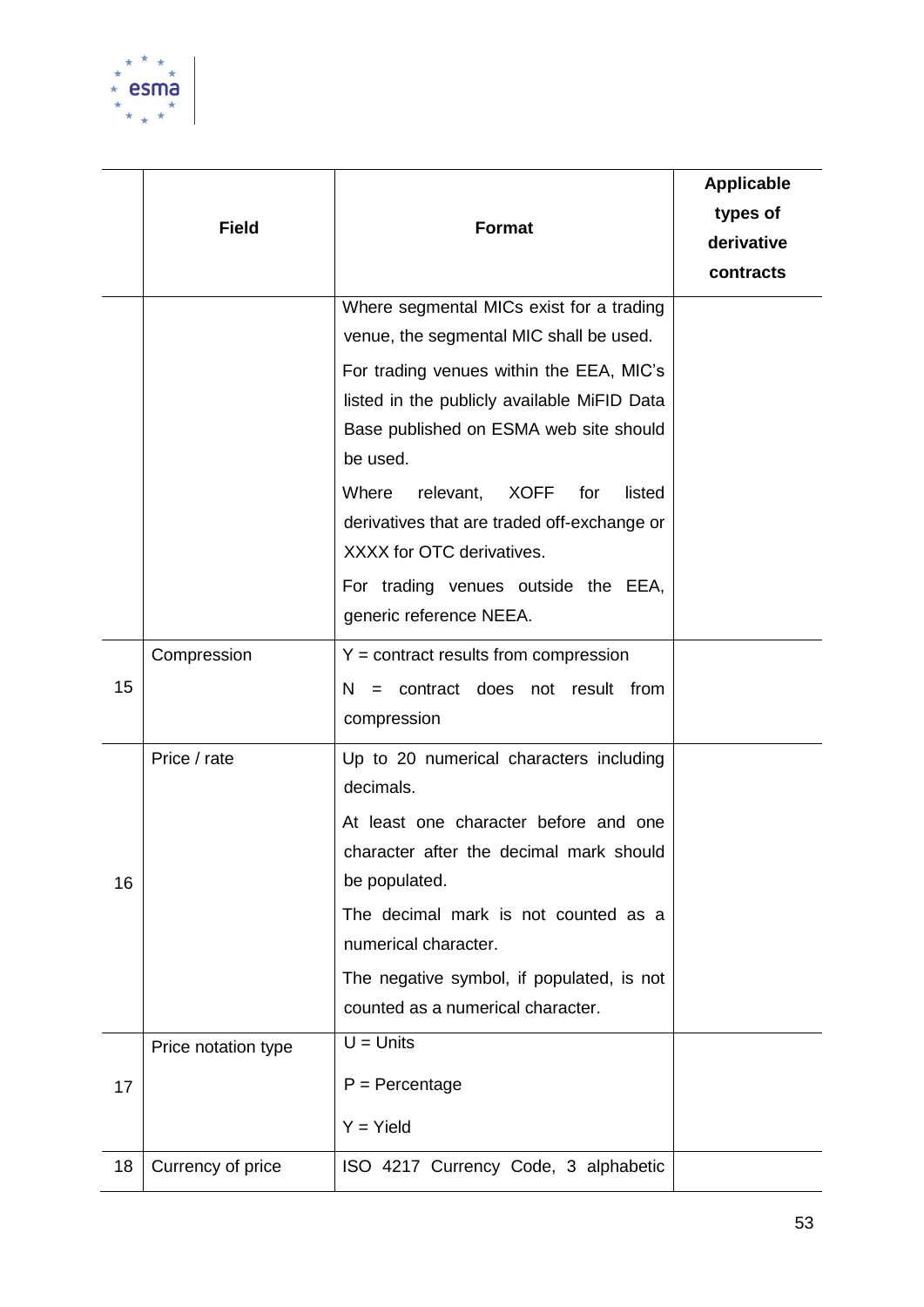| | Field | Format | Applicable types of derivative contracts |
|---|---|---|---|
| | | Where segmental MICs exist for a trading venue, the segmental MIC shall be used.<br>For trading venues within the EEA, MIC's listed in the publicly available MiFID Data Base published on ESMA web site should be used.<br>Where relevant, XOFF for listed derivatives that are traded off-exchange or XXXX for OTC derivatives.<br>For trading venues outside the EEA, generic reference NEEA. | |
| 15 | Compression | Y = contract results from compression<br>N = contract does not result from compression | |
| 16 | Price / rate | Up to 20 numerical characters including decimals.<br>At least one character before and one character after the decimal mark should be populated.<br>The decimal mark is not counted as a numerical character.<br>The negative symbol, if populated, is not counted as a numerical character. | |
| 17 | Price notation type | U = Units<br>P = Percentage<br>Y = Yield | |
| 18 | Currency of price | ISO 4217 Currency Code, 3 alphabetic | |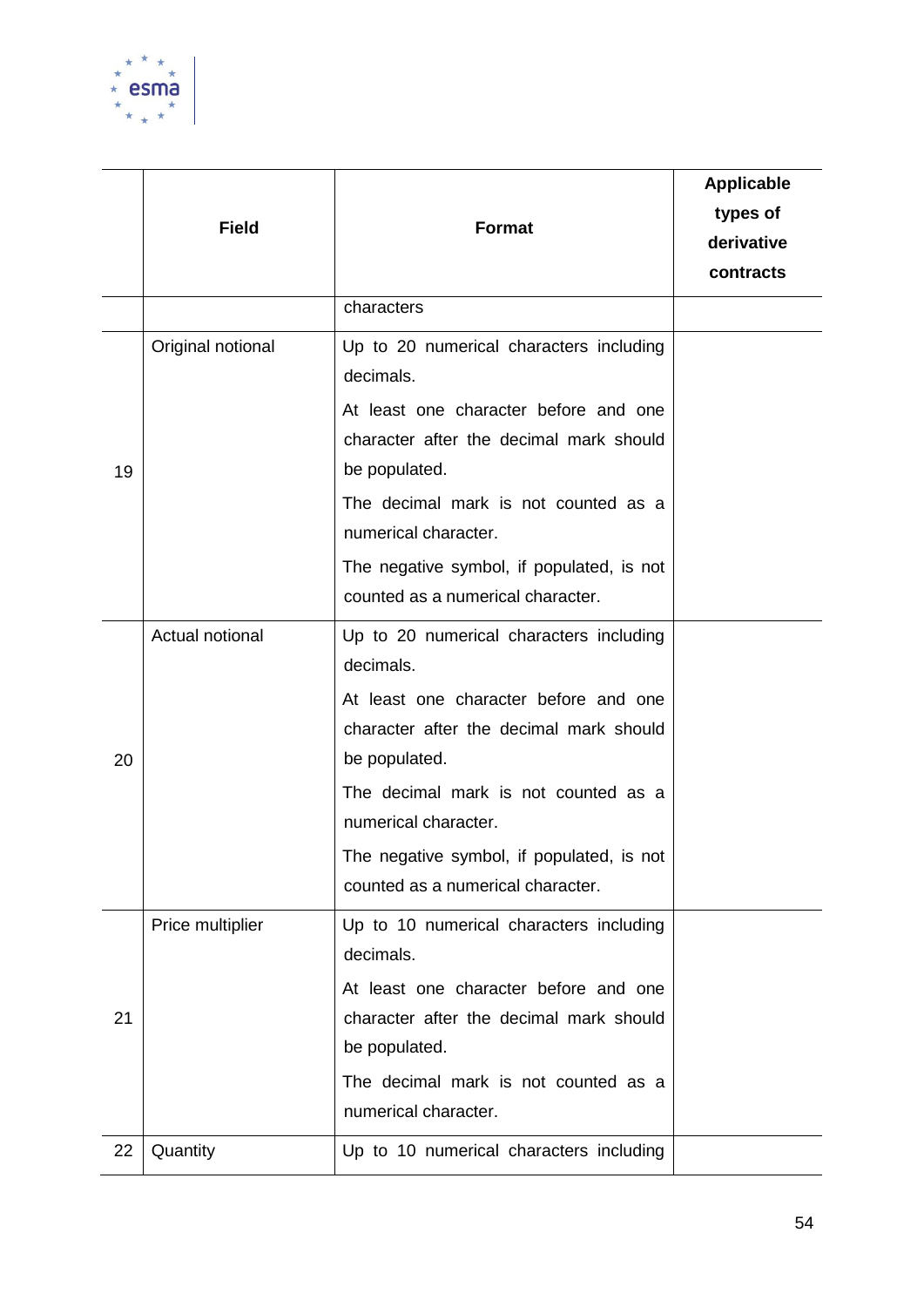| | Field | Format | Applicable types of derivative contracts |
|---|---|---|---|
| | | characters | |
| 19 | Original notional | Up to 20 numerical characters including decimals.<br>At least one character before and one character after the decimal mark should be populated.<br>The decimal mark is not counted as a numerical character.<br>The negative symbol, if populated, is not counted as a numerical character. | |
| 20 | Actual notional | Up to 20 numerical characters including decimals.<br>At least one character before and one character after the decimal mark should be populated.<br>The decimal mark is not counted as a numerical character.<br>The negative symbol, if populated, is not counted as a numerical character. | |
| 21 | Price multiplier | Up to 10 numerical characters including decimals.<br>At least one character before and one character after the decimal mark should be populated.<br>The decimal mark is not counted as a numerical character. | |
| 22 | Quantity | Up to 10 numerical characters including | |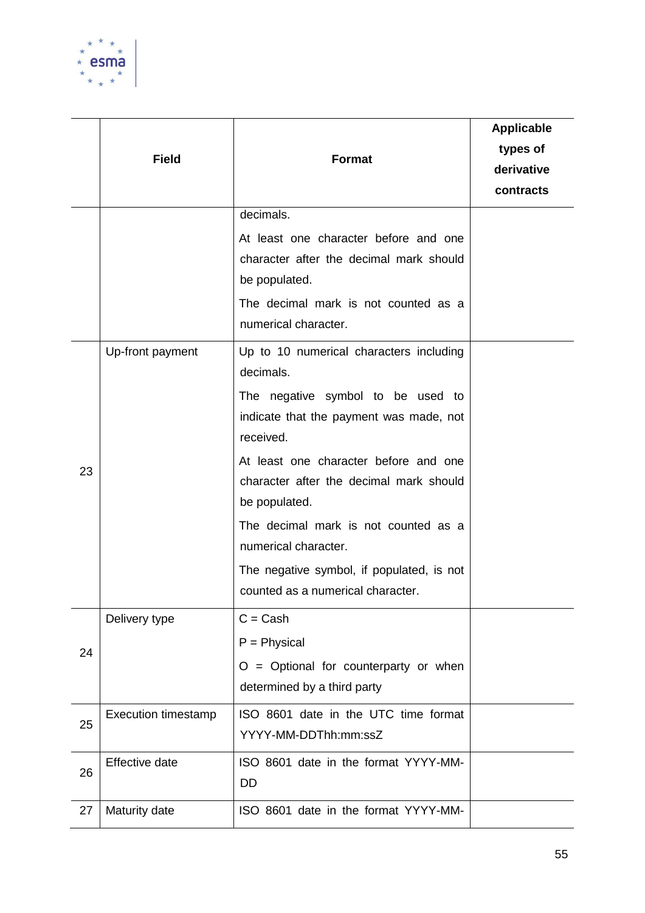| | Field | Format | Applicable types of derivative contracts |
|---|---|---|---|
| | | decimals.<br>At least one character before and one character after the decimal mark should be populated.<br>The decimal mark is not counted as a numerical character. | |
| 23 | Up-front payment | Up to 10 numerical characters including decimals.<br>The negative symbol to be used to indicate that the payment was made, not received.<br>At least one character before and one character after the decimal mark should be populated.<br>The decimal mark is not counted as a numerical character.<br>The negative symbol, if populated, is not counted as a numerical character. | |
| 24 | Delivery type | C = Cash<br>P = Physical<br>O = Optional for counterparty or when determined by a third party | |
| 25 | Execution timestamp | ISO 8601 date in the UTC time format YYYY-MM-DDThh:mm:ssZ | |
| 26 | Effective date | ISO 8601 date in the format YYYY-MM-DD | |
| 27 | Maturity date | ISO 8601 date in the format YYYY-MM- | |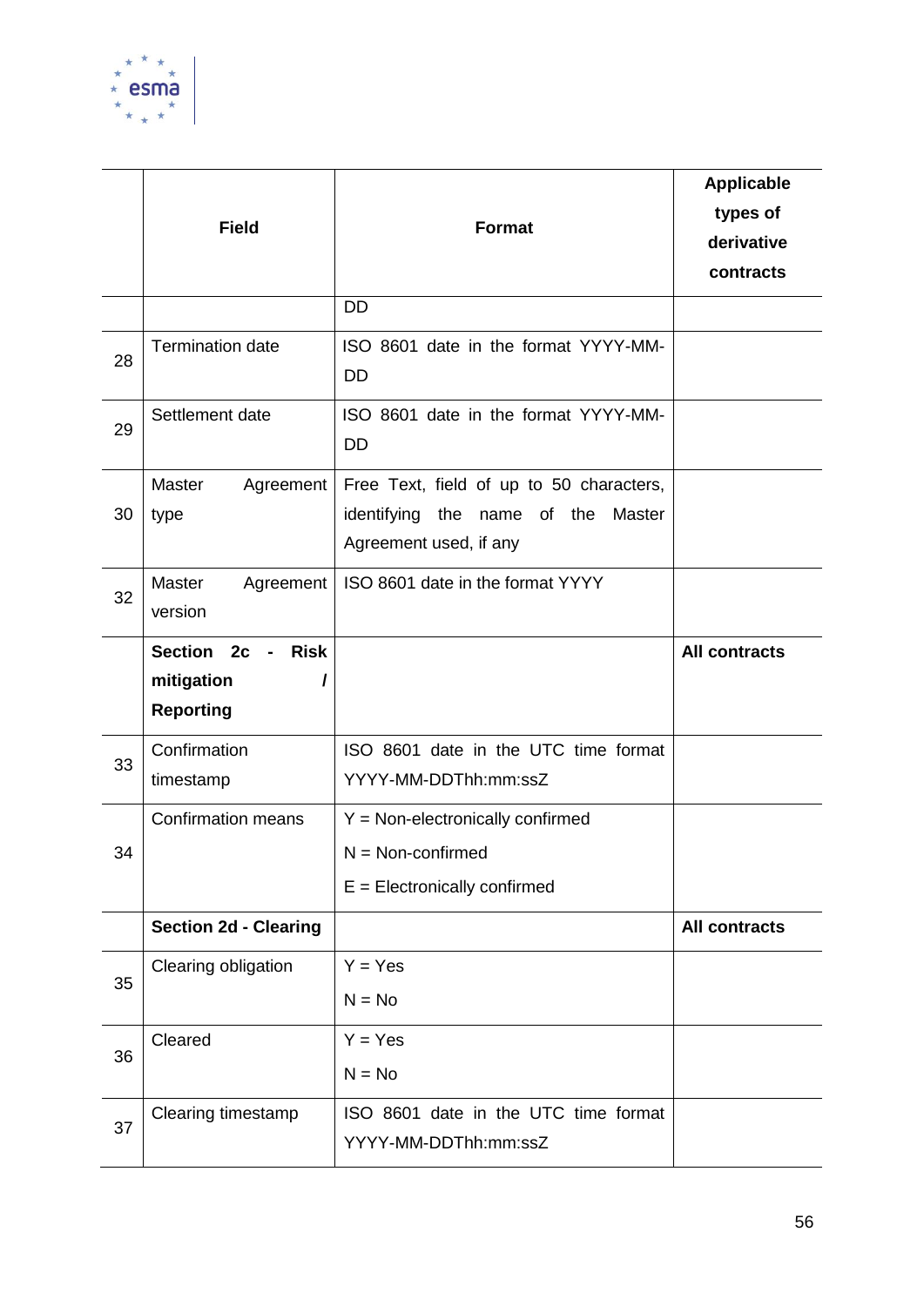| | Field | Format | Applicable types of derivative contracts |
|---|---|---|---|
| | | DD | |
| 28 | Termination date | ISO 8601 date in the format YYYY-MM-DD | |
| 29 | Settlement date | ISO 8601 date in the format YYYY-MM-DD | |
| 30 | Master Agreement type | Free Text, field of up to 50 characters, identifying the name of the Master Agreement used, if any | |
| 32 | Master Agreement version | ISO 8601 date in the format YYYY | |
| | **Section 2c - Risk mitigation / Reporting** | | **All contracts** |
| 33 | Confirmation timestamp | ISO 8601 date in the UTC time format YYYY-MM-DDThh:mm:ssZ | |
| 34 | Confirmation means | Y = Non-electronically confirmed<br>N = Non-confirmed<br>E = Electronically confirmed | |
| | **Section 2d - Clearing** | | **All contracts** |
| 35 | Clearing obligation | Y = Yes<br>N = No | |
| 36 | Cleared | Y = Yes<br>N = No | |
| 37 | Clearing timestamp | ISO 8601 date in the UTC time format YYYY-MM-DDThh:mm:ssZ | |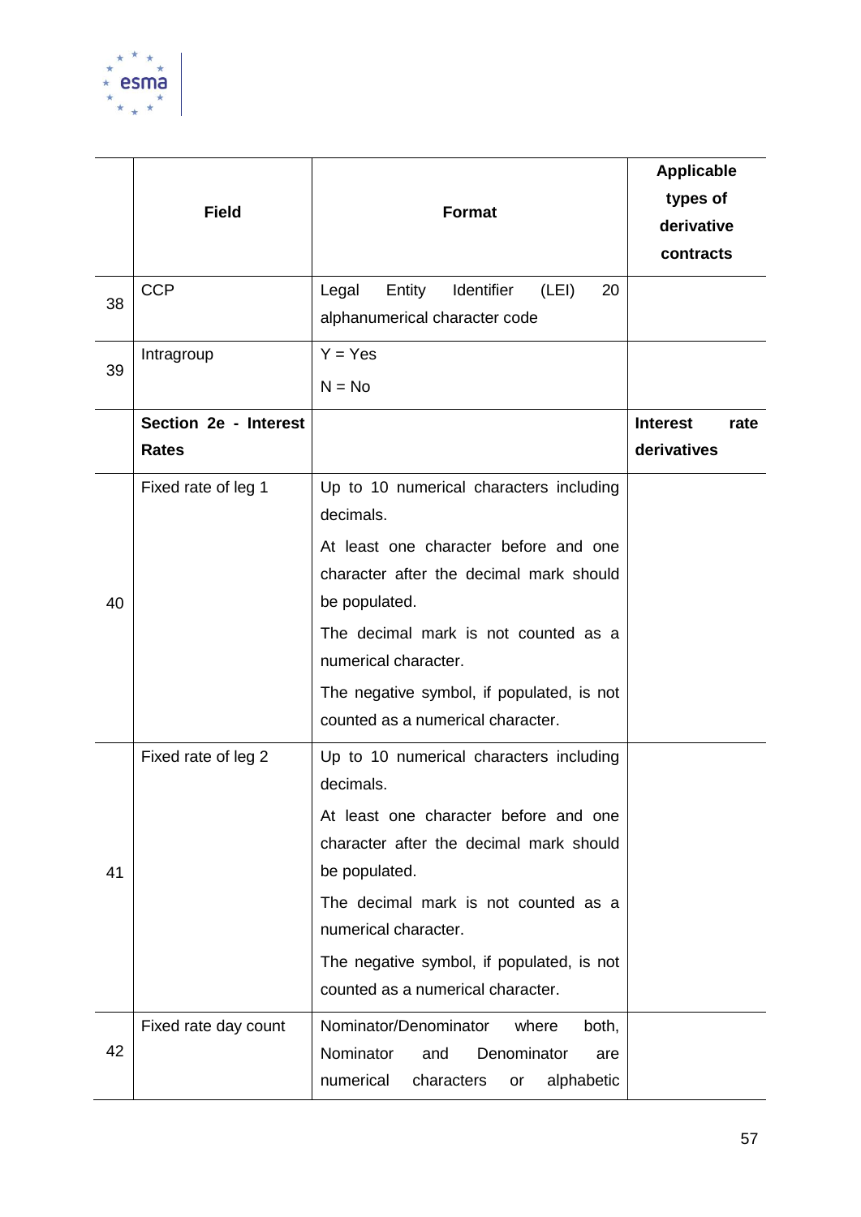| | Field | Format | Applicable types of derivative contracts |
|---|---|---|---|
| 38 | CCP | Legal Entity Identifier (LEI) 20 alphanumerical character code | |
| 39 | Intragroup | Y = Yes<br>N = No | |
| | **Section 2e - Interest Rates** | | **Interest rate derivatives** |
| 40 | Fixed rate of leg 1 | Up to 10 numerical characters including decimals.<br>At least one character before and one character after the decimal mark should be populated.<br>The decimal mark is not counted as a numerical character.<br>The negative symbol, if populated, is not counted as a numerical character. | |
| 41 | Fixed rate of leg 2 | Up to 10 numerical characters including decimals.<br>At least one character before and one character after the decimal mark should be populated.<br>The decimal mark is not counted as a numerical character.<br>The negative symbol, if populated, is not counted as a numerical character. | |
| 42 | Fixed rate day count | Nominator/Denominator where both, Nominator and Denominator are numerical characters or alphabetic | |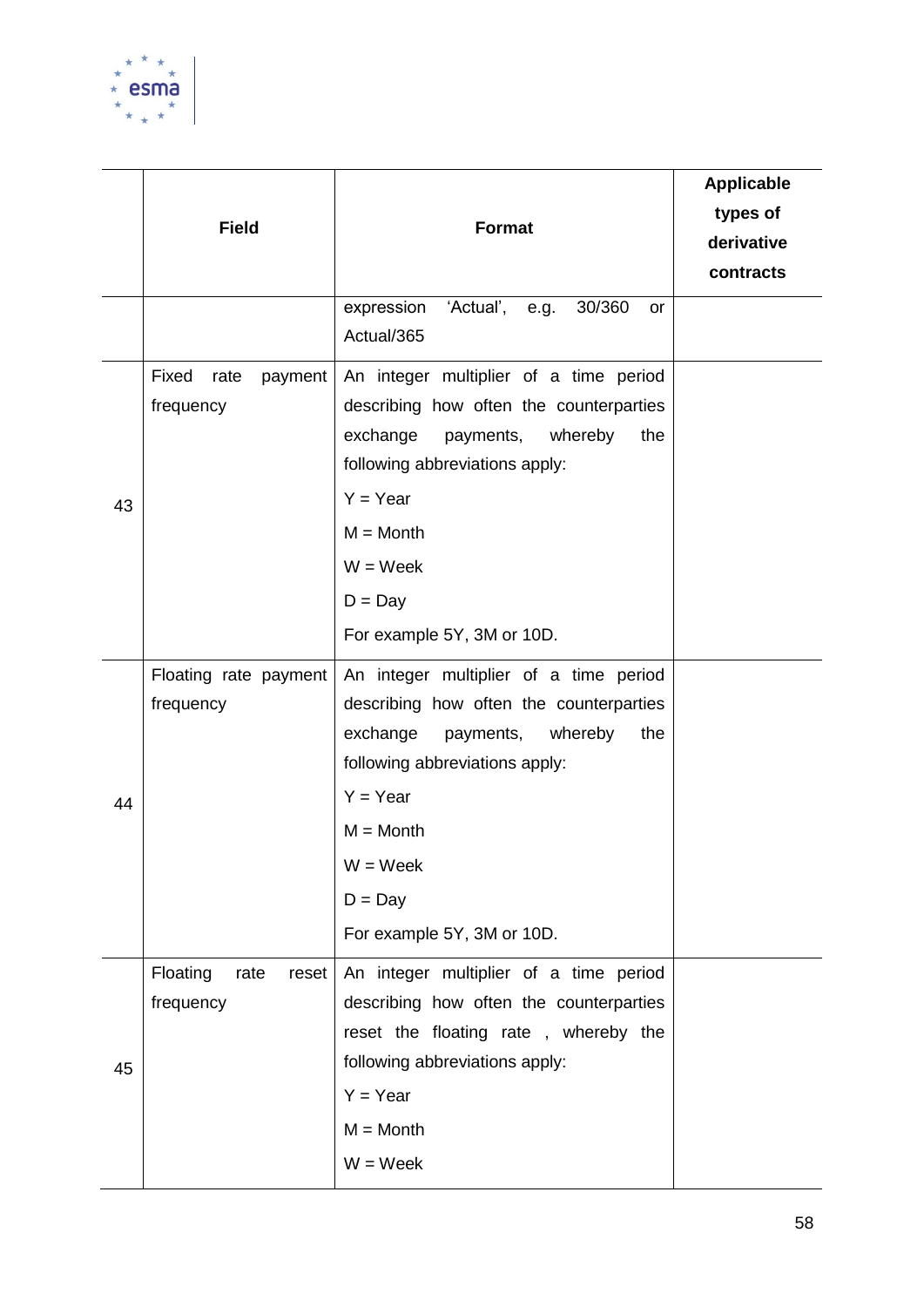| | Field | Format | Applicable types of derivative contracts |
|---|---|---|---|
| | | expression 'Actual', e.g. 30/360 or Actual/365 | |
| 43 | Fixed rate payment frequency | An integer multiplier of a time period describing how often the counterparties exchange payments, whereby the following abbreviations apply:<br>Y = Year<br>M = Month<br>W = Week<br>D = Day<br>For example 5Y, 3M or 10D. | |
| 44 | Floating rate payment frequency | An integer multiplier of a time period describing how often the counterparties exchange payments, whereby the following abbreviations apply:<br>Y = Year<br>M = Month<br>W = Week<br>D = Day<br>For example 5Y, 3M or 10D. | |
| 45 | Floating rate reset frequency | An integer multiplier of a time period describing how often the counterparties reset the floating rate , whereby the following abbreviations apply:<br>Y = Year<br>M = Month<br>W = Week | |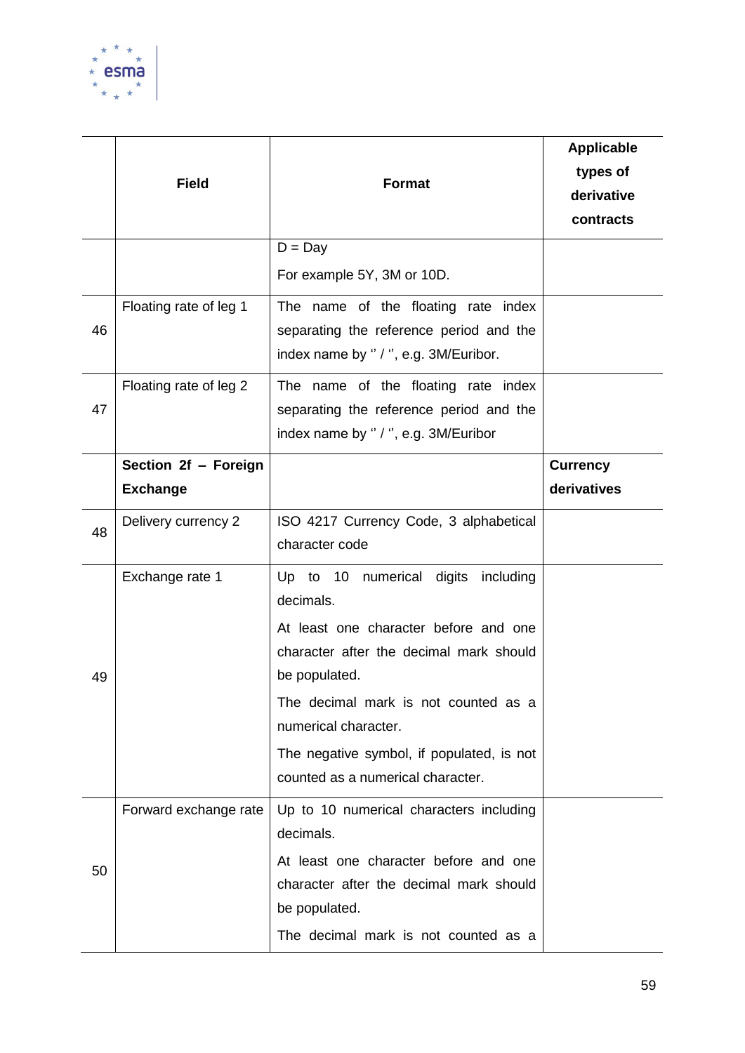| | Field | Format | Applicable types of derivative contracts |
|---|---|---|---|
| | | D = Day<br><br>For example 5Y, 3M or 10D. | |
| 46 | Floating rate of leg 1 | The name of the floating rate index separating the reference period and the index name by ‘’ / ‘’, e.g. 3M/Euribor. | |
| 47 | Floating rate of leg 2 | The name of the floating rate index separating the reference period and the index name by ‘’ / ‘’, e.g. 3M/Euribor | |
| | **Section 2f – Foreign Exchange** | | **Currency derivatives** |
| 48 | Delivery currency 2 | ISO 4217 Currency Code, 3 alphabetical character code | |
| 49 | Exchange rate 1 | Up to 10 numerical digits including decimals.<br><br>At least one character before and one character after the decimal mark should be populated.<br><br>The decimal mark is not counted as a numerical character.<br><br>The negative symbol, if populated, is not counted as a numerical character. | |
| 50 | Forward exchange rate | Up to 10 numerical characters including decimals.<br><br>At least one character before and one character after the decimal mark should be populated.<br><br>The decimal mark is not counted as a | |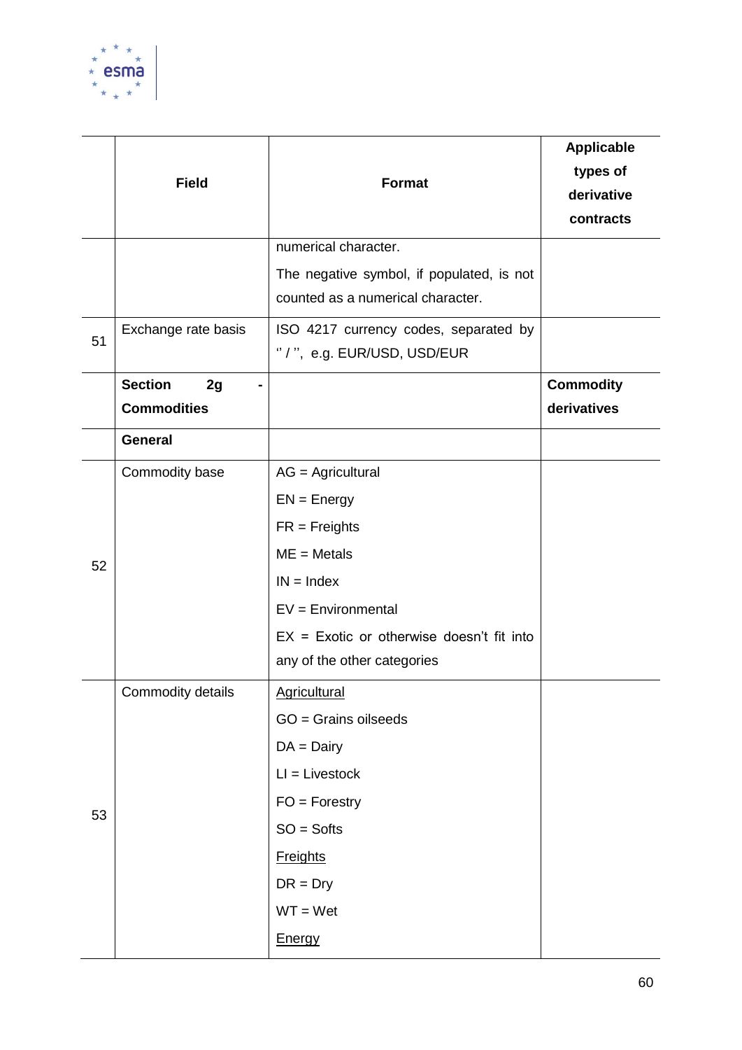|  | Field | Format | Applicable types of derivative contracts |
|---|---|---|---|
|  |  | numerical character.<br>The negative symbol, if populated, is not counted as a numerical character. |  |
| 51 | Exchange rate basis | ISO 4217 currency codes, separated by ‘’ / ’’, e.g. EUR/USD, USD/EUR |  |
|  | **Section 2g - Commodities** |  | **Commodity derivatives** |
|  | **General** |  |  |
| 52 | Commodity base | AG = Agricultural<br>EN = Energy<br>FR = Freights<br>ME = Metals<br>IN = Index<br>EV = Environmental<br>EX = Exotic or otherwise doesn’t fit into any of the other categories |  |
| 53 | Commodity details | <u>Agricultural</u><br>GO = Grains oilseeds<br>DA = Dairy<br>LI = Livestock<br>FO = Forestry<br>SO = Softs<br><u>Freights</u><br>DR = Dry<br>WT = Wet<br><u>Energy</u> |  |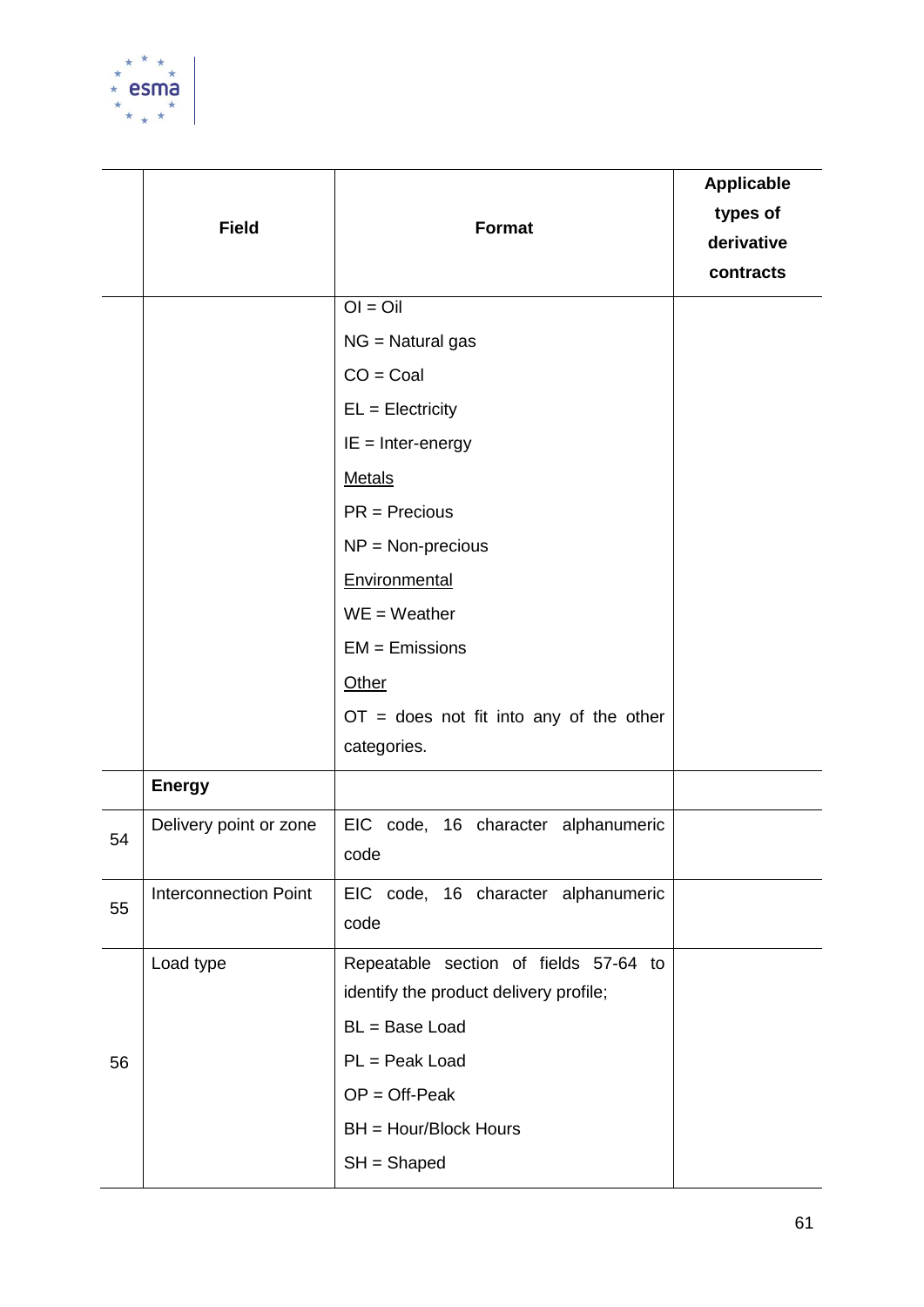| | Field | Format | Applicable types of derivative contracts |
|---|---|---|---|
| | | OI = Oil<br>NG = Natural gas<br>CO = Coal<br>EL = Electricity<br>IE = Inter-energy<br><u>Metals</u><br>PR = Precious<br>NP = Non-precious<br><u>Environmental</u><br>WE = Weather<br>EM = Emissions<br><u>Other</u><br>OT = does not fit into any of the other categories. | |
| | **Energy** | | |
| 54 | Delivery point or zone | EIC code, 16 character alphanumeric code | |
| 55 | Interconnection Point | EIC code, 16 character alphanumeric code | |
| 56 | Load type | Repeatable section of fields 57-64 to identify the product delivery profile;<br>BL = Base Load<br>PL = Peak Load<br>OP = Off-Peak<br>BH = Hour/Block Hours<br>SH = Shaped | |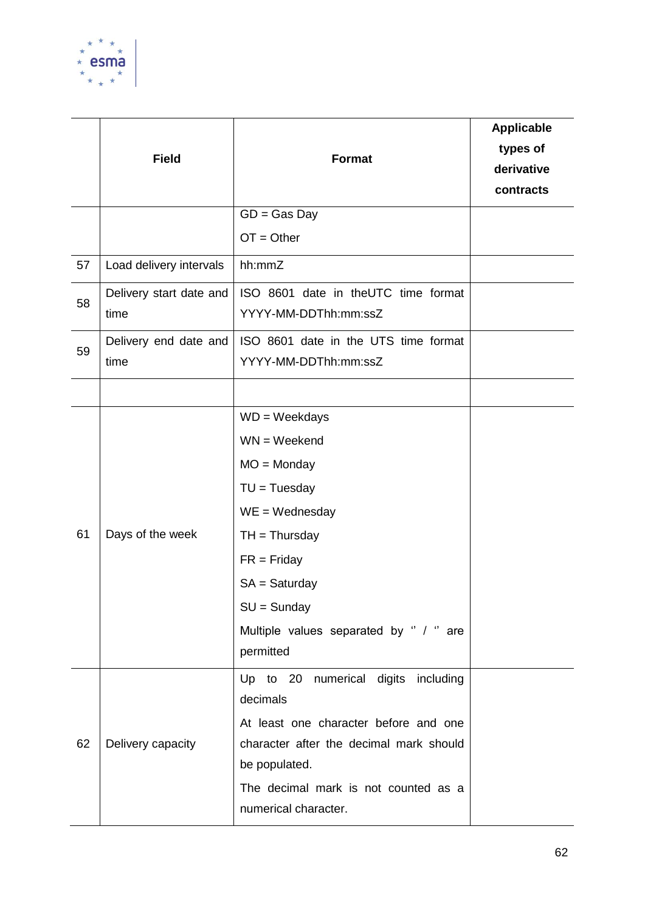| | Field | Format | Applicable types of derivative contracts |
|---|---|---|---|
| | | GD = Gas Day<br>OT = Other | |
| 57 | Load delivery intervals | hh:mmZ | |
| 58 | Delivery start date and time | ISO 8601 date in theUTC time format YYYY-MM-DDThh:mm:ssZ | |
| 59 | Delivery end date and time | ISO 8601 date in the UTS time format YYYY-MM-DDThh:mm:ssZ | |
| | | | |
| 61 | Days of the week | WD = Weekdays<br>WN = Weekend<br>MO = Monday<br>TU = Tuesday<br>WE = Wednesday<br>TH = Thursday<br>FR = Friday<br>SA = Saturday<br>SU = Sunday<br>Multiple values separated by '' / '' are permitted | |
| 62 | Delivery capacity | Up to 20 numerical digits including decimals<br>At least one character before and one character after the decimal mark should be populated.<br>The decimal mark is not counted as a numerical character. | |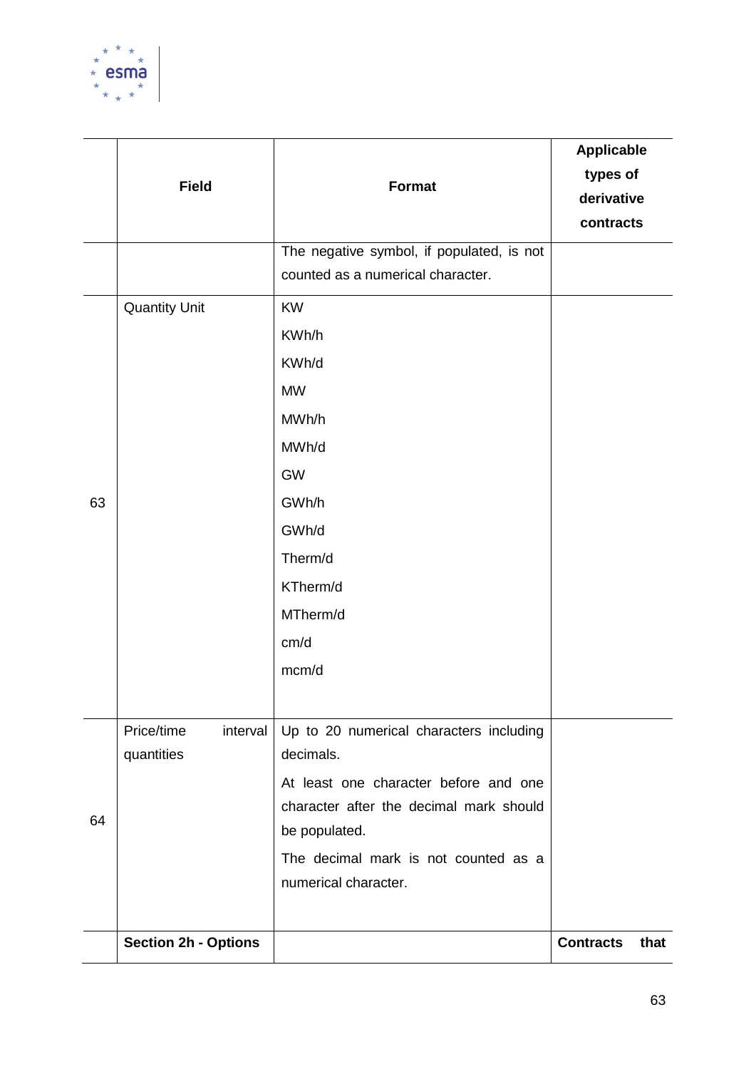| | Field | Format | Applicable types of derivative contracts |
|---|---|---|---|
| | | The negative symbol, if populated, is not counted as a numerical character. | |
| 63 | Quantity Unit | KW<br>KWh/h<br>KWh/d<br>MW<br>MWh/h<br>MWh/d<br>GW<br>GWh/h<br>GWh/d<br>Therm/d<br>KTherm/d<br>MTherm/d<br>cm/d<br>mcm/d | |
| 64 | Price/time interval quantities | Up to 20 numerical characters including decimals.<br>At least one character before and one character after the decimal mark should be populated.<br>The decimal mark is not counted as a numerical character. | |
| | **Section 2h - Options** | | **Contracts that** |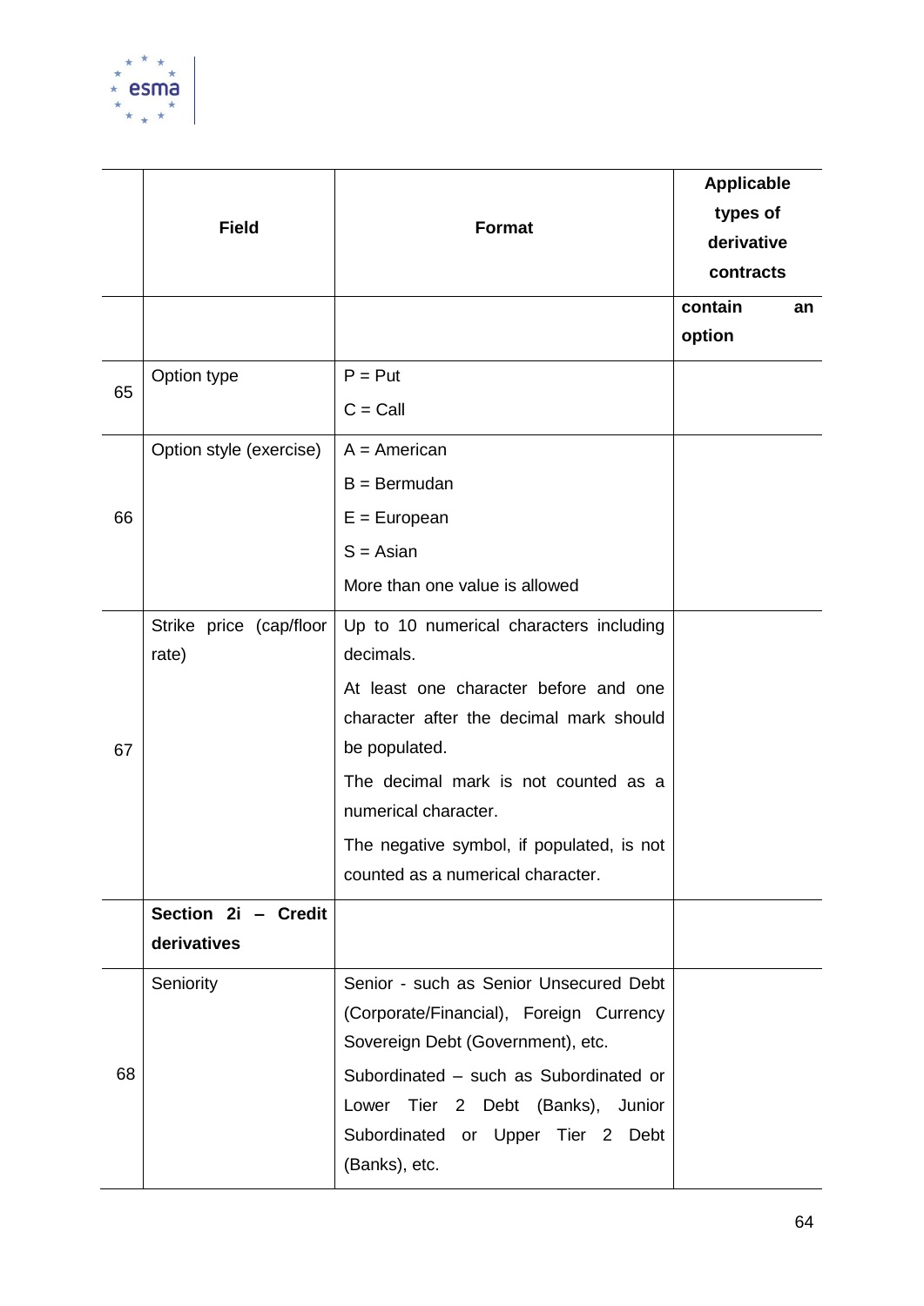| | Field | Format | Applicable types of derivative contracts |
|---|---|---|---|
| | | | contain an option |
| 65 | Option type | P = Put<br><br>C = Call | |
| 66 | Option style (exercise) | A = American<br><br>B = Bermudan<br><br>E = European<br><br>S = Asian<br><br>More than one value is allowed | |
| 67 | Strike price (cap/floor rate) | Up to 10 numerical characters including decimals.<br><br>At least one character before and one character after the decimal mark should be populated.<br><br>The decimal mark is not counted as a numerical character.<br><br>The negative symbol, if populated, is not counted as a numerical character. | |
| | **Section 2i – Credit derivatives** | | |
| 68 | Seniority | Senior - such as Senior Unsecured Debt (Corporate/Financial), Foreign Currency Sovereign Debt (Government), etc.<br><br>Subordinated – such as Subordinated or Lower Tier 2 Debt (Banks), Junior Subordinated or Upper Tier 2 Debt (Banks), etc. | |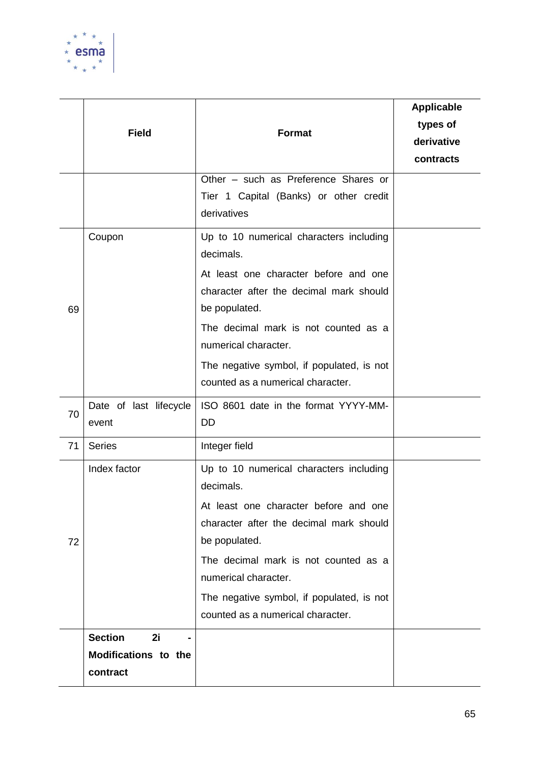| | Field | Format | Applicable types of derivative contracts |
|---|---|---|---|
| | | Other – such as Preference Shares or Tier 1 Capital (Banks) or other credit derivatives | |
| 69 | Coupon | Up to 10 numerical characters including decimals.<br>At least one character before and one character after the decimal mark should be populated.<br>The decimal mark is not counted as a numerical character.<br>The negative symbol, if populated, is not counted as a numerical character. | |
| 70 | Date of last lifecycle event | ISO 8601 date in the format YYYY-MM-DD | |
| 71 | Series | Integer field | |
| 72 | Index factor | Up to 10 numerical characters including decimals.<br>At least one character before and one character after the decimal mark should be populated.<br>The decimal mark is not counted as a numerical character.<br>The negative symbol, if populated, is not counted as a numerical character. | |
| | **Section 2i - Modifications to the contract** | | |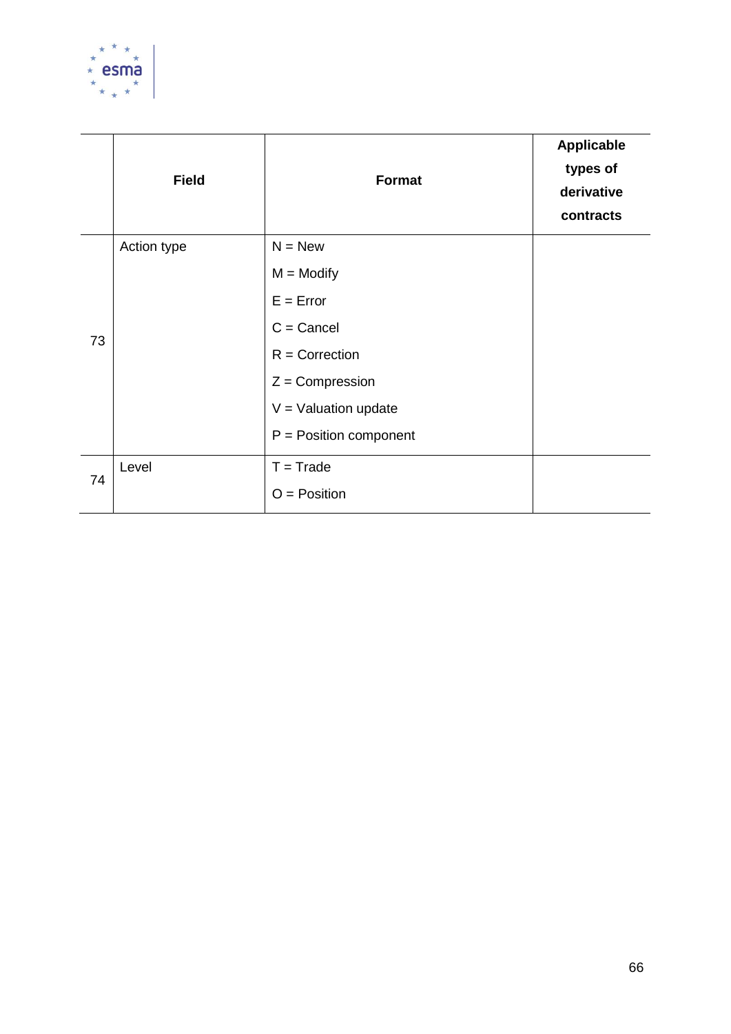| | Field | Format | Applicable types of derivative contracts |
|---|---|---|---|
| 73 | Action type | N = New<br>M = Modify<br>E = Error<br>C = Cancel<br>R = Correction<br>Z = Compression<br>V = Valuation update<br>P = Position component | |
| 74 | Level | T = Trade<br>O = Position | |